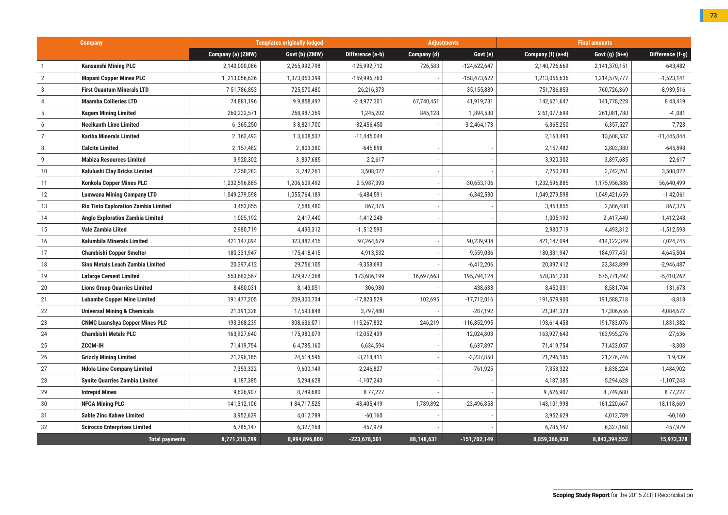| | Company | Templates originally lodged | | | Adjustments | | Final amounts | | |
|---|---|---|---|---|---|---|---|---|---|
| | | Company (a) (ZMW) | Govt (b) (ZMW) | Difference (a-b) | Company (d) | Govt (e) | Company (f) (a+d) | Govt (g) (b+e) | Difference (f-g) |
| 1 | **Kansanshi Mining PLC** | 2,140,000,086 | 2,265,992,798 | -125,992,712 | 726,583 | -124,622,647 | 2,140,726,669 | 2,141,370,151 | -643,482 |
| 2 | **Mopani Copper Mines PLC** | 1 ,213,056,636 | 1,373,053,399 | -159,996,763 | - | -158,473,622 | 1,213,056,636 | 1,214,579,777 | -1,523,141 |
| 3 | **First Quantum Minerals LTD** | 7 51,786,853 | 725,570,480 | 26,216,373 | - | 35,155,889 | 751,786,853 | 760,726,369 | -8,939,516 |
| 4 | **Maamba Collieries LTD** | 74,881,196 | 9 9,858,497 | -2 4,977,301 | 67,740,451 | 41,919,731 | 142,621,647 | 141,778,228 | 8 43,419 |
| 5 | **Kagem Mining Limited** | 260,232,571 | 258,987,369 | 1,245,202 | 845,128 | 1 ,894,530 | 2 61,077,699 | 261,081,780 | -4 ,081 |
| 6 | **Neelkanth Lime Limited** | 6 ,365,250 | 3 8,821,700 | -32,456,450 | - | -3 2,464,173 | 6,365,250 | 6,357,527 | 7,723 |
| 7 | **Kariba Minerals Limited** | 2 ,163,493 | 1 3,608,537 | -11,445,044 | | | 2,163,493 | 13,608,537 | -11,445,044 |
| 8 | **Calcite Limited** | 2 ,157,482 | 2 ,803,380 | -645,898 | - | - | 2,157,482 | 2,803,380 | -645,898 |
| 9 | **Mabiza Resources Limited** | 3,920,302 | 3 ,897,685 | 2 2,617 | - | - | 3,920,302 | 3,897,685 | 22,617 |
| 10 | **Kalulushi Clay Bricks Limited** | 7,250,283 | 3 ,742,261 | 3,508,022 | - | - | 7,250,283 | 3,742,261 | 3,508,022 |
| 11 | **Konkola Copper Mines PLC** | 1,232,596,885 | 1,206,609,492 | 2 5,987,393 | - | -30,653,106 | 1,232,596,885 | 1,175,956,386 | 56,640,499 |
| 12 | **Lumwana Mining Company LTD** | 1,049,279,598 | 1,055,764,189 | -6,484,591 | - | -6,342,530 | 1,049,279,598 | 1,049,421,659 | -1 42,061 |
| 13 | **Rio Tinto Exploration Zambia Limited** | 3,453,855 | 2,586,480 | 867,375 | - | - | 3,453,855 | 2,586,480 | 867,375 |
| 14 | **Anglo Exploration Zambia Limited** | 1,005,192 | 2,417,440 | -1,412,248 | - | - | 1,005,192 | 2 ,417,440 | -1,412,248 |
| 15 | **Vale Zambia Liited** | 2,980,719 | 4,493,312 | -1 ,512,593 | | | 2,980,719 | 4,493,312 | -1,512,593 |
| 16 | **Kalumbila Minerals Limited** | 421,147,094 | 323,882,415 | 97,264,679 | - | 90,239,934 | 421,147,094 | 414,122,349 | 7,024,745 |
| 17 | **Chambishi Copper Smelter** | 180,331,947 | 175,418,415 | 4,913,532 | - | 9,559,036 | 180,331,947 | 184,977,451 | -4,645,504 |
| 18 | **Sino Metals Leach Zambia Limited** | 20,397,412 | 29,756,105 | -9,358,693 | - | -6,412,206 | 20,397,412 | 23,343,899 | -2,946,487 |
| 19 | **Lafarge Cement Limited** | 553,663,567 | 379,977,368 | 173,686,199 | 16,697,663 | 195,794,124 | 570,361,230 | 575,771,492 | -5,410,262 |
| 20 | **Lions Group Quarries Limited** | 8,450,031 | 8,143,051 | 306,980 | - | 438,633 | 8,450,031 | 8,581,704 | -131,673 |
| 21 | **Lubambe Copper Mine Limited** | 191,477,205 | 209,300,734 | -17,823,529 | 102,695 | -17,712,016 | 191,579,900 | 191,588,718 | -8,818 |
| 22 | **Universal Mining & Chemicals** | 21,391,328 | 17,593,848 | 3,797,480 | - | -287,192 | 21,391,328 | 17,306,656 | 4,084,672 |
| 23 | **CNMC Luanshya Copper Mines PLC** | 193,368,239 | 308,636,071 | -115,267,832 | 246,219 | -116,852,995 | 193,614,458 | 191,783,076 | 1,831,382 |
| 24 | **Chambishi Metals PLC** | 163,927,640 | 175,980,079 | -12,052,439 | - | -12,024,803 | 163,927,640 | 163,955,276 | -27,636 |
| 25 | **ZCCM-IH** | 71,419,754 | 6 4,785,160 | 6,634,594 | - | 6,637,897 | 71,419,754 | 71,423,057 | -3,303 |
| 26 | **Grizzly Mining Limited** | 21,296,185 | 24,514,596 | -3,218,411 | - | -3,237,850 | 21,296,185 | 21,276,746 | 1 9,439 |
| 27 | **Ndola Lime Company Limited** | 7,353,322 | 9,600,149 | -2,246,827 | - | -761,925 | 7,353,322 | 8,838,224 | -1,484,902 |
| 28 | **Synite Quarries Zambia Limited** | 4,187,385 | 5,294,628 | -1,107,243 | - | - | 4,187,385 | 5,294,628 | -1,107,243 |
| 29 | **Intrepid Mines** | 9,626,907 | 8,749,680 | 8 77,227 | - | - | 9 ,626,907 | 8 ,749,680 | 8 77,227 |
| 30 | **NFCA Mining PLC** | 141,312,106 | 1 84,717,525 | -43,405,419 | 1,789,892 | -23,496,858 | 143,101,998 | 161,220,667 | -18,118,669 |
| 31 | **Sable Zinc Kabwe Limited** | 3,952,629 | 4,012,789 | -60,160 | - | - | 3,952,629 | 4,012,789 | -60,160 |
| 32 | **Scirocco Enterprises Limited** | 6,785,147 | 6,327,168 | 457,979 | - | - | 6,785,147 | 6,327,168 | 457,979 |
| | **Total payments** | **8,771,218,299** | **8,994,896,800** | **-223,678,501** | **88,148,631** | **-151,702,149** | **8,859,366,930** | **8,843,394,552** | **15,972,378** |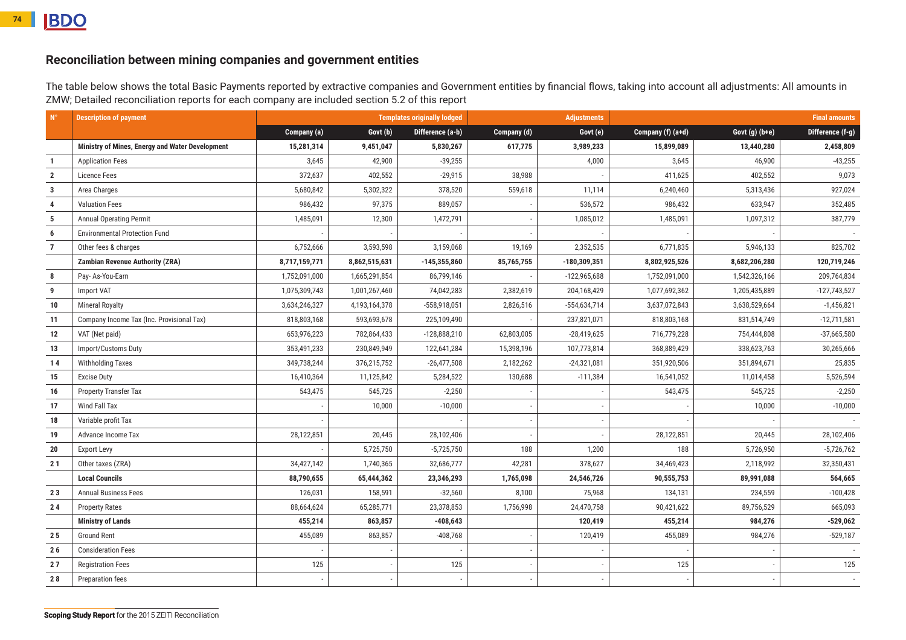## Reconciliation between mining companies and government entities

The table below shows the total Basic Payments reported by extractive companies and Government entities by financial flows, taking into account all adjustments: All amounts in ZMW; Detailed reconciliation reports for each company are included section 5.2 of this report

| N° | Description of payment | Templates originally lodged | | | Adjustments | | Final amounts | | |
|---|---|---|---|---|---|---|---|---|---|
| | | Company (a) | Govt (b) | Difference (a-b) | Company (d) | Govt (e) | Company (f) (a+d) | Govt (g) (b+e) | Difference (f-g) |
| | **Ministry of Mines, Energy and Water Development** | **15,281,314** | **9,451,047** | **5,830,267** | **617,775** | **3,989,233** | **15,899,089** | **13,440,280** | **2,458,809** |
| 1 | Application Fees | 3,645 | 42,900 | -39,255 | | 4,000 | 3,645 | 46,900 | -43,255 |
| 2 | Licence Fees | 372,637 | 402,552 | -29,915 | 38,988 | - | 411,625 | 402,552 | 9,073 |
| 3 | Area Charges | 5,680,842 | 5,302,322 | 378,520 | 559,618 | 11,114 | 6,240,460 | 5,313,436 | 927,024 |
| 4 | Valuation Fees | 986,432 | 97,375 | 889,057 | - | 536,572 | 986,432 | 633,947 | 352,485 |
| 5 | Annual Operating Permit | 1,485,091 | 12,300 | 1,472,791 | - | 1,085,012 | 1,485,091 | 1,097,312 | 387,779 |
| 6 | Environmental Protection Fund | - | - | - | - | - | - | - | - |
| 7 | Other fees & charges | 6,752,666 | 3,593,598 | 3,159,068 | 19,169 | 2,352,535 | 6,771,835 | 5,946,133 | 825,702 |
| | **Zambian Revenue Authority (ZRA)** | **8,717,159,771** | **8,862,515,631** | **-145,355,860** | **85,765,755** | **-180,309,351** | **8,802,925,526** | **8,682,206,280** | **120,719,246** |
| 8 | Pay- As-You-Earn | 1,752,091,000 | 1,665,291,854 | 86,799,146 | - | -122,965,688 | 1,752,091,000 | 1,542,326,166 | 209,764,834 |
| 9 | Import VAT | 1,075,309,743 | 1,001,267,460 | 74,042,283 | 2,382,619 | 204,168,429 | 1,077,692,362 | 1,205,435,889 | -127,743,527 |
| 10 | Mineral Royalty | 3,634,246,327 | 4,193,164,378 | -558,918,051 | 2,826,516 | -554,634,714 | 3,637,072,843 | 3,638,529,664 | -1,456,821 |
| 11 | Company Income Tax (Inc. Provisional Tax) | 818,803,168 | 593,693,678 | 225,109,490 | - | 237,821,071 | 818,803,168 | 831,514,749 | -12,711,581 |
| 12 | VAT (Net paid) | 653,976,223 | 782,864,433 | -128,888,210 | 62,803,005 | -28,419,625 | 716,779,228 | 754,444,808 | -37,665,580 |
| 13 | Import/Customs Duty | 353,491,233 | 230,849,949 | 122,641,284 | 15,398,196 | 107,773,814 | 368,889,429 | 338,623,763 | 30,265,666 |
| 14 | Withholding Taxes | 349,738,244 | 376,215,752 | -26,477,508 | 2,182,262 | -24,321,081 | 351,920,506 | 351,894,671 | 25,835 |
| 15 | Excise Duty | 16,410,364 | 11,125,842 | 5,284,522 | 130,688 | -111,384 | 16,541,052 | 11,014,458 | 5,526,594 |
| 16 | Property Transfer Tax | 543,475 | 545,725 | -2,250 | - | - | 543,475 | 545,725 | -2,250 |
| 17 | Wind Fall Tax | - | 10,000 | -10,000 | - | - | - | 10,000 | -10,000 |
| 18 | Variable profit Tax | - | | - | - | - | - | - | - |
| 19 | Advance Income Tax | 28,122,851 | 20,445 | 28,102,406 | - | - | 28,122,851 | 20,445 | 28,102,406 |
| 20 | Export Levy | - | 5,725,750 | -5,725,750 | 188 | 1,200 | 188 | 5,726,950 | -5,726,762 |
| 21 | Other taxes (ZRA) | 34,427,142 | 1,740,365 | 32,686,777 | 42,281 | 378,627 | 34,469,423 | 2,118,992 | 32,350,431 |
| | **Local Councils** | **88,790,655** | **65,444,362** | **23,346,293** | **1,765,098** | **24,546,726** | **90,555,753** | **89,991,088** | **564,665** |
| 23 | Annual Business Fees | 126,031 | 158,591 | -32,560 | 8,100 | 75,968 | 134,131 | 234,559 | -100,428 |
| 24 | Property Rates | 88,664,624 | 65,285,771 | 23,378,853 | 1,756,998 | 24,470,758 | 90,421,622 | 89,756,529 | 665,093 |
| | **Ministry of Lands** | **455,214** | **863,857** | **-408,643** | | **120,419** | **455,214** | **984,276** | **-529,062** |
| 25 | Ground Rent | 455,089 | 863,857 | -408,768 | - | 120,419 | 455,089 | 984,276 | -529,187 |
| 26 | Consideration Fees | - | - | - | - | - | - | - | - |
| 27 | Registration Fees | 125 | - | 125 | - | - | 125 | - | 125 |
| 28 | Preparation fees | - | - | - | - | - | - | - | - |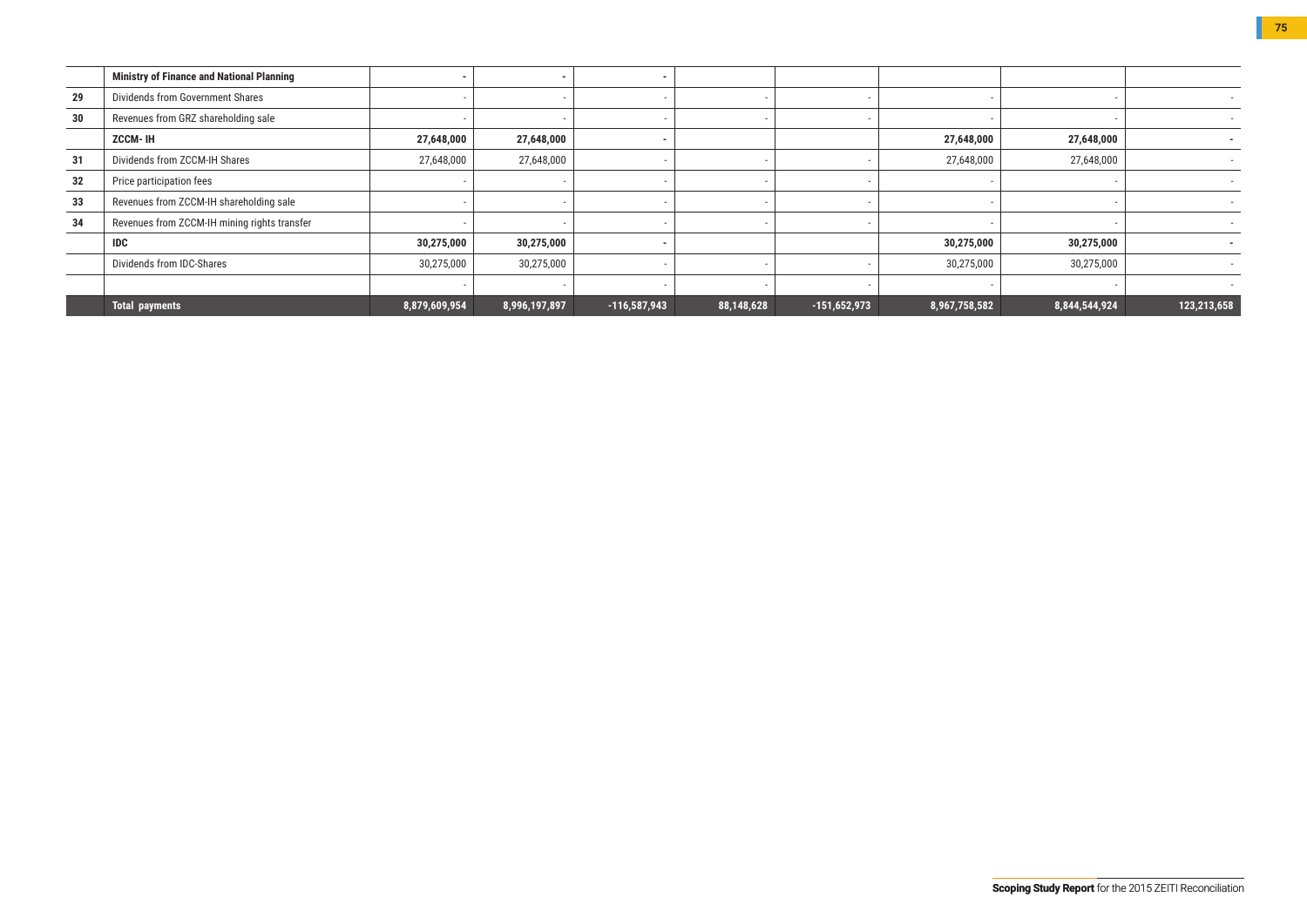| | | | | | | | | | |
|---|---|---|---|---|---|---|---|---|---|
| | **Ministry of Finance and National Planning** | **-** | **-** | **-** | | | | | |
| 29 | Dividends from Government Shares | - | - | - | - | - | - | - | - |
| 30 | Revenues from GRZ shareholding sale | - | - | - | - | - | - | - | - |
| | **ZCCM- IH** | **27,648,000** | **27,648,000** | **-** | | | **27,648,000** | **27,648,000** | **-** |
| 31 | Dividends from ZCCM-IH Shares | 27,648,000 | 27,648,000 | - | - | - | 27,648,000 | 27,648,000 | - |
| 32 | Price participation fees | - | - | - | - | - | - | - | - |
| 33 | Revenues from ZCCM-IH shareholding sale | - | - | - | - | - | - | - | - |
| 34 | Revenues from ZCCM-IH mining rights transfer | - | - | - | - | - | - | - | - |
| | **IDC** | **30,275,000** | **30,275,000** | **-** | | | **30,275,000** | **30,275,000** | **-** |
| | Dividends from IDC-Shares | 30,275,000 | 30,275,000 | - | - | - | 30,275,000 | 30,275,000 | - |
| | | - | - | - | - | - | - | - | - |
| | **Total payments** | **8,879,609,954** | **8,996,197,897** | **-116,587,943** | **88,148,628** | **-151,652,973** | **8,967,758,582** | **8,844,544,924** | **123,213,658** |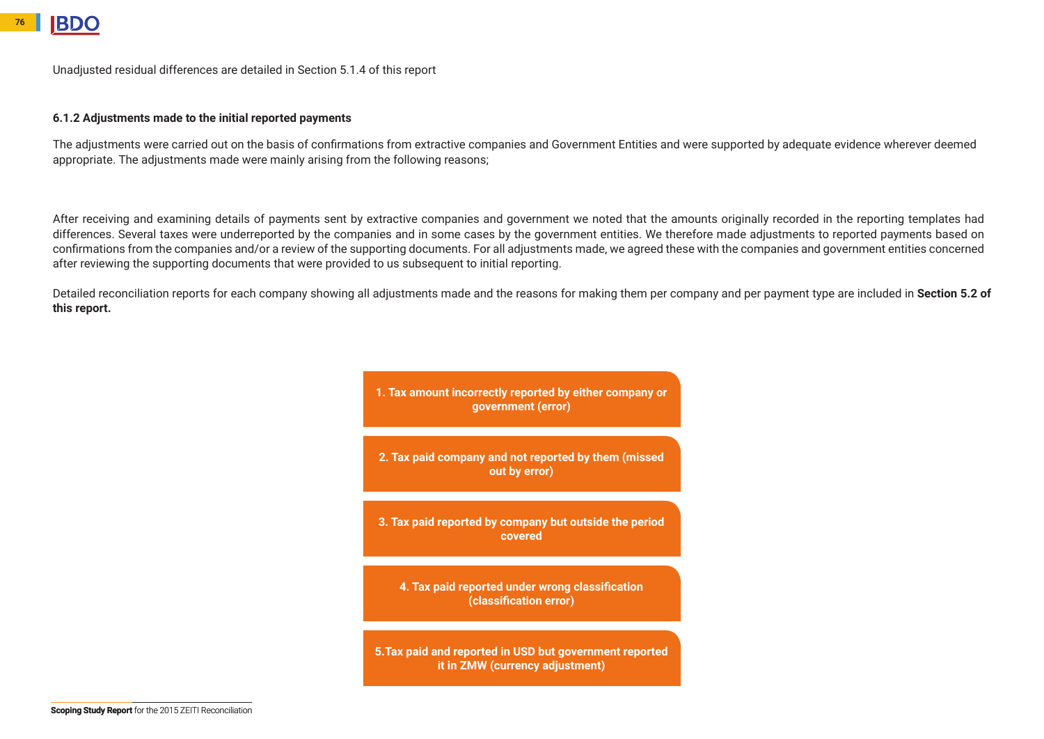Unadjusted residual differences are detailed in Section 5.1.4 of this report

#### 6.1.2 Adjustments made to the initial reported payments

The adjustments were carried out on the basis of confirmations from extractive companies and Government Entities and were supported by adequate evidence wherever deemed appropriate. The adjustments made were mainly arising from the following reasons;

After receiving and examining details of payments sent by extractive companies and government we noted that the amounts originally recorded in the reporting templates had differences. Several taxes were underreported by the companies and in some cases by the government entities. We therefore made adjustments to reported payments based on confirmations from the companies and/or a review of the supporting documents. For all adjustments made, we agreed these with the companies and government entities concerned after reviewing the supporting documents that were provided to us subsequent to initial reporting.

Detailed reconciliation reports for each company showing all adjustments made and the reasons for making them per company and per payment type are included in **Section 5.2 of this report.**

**1. Tax amount incorrectly reported by either company or government (error)**

**2. Tax paid company and not reported by them (missed out by error)**

**3. Tax paid reported by company but outside the period covered**

**4. Tax paid reported under wrong classification (classification error)**

**5.Tax paid and reported in USD but government reported it in ZMW (currency adjustment)**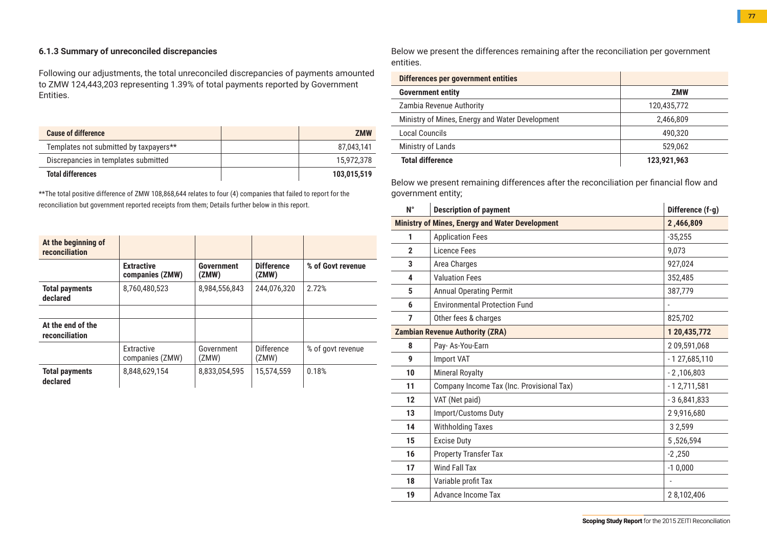### 6.1.3 Summary of unreconciled discrepancies

Following our adjustments, the total unreconciled discrepancies of payments amounted to ZMW 124,443,203 representing 1.39% of total payments reported by Government Entities.

| Cause of difference | | ZMW |
|---|---|---|
| Templates not submitted by taxpayers** | | 87,043,141 |
| Discrepancies in templates submitted | | 15,972,378 |
| **Total differences** | | **103,015,519** |

**The total positive difference of ZMW 108,868,644 relates to four (4) companies that failed to report for the reconciliation but government reported receipts from them; Details further below in this report.

| **At the beginning of reconciliation** | | | | |
|---|---|---|---|---|
| | **Extractive companies (ZMW)** | **Government (ZMW)** | **Difference (ZMW)** | **% of Govt revenue** |
| **Total payments declared** | 8,760,480,523 | 8,984,556,843 | 244,076,320 | 2.72% |
| | | | | |
| **At the end of the reconciliation** | | | | |
| | Extractive companies (ZMW) | Government (ZMW) | Difference (ZMW) | % of govt revenue |
| **Total payments declared** | 8,848,629,154 | 8,833,054,595 | 15,574,559 | 0.18% |

Below we present the differences remaining after the reconciliation per government entities.

| Differences per government entities | |
|---|---|
| **Government entity** | **ZMW** |
| Zambia Revenue Authority | 120,435,772 |
| Ministry of Mines, Energy and Water Development | 2,466,809 |
| Local Councils | 490,320 |
| Ministry of Lands | 529,062 |
| **Total difference** | **123,921,963** |

Below we present remaining differences after the reconciliation per financial flow and government entity;

| N° | Description of payment | Difference (f-g) |
|---|---|---|
| **Ministry of Mines, Energy and Water Development** | | **2 ,466,809** |
| 1 | Application Fees | -35,255 |
| 2 | Licence Fees | 9,073 |
| 3 | Area Charges | 927,024 |
| 4 | Valuation Fees | 352,485 |
| 5 | Annual Operating Permit | 387,779 |
| 6 | Environmental Protection Fund | - |
| 7 | Other fees & charges | 825,702 |
| **Zambian Revenue Authority (ZRA)** | | **1 20,435,772** |
| 8 | Pay- As-You-Earn | 2 09,591,068 |
| 9 | Import VAT | - 1 27,685,110 |
| 10 | Mineral Royalty | - 2 ,106,803 |
| 11 | Company Income Tax (Inc. Provisional Tax) | - 1 2,711,581 |
| 12 | VAT (Net paid) | - 3 6,841,833 |
| 13 | Import/Customs Duty | 2 9,916,680 |
| 14 | Withholding Taxes | 3 2,599 |
| 15 | Excise Duty | 5 ,526,594 |
| 16 | Property Transfer Tax | -2 ,250 |
| 17 | Wind Fall Tax | -1 0,000 |
| 18 | Variable profit Tax | - |
| 19 | Advance Income Tax | 2 8,102,406 |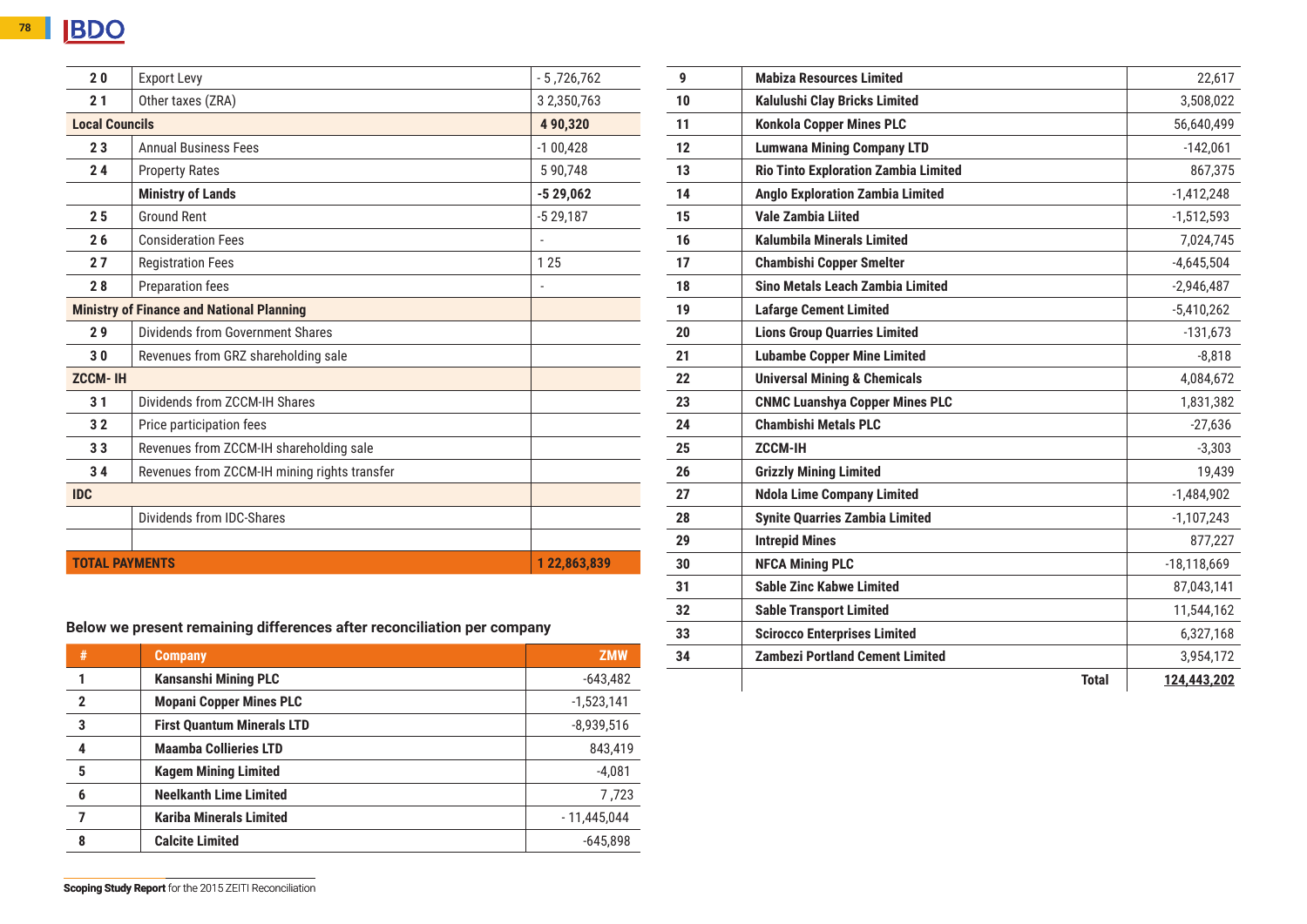| | | |
|---|---|---|
| 2 0 | Export Levy | - 5 ,726,762 |
| 2 1 | Other taxes (ZRA) | 3 2,350,763 |
| **Local Councils** | | **4 90,320** |
| 2 3 | Annual Business Fees | -1 00,428 |
| 2 4 | Property Rates | 5 90,748 |
| | **Ministry of Lands** | **-5 29,062** |
| 2 5 | Ground Rent | -5 29,187 |
| 2 6 | Consideration Fees | - |
| 2 7 | Registration Fees | 1 25 |
| 2 8 | Preparation fees | - |
| **Ministry of Finance and National Planning** | | |
| 2 9 | Dividends from Government Shares | |
| 3 0 | Revenues from GRZ shareholding sale | |
| **ZCCM- IH** | | |
| 3 1 | Dividends from ZCCM-IH Shares | |
| 3 2 | Price participation fees | |
| 3 3 | Revenues from ZCCM-IH shareholding sale | |
| 3 4 | Revenues from ZCCM-IH mining rights transfer | |
| **IDC** | | |
| | Dividends from IDC-Shares | |
| | | |
| **TOTAL PAYMENTS** | | **1 22,863,839** |

**Below we present remaining differences after reconciliation per company**

| # | Company | ZMW |
|---|---|---|
| 1 | **Kansanshi Mining PLC** | -643,482 |
| 2 | **Mopani Copper Mines PLC** | -1,523,141 |
| 3 | **First Quantum Minerals LTD** | -8,939,516 |
| 4 | **Maamba Collieries LTD** | 843,419 |
| 5 | **Kagem Mining Limited** | -4,081 |
| 6 | **Neelkanth Lime Limited** | 7 ,723 |
| 7 | **Kariba Minerals Limited** | - 11,445,044 |
| 8 | **Calcite Limited** | -645,898 |
| 9 | **Mabiza Resources Limited** | 22,617 |
| 10 | **Kalulushi Clay Bricks Limited** | 3,508,022 |
| 11 | **Konkola Copper Mines PLC** | 56,640,499 |
| 12 | **Lumwana Mining Company LTD** | -142,061 |
| 13 | **Rio Tinto Exploration Zambia Limited** | 867,375 |
| 14 | **Anglo Exploration Zambia Limited** | -1,412,248 |
| 15 | **Vale Zambia Liited** | -1,512,593 |
| 16 | **Kalumbila Minerals Limited** | 7,024,745 |
| 17 | **Chambishi Copper Smelter** | -4,645,504 |
| 18 | **Sino Metals Leach Zambia Limited** | -2,946,487 |
| 19 | **Lafarge Cement Limited** | -5,410,262 |
| 20 | **Lions Group Quarries Limited** | -131,673 |
| 21 | **Lubambe Copper Mine Limited** | -8,818 |
| 22 | **Universal Mining & Chemicals** | 4,084,672 |
| 23 | **CNMC Luanshya Copper Mines PLC** | 1,831,382 |
| 24 | **Chambishi Metals PLC** | -27,636 |
| 25 | **ZCCM-IH** | -3,303 |
| 26 | **Grizzly Mining Limited** | 19,439 |
| 27 | **Ndola Lime Company Limited** | -1,484,902 |
| 28 | **Synite Quarries Zambia Limited** | -1,107,243 |
| 29 | **Intrepid Mines** | 877,227 |
| 30 | **NFCA Mining PLC** | -18,118,669 |
| 31 | **Sable Zinc Kabwe Limited** | 87,043,141 |
| 32 | **Sable Transport Limited** | 11,544,162 |
| 33 | **Scirocco Enterprises Limited** | 6,327,168 |
| 34 | **Zambezi Portland Cement Limited** | 3,954,172 |
| | **Total** | **124,443,202** |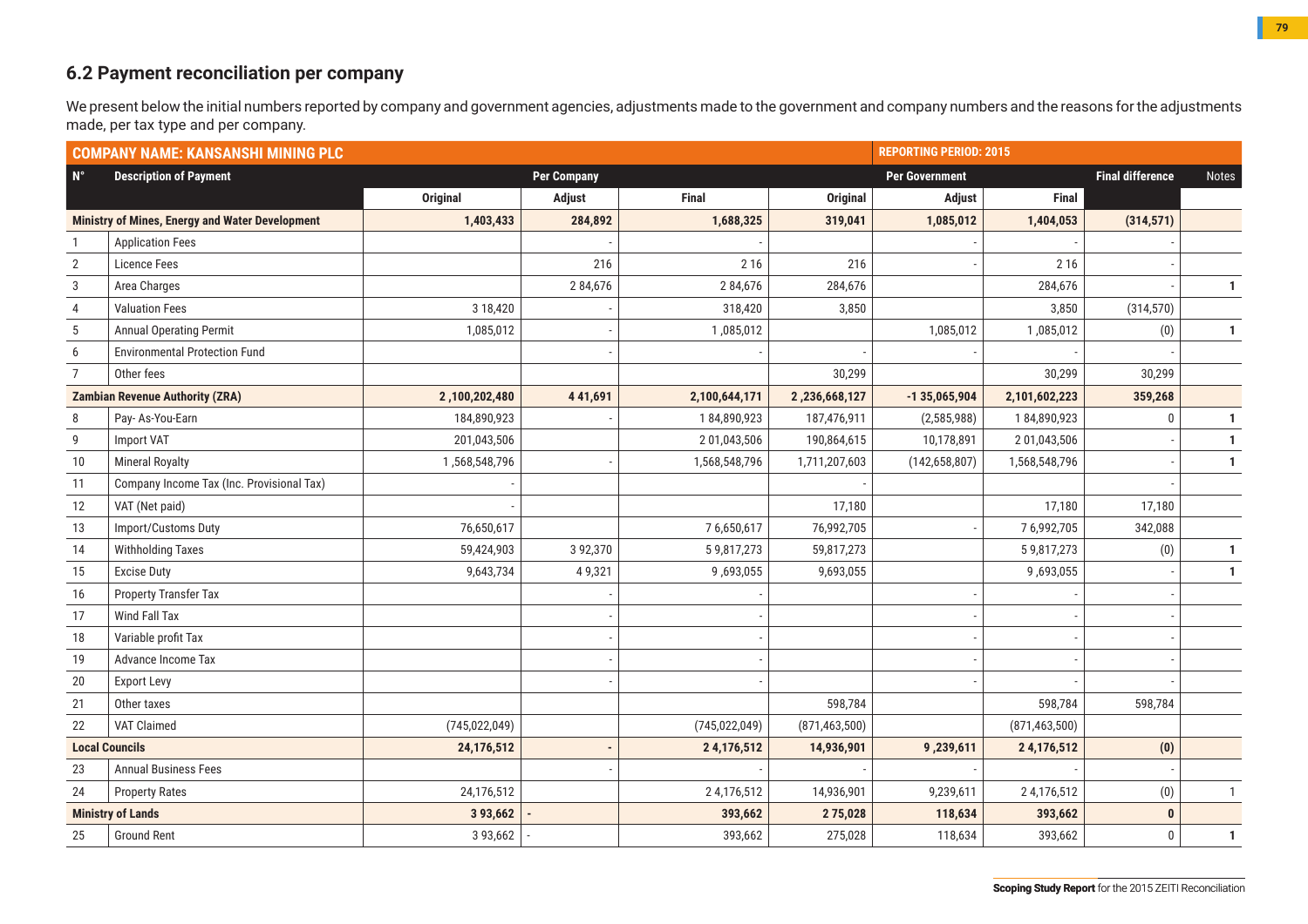## 6.2 Payment reconciliation per company

We present below the initial numbers reported by company and government agencies, adjustments made to the government and company numbers and the reasons for the adjustments made, per tax type and per company.

| COMPANY NAME: KANSANSHI MINING PLC | | | | | | REPORTING PERIOD: 2015 | | | |
|---|---|---|---|---|---|---|---|---|---|
| N° | Description of Payment | Per Company | | | Per Government | | | Final difference | Notes |
| | | Original | Adjust | Final | Original | Adjust | Final | | |
| Ministry of Mines, Energy and Water Development | | 1,403,433 | 284,892 | 1,688,325 | 319,041 | 1,085,012 | 1,404,053 | (314,571) | |
| 1 | Application Fees | | - | - | | - | - | - | |
| 2 | Licence Fees | | 216 | 216 | 216 | - | 216 | - | |
| 3 | Area Charges | | 284,676 | 284,676 | 284,676 | | 284,676 | - | 1 |
| 4 | Valuation Fees | 318,420 | - | 318,420 | 3,850 | | 3,850 | (314,570) | |
| 5 | Annual Operating Permit | 1,085,012 | - | 1,085,012 | | 1,085,012 | 1,085,012 | (0) | 1 |
| 6 | Environmental Protection Fund | | - | - | - | - | - | - | |
| 7 | Other fees | | | | 30,299 | | 30,299 | 30,299 | |
| Zambian Revenue Authority (ZRA) | | 2,100,202,480 | 441,691 | 2,100,644,171 | 2,236,668,127 | -135,065,904 | 2,101,602,223 | 359,268 | |
| 8 | Pay- As-You-Earn | 184,890,923 | - | 184,890,923 | 187,476,911 | (2,585,988) | 184,890,923 | 0 | 1 |
| 9 | Import VAT | 201,043,506 | | 201,043,506 | 190,864,615 | 10,178,891 | 201,043,506 | - | 1 |
| 10 | Mineral Royalty | 1,568,548,796 | - | 1,568,548,796 | 1,711,207,603 | (142,658,807) | 1,568,548,796 | - | 1 |
| 11 | Company Income Tax (Inc. Provisional Tax) | - | | | - | | | - | |
| 12 | VAT (Net paid) | - | | | 17,180 | | 17,180 | 17,180 | |
| 13 | Import/Customs Duty | 76,650,617 | | 76,650,617 | 76,992,705 | - | 76,992,705 | 342,088 | |
| 14 | Withholding Taxes | 59,424,903 | 392,370 | 59,817,273 | 59,817,273 | | 59,817,273 | (0) | 1 |
| 15 | Excise Duty | 9,643,734 | 49,321 | 9,693,055 | 9,693,055 | | 9,693,055 | - | 1 |
| 16 | Property Transfer Tax | | - | - | | - | - | - | |
| 17 | Wind Fall Tax | | - | - | | - | - | - | |
| 18 | Variable profit Tax | | - | - | | - | - | - | |
| 19 | Advance Income Tax | | - | - | | - | - | - | |
| 20 | Export Levy | | - | - | | - | - | - | |
| 21 | Other taxes | | | | 598,784 | | 598,784 | 598,784 | |
| 22 | VAT Claimed | (745,022,049) | | (745,022,049) | (871,463,500) | | (871,463,500) | | |
| Local Councils | | 24,176,512 | - | 24,176,512 | 14,936,901 | 9,239,611 | 24,176,512 | (0) | |
| 23 | Annual Business Fees | | - | - | - | - | - | - | |
| 24 | Property Rates | 24,176,512 | | 24,176,512 | 14,936,901 | 9,239,611 | 24,176,512 | (0) | 1 |
| Ministry of Lands | | 393,662 | - | 393,662 | 275,028 | 118,634 | 393,662 | 0 | |
| 25 | Ground Rent | 393,662 | - | 393,662 | 275,028 | 118,634 | 393,662 | 0 | 1 |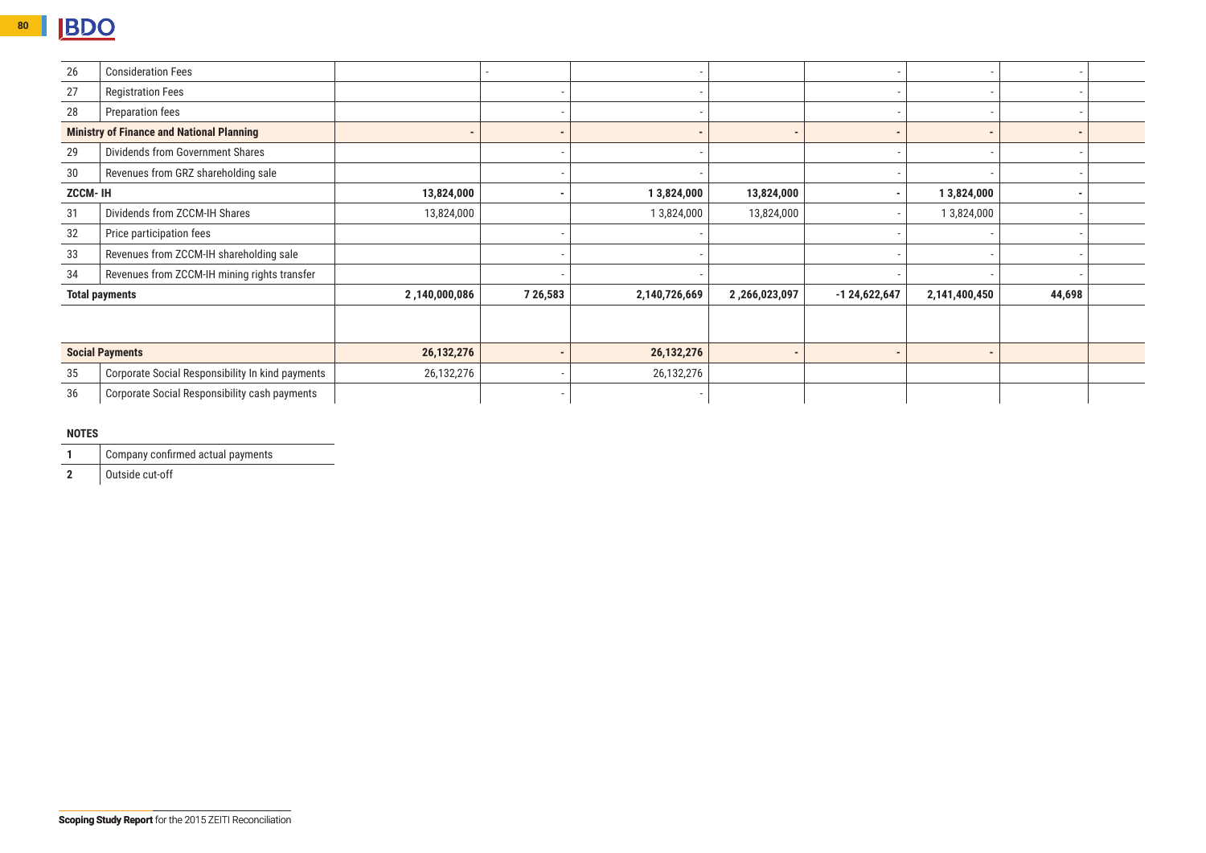| | | | | | | | | | |
|---|---|---|---|---|---|---|---|---|---|
| 26 | Consideration Fees | | - | - | | - | - | - | |
| 27 | Registration Fees | | - | - | | - | - | - | |
| 28 | Preparation fees | | - | - | | - | - | - | |
| **Ministry of Finance and National Planning** | | **-** | **-** | **-** | **-** | **-** | **-** | **-** | |
| 29 | Dividends from Government Shares | | - | - | | - | - | - | |
| 30 | Revenues from GRZ shareholding sale | | - | - | | - | - | - | |
| **ZCCM- IH** | | **13,824,000** | **-** | **1 3,824,000** | **13,824,000** | **-** | **1 3,824,000** | **-** | |
| 31 | Dividends from ZCCM-IH Shares | 13,824,000 | | 1 3,824,000 | 13,824,000 | - | 1 3,824,000 | - | |
| 32 | Price participation fees | | - | - | | - | - | - | |
| 33 | Revenues from ZCCM-IH shareholding sale | | - | - | | - | - | - | |
| 34 | Revenues from ZCCM-IH mining rights transfer | | - | - | | - | - | - | |
| **Total payments** | | **2 ,140,000,086** | **7 26,583** | **2,140,726,669** | **2 ,266,023,097** | **-1 24,622,647** | **2,141,400,450** | **44,698** | |
| | | | | | | | | | |
| **Social Payments** | | **26,132,276** | **-** | **26,132,276** | **-** | **-** | **-** | | |
| 35 | Corporate Social Responsibility In kind payments | 26,132,276 | - | 26,132,276 | | | | | |
| 36 | Corporate Social Responsibility cash payments | | - | - | | | | | |

**NOTES**

| | |
|---|---|
| **1** | Company confirmed actual payments |
| **2** | Outside cut-off |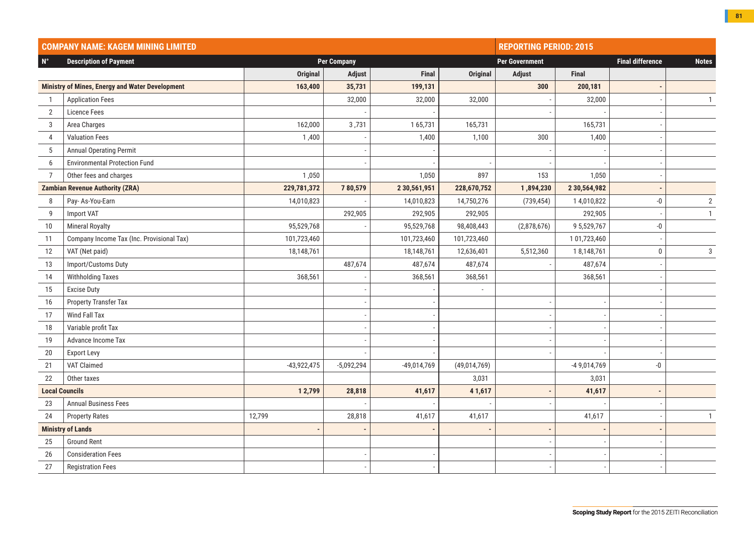| COMPANY NAME: KAGEM MINING LIMITED | | | | | | REPORTING PERIOD: 2015 | | | |
|---|---|---|---|---|---|---|---|---|---|
| N° | Description of Payment | Per Company | | | Per Government | | | Final difference | Notes |
| | | Original | Adjust | Final | Original | Adjust | Final | | |
| Ministry of Mines, Energy and Water Development | | 163,400 | 35,731 | 199,131 | | 300 | 200,181 | - | |
| 1 | Application Fees | | 32,000 | 32,000 | 32,000 | - | 32,000 | - | 1 |
| 2 | Licence Fees | | - | - | | - | - | - | |
| 3 | Area Charges | 162,000 | 3,731 | 165,731 | 165,731 | | 165,731 | - | |
| 4 | Valuation Fees | 1,400 | - | 1,400 | 1,100 | 300 | 1,400 | - | |
| 5 | Annual Operating Permit | | - | - | | - | - | - | |
| 6 | Environmental Protection Fund | | - | - | - | - | - | - | |
| 7 | Other fees and charges | 1,050 | | 1,050 | 897 | 153 | 1,050 | - | |
| Zambian Revenue Authority (ZRA) | | 229,781,372 | 780,579 | 230,561,951 | 228,670,752 | 1,894,230 | 230,564,982 | - | |
| 8 | Pay- As-You-Earn | 14,010,823 | - | 14,010,823 | 14,750,276 | (739,454) | 14,010,822 | -0 | 2 |
| 9 | Import VAT | | 292,905 | 292,905 | 292,905 | | 292,905 | - | 1 |
| 10 | Mineral Royalty | 95,529,768 | - | 95,529,768 | 98,408,443 | (2,878,676) | 95,529,767 | -0 | |
| 11 | Company Income Tax (Inc. Provisional Tax) | 101,723,460 | | 101,723,460 | 101,723,460 | | 101,723,460 | - | |
| 12 | VAT (Net paid) | 18,148,761 | | 18,148,761 | 12,636,401 | 5,512,360 | 18,148,761 | 0 | 3 |
| 13 | Import/Customs Duty | | 487,674 | 487,674 | 487,674 | - | 487,674 | - | |
| 14 | Withholding Taxes | 368,561 | - | 368,561 | 368,561 | | 368,561 | - | |
| 15 | Excise Duty | | - | - | - | | | - | |
| 16 | Property Transfer Tax | | - | - | | - | - | - | |
| 17 | Wind Fall Tax | | - | - | | - | - | - | |
| 18 | Variable profit Tax | | - | - | | - | - | - | |
| 19 | Advance Income Tax | | - | - | | - | - | - | |
| 20 | Export Levy | | - | - | | - | - | - | |
| 21 | VAT Claimed | -43,922,475 | -5,092,294 | -49,014,769 | (49,014,769) | | -49,014,769 | -0 | |
| 22 | Other taxes | | | | 3,031 | | 3,031 | | |
| Local Councils | | 12,799 | 28,818 | 41,617 | 41,617 | - | 41,617 | - | |
| 23 | Annual Business Fees | | - | - | - | - | - | - | |
| 24 | Property Rates | 12,799 | 28,818 | 41,617 | 41,617 | | 41,617 | - | 1 |
| Ministry of Lands | | - | - | - | - | - | - | - | |
| 25 | Ground Rent | | | | | - | - | - | |
| 26 | Consideration Fees | | - | - | | - | - | - | |
| 27 | Registration Fees | | - | - | | - | - | - | |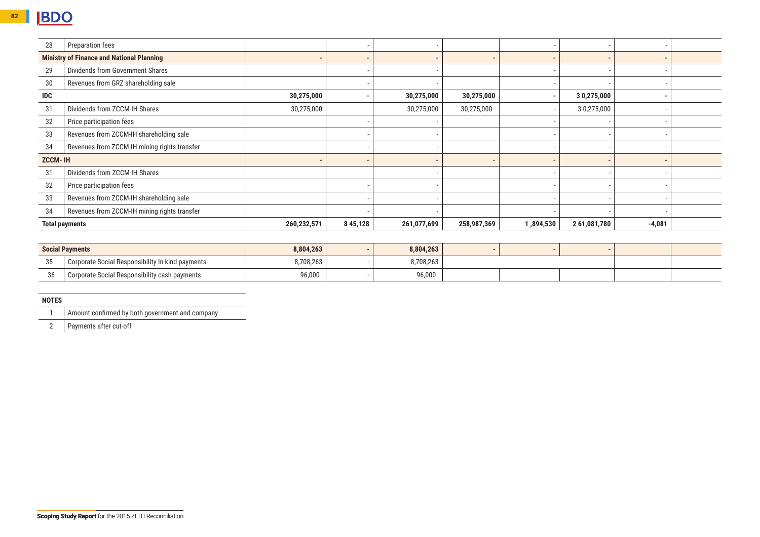| | | | | | | | | | |
|---|---|---|---|---|---|---|---|---|---|
| 28 | Preparation fees | | - | - | | - | - | - | |
| **Ministry of Finance and National Planning** | | - | - | - | - | - | - | - | |
| 29 | Dividends from Government Shares | | - | - | | - | - | - | |
| 30 | Revenues from GRZ shareholding sale | | - | - | | - | - | - | |
| **IDC** | | **30,275,000** | **-** | **30,275,000** | **30,275,000** | **-** | **3 0,275,000** | **-** | |
| 31 | Dividends from ZCCM-IH Shares | 30,275,000 | | 30,275,000 | 30,275,000 | - | 3 0,275,000 | - | |
| 32 | Price participation fees | | - | - | | - | - | - | |
| 33 | Revenues from ZCCM-IH shareholding sale | | - | - | | - | - | - | |
| 34 | Revenues from ZCCM-IH mining rights transfer | | - | - | | - | - | - | |
| **ZCCM- IH** | | - | - | - | - | - | - | - | |
| 31 | Dividends from ZCCM-IH Shares | | | - | | - | - | - | |
| 32 | Price participation fees | | - | - | | - | - | - | |
| 33 | Revenues from ZCCM-IH shareholding sale | | - | - | | - | - | - | |
| 34 | Revenues from ZCCM-IH mining rights transfer | | - | - | | - | - | - | |
| **Total payments** | | **260,232,571** | **8 45,128** | **261,077,699** | **258,987,369** | **1 ,894,530** | **2 61,081,780** | **-4,081** | |

| | | | | | | | | | |
|---|---|---|---|---|---|---|---|---|---|
| **Social Payments** | | **8,804,263** | **-** | **8,804,263** | **-** | **-** | **-** | | |
| 35 | Corporate Social Responsibility In kind payments | 8,708,263 | - | 8,708,263 | | | | | |
| 36 | Corporate Social Responsibility cash payments | 96,000 | - | 96,000 | | | | | |

| **NOTES** | |
|---|---|
| 1 | Amount confirmed by both government and company |
| 2 | Payments after cut-off |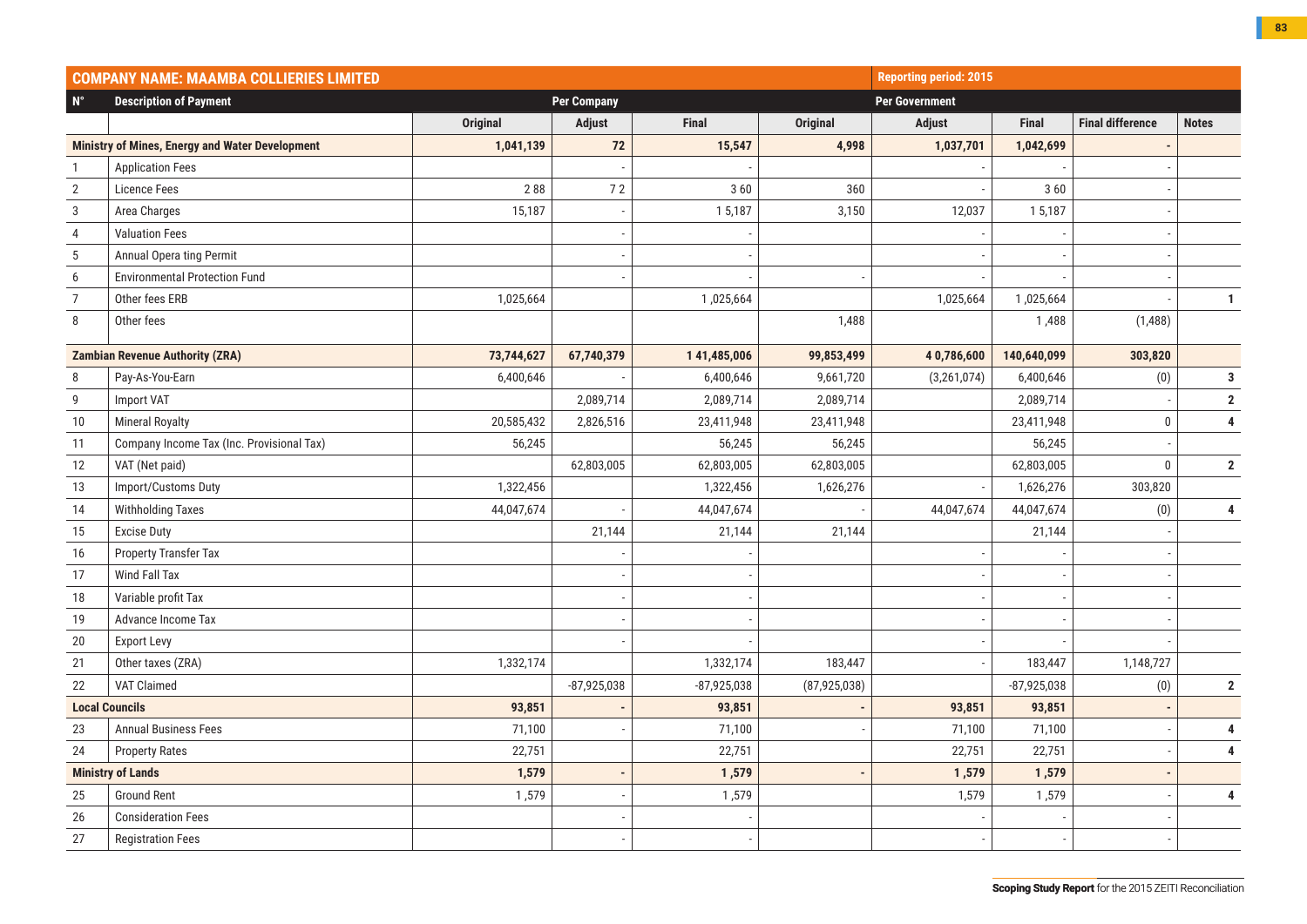| COMPANY NAME: MAAMBA COLLIERIES LIMITED | | | | | | Reporting period: 2015 | | | |
|---|---|---|---|---|---|---|---|---|---|
| N° | Description of Payment | Per Company | | | Per Government | | | | |
| | | Original | Adjust | Final | Original | Adjust | Final | Final difference | Notes |
| Ministry of Mines, Energy and Water Development | | 1,041,139 | 72 | 15,547 | 4,998 | 1,037,701 | 1,042,699 | - | |
| 1 | Application Fees | | - | - | | - | - | - | |
| 2 | Licence Fees | 2 88 | 7 2 | 3 60 | 360 | - | 3 60 | - | |
| 3 | Area Charges | 15,187 | - | 1 5,187 | 3,150 | 12,037 | 1 5,187 | - | |
| 4 | Valuation Fees | | - | - | | - | - | - | |
| 5 | Annual Opera ting Permit | | - | - | | - | - | - | |
| 6 | Environmental Protection Fund | | - | - | - | - | - | - | |
| 7 | Other fees ERB | 1,025,664 | | 1 ,025,664 | | 1,025,664 | 1 ,025,664 | - | 1 |
| 8 | Other fees | | | | 1,488 | | 1 ,488 | (1,488) | |
| Zambian Revenue Authority (ZRA) | | 73,744,627 | 67,740,379 | 1 41,485,006 | 99,853,499 | 4 0,786,600 | 140,640,099 | 303,820 | |
| 8 | Pay-As-You-Earn | 6,400,646 | - | 6,400,646 | 9,661,720 | (3,261,074) | 6,400,646 | (0) | 3 |
| 9 | Import VAT | | 2,089,714 | 2,089,714 | 2,089,714 | | 2,089,714 | - | 2 |
| 10 | Mineral Royalty | 20,585,432 | 2,826,516 | 23,411,948 | 23,411,948 | | 23,411,948 | 0 | 4 |
| 11 | Company Income Tax (Inc. Provisional Tax) | 56,245 | | 56,245 | 56,245 | | 56,245 | - | |
| 12 | VAT (Net paid) | | 62,803,005 | 62,803,005 | 62,803,005 | | 62,803,005 | 0 | 2 |
| 13 | Import/Customs Duty | 1,322,456 | | 1,322,456 | 1,626,276 | - | 1,626,276 | 303,820 | |
| 14 | Withholding Taxes | 44,047,674 | - | 44,047,674 | - | 44,047,674 | 44,047,674 | (0) | 4 |
| 15 | Excise Duty | | 21,144 | 21,144 | 21,144 | | 21,144 | - | |
| 16 | Property Transfer Tax | | - | - | | - | - | - | |
| 17 | Wind Fall Tax | | - | - | | - | - | - | |
| 18 | Variable profit Tax | | - | - | | - | - | - | |
| 19 | Advance Income Tax | | - | - | | - | - | - | |
| 20 | Export Levy | | - | - | | - | - | - | |
| 21 | Other taxes (ZRA) | 1,332,174 | | 1,332,174 | 183,447 | - | 183,447 | 1,148,727 | |
| 22 | VAT Claimed | | -87,925,038 | -87,925,038 | (87,925,038) | | -87,925,038 | (0) | 2 |
| Local Councils | | 93,851 | - | 93,851 | - | 93,851 | 93,851 | - | |
| 23 | Annual Business Fees | 71,100 | - | 71,100 | - | 71,100 | 71,100 | - | 4 |
| 24 | Property Rates | 22,751 | | 22,751 | | 22,751 | 22,751 | - | 4 |
| Ministry of Lands | | 1,579 | - | 1 ,579 | - | 1 ,579 | 1 ,579 | - | |
| 25 | Ground Rent | 1 ,579 | - | 1 ,579 | | 1,579 | 1 ,579 | - | 4 |
| 26 | Consideration Fees | | - | - | | - | - | - | |
| 27 | Registration Fees | | - | - | | - | - | - | |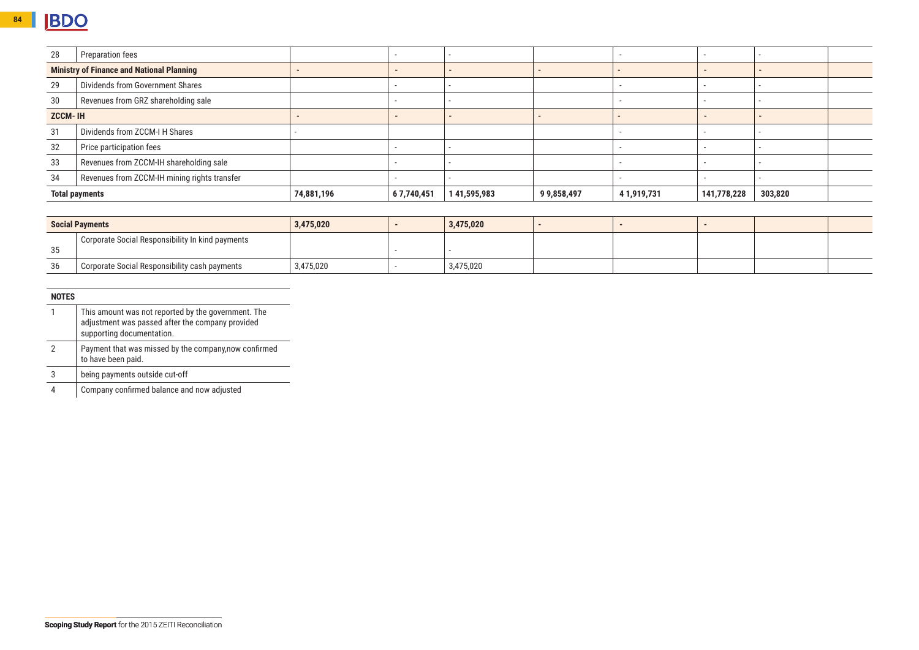| | | | | | | | | | |
|---|---|---|---|---|---|---|---|---|---|
| 28 | Preparation fees | | - | - | | - | - | - | |
| **Ministry of Finance and National Planning** | | - | - | - | - | - | - | - | |
| 29 | Dividends from Government Shares | | - | - | | - | - | - | |
| 30 | Revenues from GRZ shareholding sale | | - | - | | - | - | - | |
| **ZCCM- IH** | | - | - | - | - | - | - | - | |
| 31 | Dividends from ZCCM-I H Shares | - | | | | - | - | - | |
| 32 | Price participation fees | | - | - | | - | - | - | |
| 33 | Revenues from ZCCM-IH shareholding sale | | - | - | | - | - | - | |
| 34 | Revenues from ZCCM-IH mining rights transfer | | - | - | | - | - | - | |
| **Total payments** | | **74,881,196** | **6 7,740,451** | **1 41,595,983** | **9 9,858,497** | **4 1,919,731** | **141,778,228** | **303,820** | |

| | | | | | | | | | |
|---|---|---|---|---|---|---|---|---|---|
| **Social Payments** | | **3,475,020** | - | **3,475,020** | - | - | - | | |
| 35 | Corporate Social Responsibility In kind payments | | - | - | | | | | |
| 36 | Corporate Social Responsibility cash payments | 3,475,020 | - | 3,475,020 | | | | | |

| **NOTES** | |
|---|---|
| 1 | This amount was not reported by the government. The adjustment was passed after the company provided supporting documentation. |
| 2 | Payment that was missed by the company,now confirmed to have been paid. |
| 3 | being payments outside cut-off |
| 4 | Company confirmed balance and now adjusted |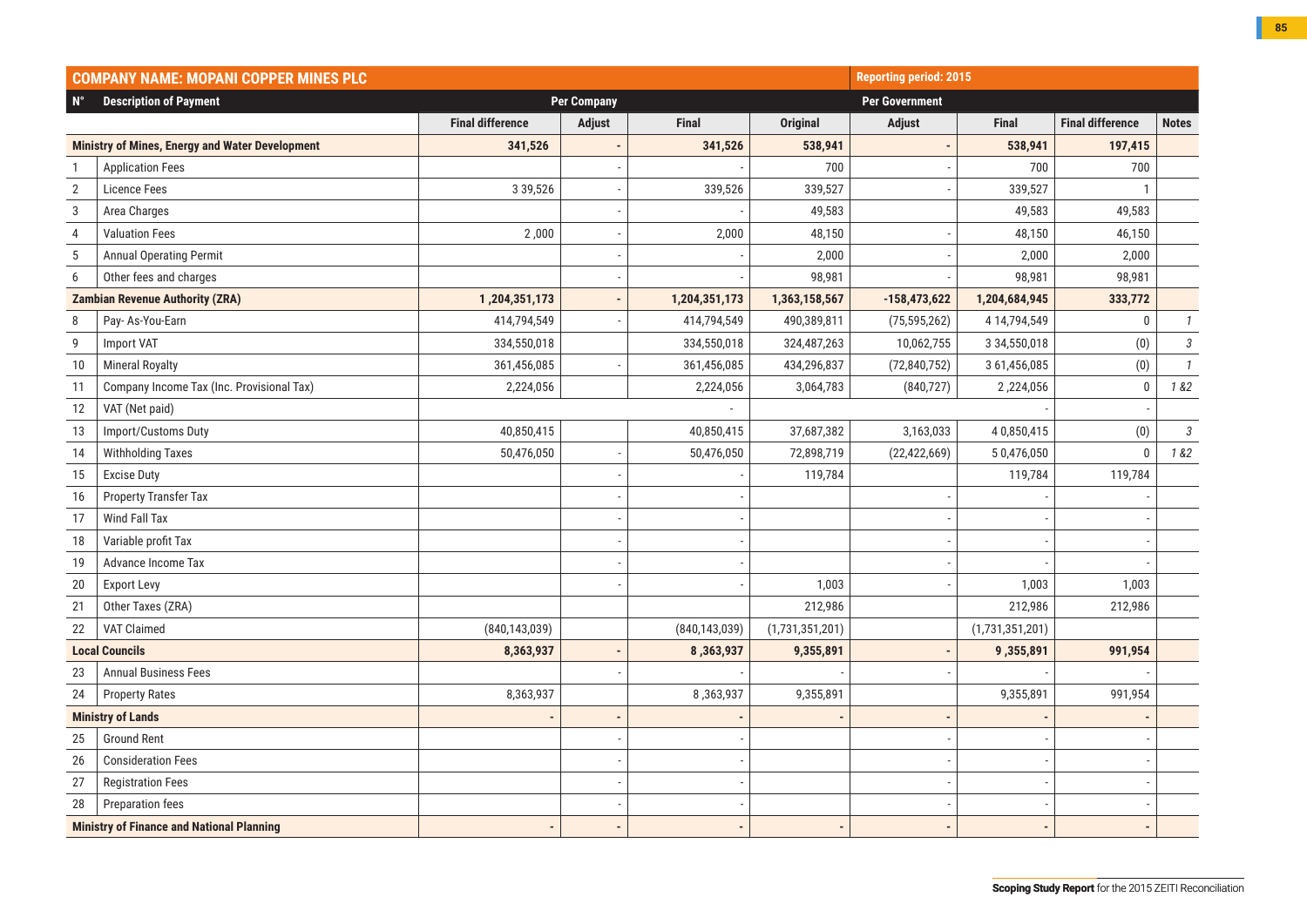| COMPANY NAME: MOPANI COPPER MINES PLC | | | | | Reporting period: 2015 | | | | |
|---|---|---|---|---|---|---|---|---|---|
| N° | Description of Payment | Per Company | | | Per Government | | | | |
| | | Final difference | Adjust | Final | Original | Adjust | Final | Final difference | Notes |
| **Ministry of Mines, Energy and Water Development** | | **341,526** | **-** | **341,526** | **538,941** | **-** | **538,941** | **197,415** | |
| 1 | Application Fees | | - | - | 700 | - | 700 | 700 | |
| 2 | Licence Fees | 3 39,526 | - | 339,526 | 339,527 | - | 339,527 | 1 | |
| 3 | Area Charges | | - | - | 49,583 | | 49,583 | 49,583 | |
| 4 | Valuation Fees | 2 ,000 | - | 2,000 | 48,150 | - | 48,150 | 46,150 | |
| 5 | Annual Operating Permit | | - | - | 2,000 | - | 2,000 | 2,000 | |
| 6 | Other fees and charges | | - | - | 98,981 | - | 98,981 | 98,981 | |
| **Zambian Revenue Authority (ZRA)** | | **1 ,204,351,173** | **-** | **1,204,351,173** | **1,363,158,567** | **-158,473,622** | **1,204,684,945** | **333,772** | |
| 8 | Pay- As-You-Earn | 414,794,549 | - | 414,794,549 | 490,389,811 | (75,595,262) | 4 14,794,549 | 0 | 1 |
| 9 | Import VAT | 334,550,018 | | 334,550,018 | 324,487,263 | 10,062,755 | 3 34,550,018 | (0) | 3 |
| 10 | Mineral Royalty | 361,456,085 | - | 361,456,085 | 434,296,837 | (72,840,752) | 3 61,456,085 | (0) | 1 |
| 11 | Company Income Tax (Inc. Provisional Tax) | 2,224,056 | | 2,224,056 | 3,064,783 | (840,727) | 2 ,224,056 | 0 | 1 &2 |
| 12 | VAT (Net paid) | | | - | | | - | - | |
| 13 | Import/Customs Duty | 40,850,415 | | 40,850,415 | 37,687,382 | 3,163,033 | 4 0,850,415 | (0) | 3 |
| 14 | Withholding Taxes | 50,476,050 | - | 50,476,050 | 72,898,719 | (22,422,669) | 5 0,476,050 | 0 | 1 &2 |
| 15 | Excise Duty | | - | - | 119,784 | | 119,784 | 119,784 | |
| 16 | Property Transfer Tax | | - | - | | - | - | - | |
| 17 | Wind Fall Tax | | - | - | | - | - | - | |
| 18 | Variable profit Tax | | - | - | | - | - | - | |
| 19 | Advance Income Tax | | - | - | | - | - | - | |
| 20 | Export Levy | | - | - | 1,003 | - | 1,003 | 1,003 | |
| 21 | Other Taxes (ZRA) | | | | 212,986 | | 212,986 | 212,986 | |
| 22 | VAT Claimed | (840,143,039) | | (840,143,039) | (1,731,351,201) | | (1,731,351,201) | | |
| **Local Councils** | | **8,363,937** | **-** | **8 ,363,937** | **9,355,891** | **-** | **9 ,355,891** | **991,954** | |
| 23 | Annual Business Fees | | - | - | - | - | - | - | |
| 24 | Property Rates | 8,363,937 | | 8 ,363,937 | 9,355,891 | | 9,355,891 | 991,954 | |
| **Ministry of Lands** | | **-** | **-** | **-** | **-** | **-** | **-** | **-** | |
| 25 | Ground Rent | | - | - | | - | - | - | |
| 26 | Consideration Fees | | - | - | | - | - | - | |
| 27 | Registration Fees | | - | - | | - | - | - | |
| 28 | Preparation fees | | - | - | | - | - | - | |
| **Ministry of Finance and National Planning** | | **-** | **-** | **-** | **-** | **-** | **-** | **-** | |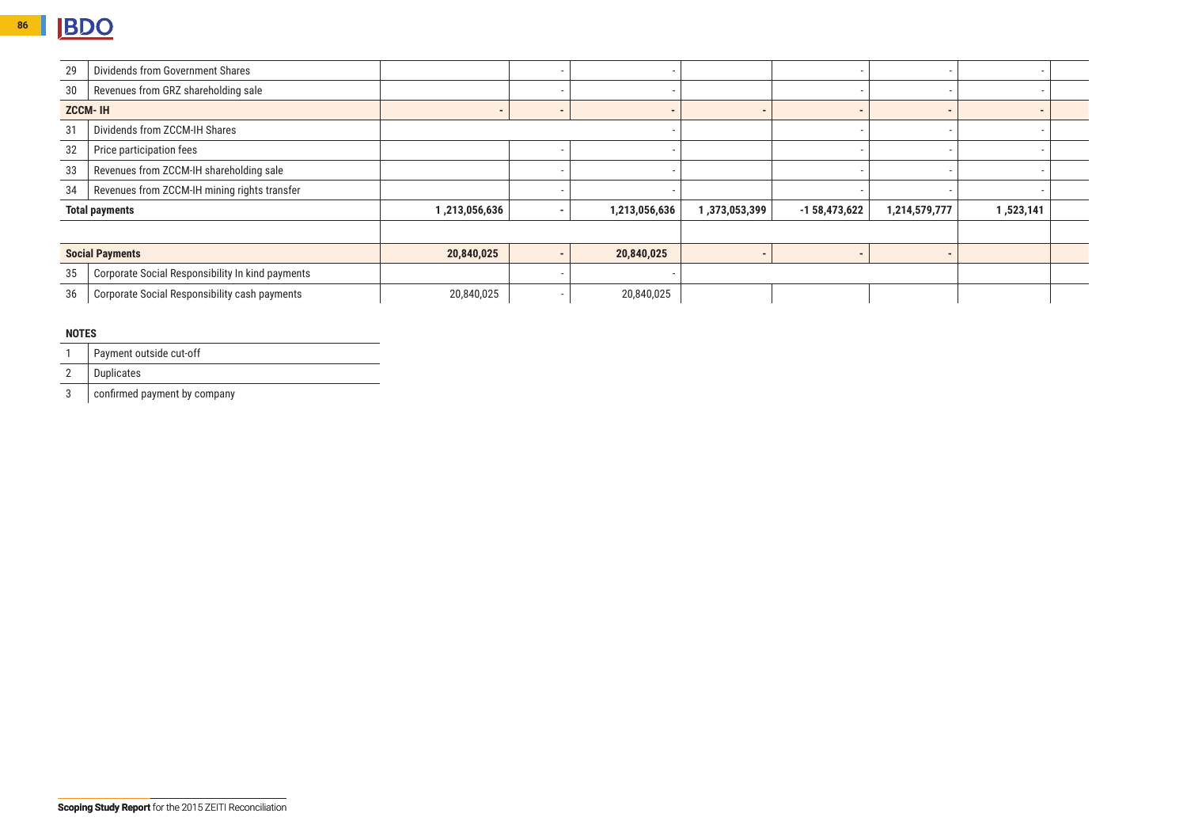| | | | | | | | | | |
|---|---|---|---|---|---|---|---|---|---|
| 29 | Dividends from Government Shares | | - | - | | - | - | - | |
| 30 | Revenues from GRZ shareholding sale | | - | - | | - | - | - | |
| **ZCCM- IH** | | **-** | **-** | **-** | **-** | **-** | **-** | **-** | |
| 31 | Dividends from ZCCM-IH Shares | | | - | | - | - | - | |
| 32 | Price participation fees | | - | - | | - | - | - | |
| 33 | Revenues from ZCCM-IH shareholding sale | | - | - | | - | - | - | |
| 34 | Revenues from ZCCM-IH mining rights transfer | | - | - | | - | - | - | |
| **Total payments** | | **1 ,213,056,636** | **-** | **1,213,056,636** | **1 ,373,053,399** | **-1 58,473,622** | **1,214,579,777** | **1 ,523,141** | |
| | | | | | | | | | |
| **Social Payments** | | **20,840,025** | **-** | **20,840,025** | **-** | **-** | **-** | | |
| 35 | Corporate Social Responsibility In kind payments | | - | - | | | | | |
| 36 | Corporate Social Responsibility cash payments | 20,840,025 | - | 20,840,025 | | | | | |

**NOTES**

| | |
|---|---|
| 1 | Payment outside cut-off |
| 2 | Duplicates |
| 3 | confirmed payment by company |

**Scoping Study Report** for the 2015 ZEITI Reconciliation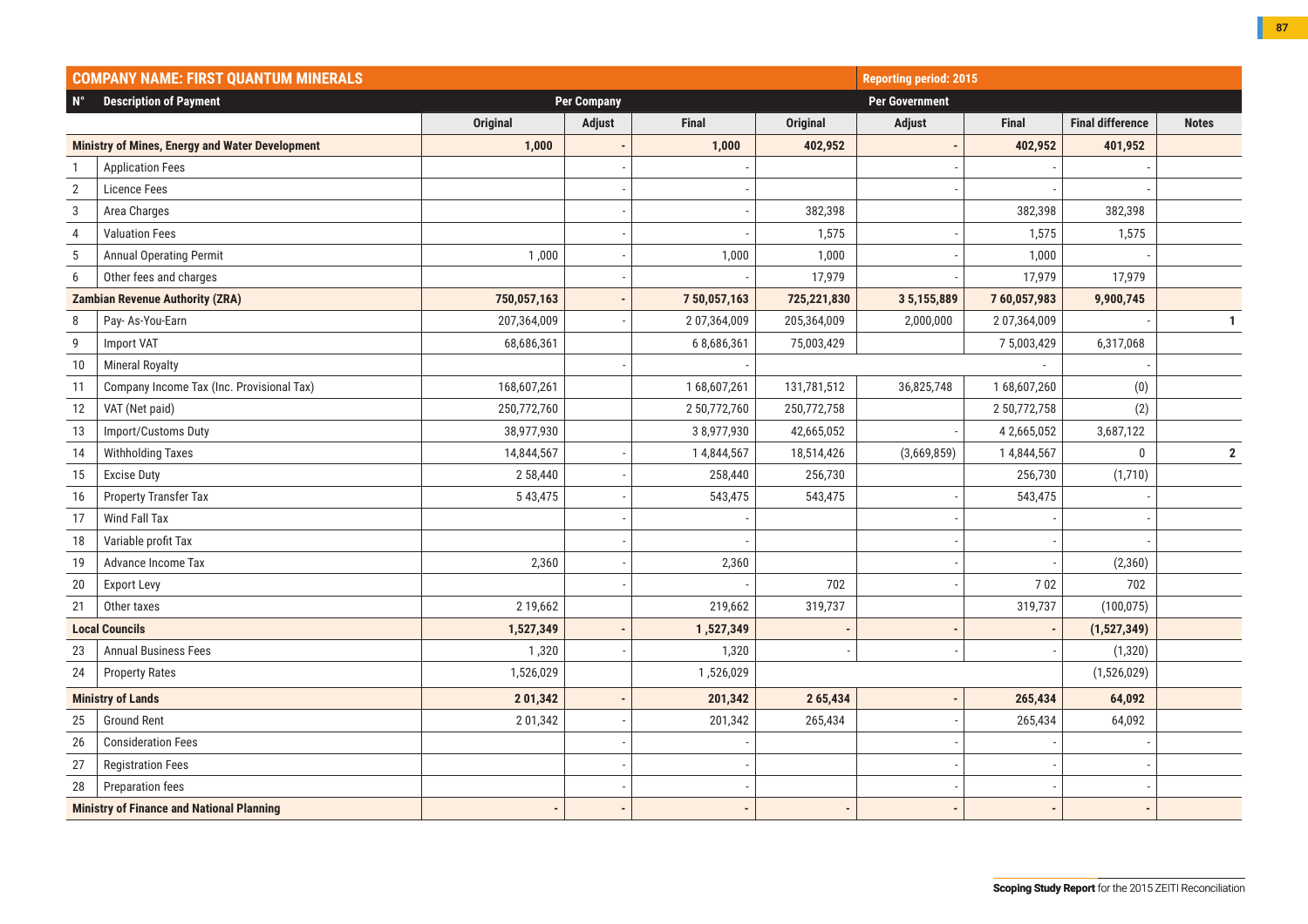| COMPANY NAME: FIRST QUANTUM MINERALS | | | | | Reporting period: 2015 | | | | |
|---|---|---|---|---|---|---|---|---|---|
| N° | Description of Payment | Per Company | | | Per Government | | | | |
| | | Original | Adjust | Final | Original | Adjust | Final | Final difference | Notes |
| Ministry of Mines, Energy and Water Development | | 1,000 | - | 1,000 | 402,952 | - | 402,952 | 401,952 | |
| 1 | Application Fees | | - | - | | - | - | - | |
| 2 | Licence Fees | | - | - | | - | - | - | |
| 3 | Area Charges | | - | - | 382,398 | | 382,398 | 382,398 | |
| 4 | Valuation Fees | | - | - | 1,575 | - | 1,575 | 1,575 | |
| 5 | Annual Operating Permit | 1 ,000 | - | 1,000 | 1,000 | - | 1,000 | - | |
| 6 | Other fees and charges | | - | - | 17,979 | - | 17,979 | 17,979 | |
| Zambian Revenue Authority (ZRA) | | 750,057,163 | - | 7 50,057,163 | 725,221,830 | 3 5,155,889 | 7 60,057,983 | 9,900,745 | |
| 8 | Pay- As-You-Earn | 207,364,009 | - | 2 07,364,009 | 205,364,009 | 2,000,000 | 2 07,364,009 | - | 1 |
| 9 | Import VAT | 68,686,361 | | 6 8,686,361 | 75,003,429 | | 7 5,003,429 | 6,317,068 | |
| 10 | Mineral Royalty | | - | - | | | - | - | |
| 11 | Company Income Tax (Inc. Provisional Tax) | 168,607,261 | | 1 68,607,261 | 131,781,512 | 36,825,748 | 1 68,607,260 | (0) | |
| 12 | VAT (Net paid) | 250,772,760 | | 2 50,772,760 | 250,772,758 | | 2 50,772,758 | (2) | |
| 13 | Import/Customs Duty | 38,977,930 | | 3 8,977,930 | 42,665,052 | - | 4 2,665,052 | 3,687,122 | |
| 14 | Withholding Taxes | 14,844,567 | - | 1 4,844,567 | 18,514,426 | (3,669,859) | 1 4,844,567 | 0 | 2 |
| 15 | Excise Duty | 2 58,440 | - | 258,440 | 256,730 | | 256,730 | (1,710) | |
| 16 | Property Transfer Tax | 5 43,475 | - | 543,475 | 543,475 | - | 543,475 | - | |
| 17 | Wind Fall Tax | | - | - | | - | - | - | |
| 18 | Variable profit Tax | | - | - | | - | - | - | |
| 19 | Advance Income Tax | 2,360 | - | 2,360 | | - | - | (2,360) | |
| 20 | Export Levy | | - | - | 702 | - | 7 02 | 702 | |
| 21 | Other taxes | 2 19,662 | | 219,662 | 319,737 | | 319,737 | (100,075) | |
| Local Councils | | 1,527,349 | - | 1 ,527,349 | - | - | - | (1,527,349) | |
| 23 | Annual Business Fees | 1 ,320 | - | 1,320 | - | - | - | (1,320) | |
| 24 | Property Rates | 1,526,029 | | 1 ,526,029 | | | | (1,526,029) | |
| Ministry of Lands | | 2 01,342 | - | 201,342 | 2 65,434 | - | 265,434 | 64,092 | |
| 25 | Ground Rent | 2 01,342 | - | 201,342 | 265,434 | - | 265,434 | 64,092 | |
| 26 | Consideration Fees | | - | - | | - | - | - | |
| 27 | Registration Fees | | - | - | | - | - | - | |
| 28 | Preparation fees | | - | - | | - | - | - | |
| Ministry of Finance and National Planning | | - | - | - | - | - | - | - | |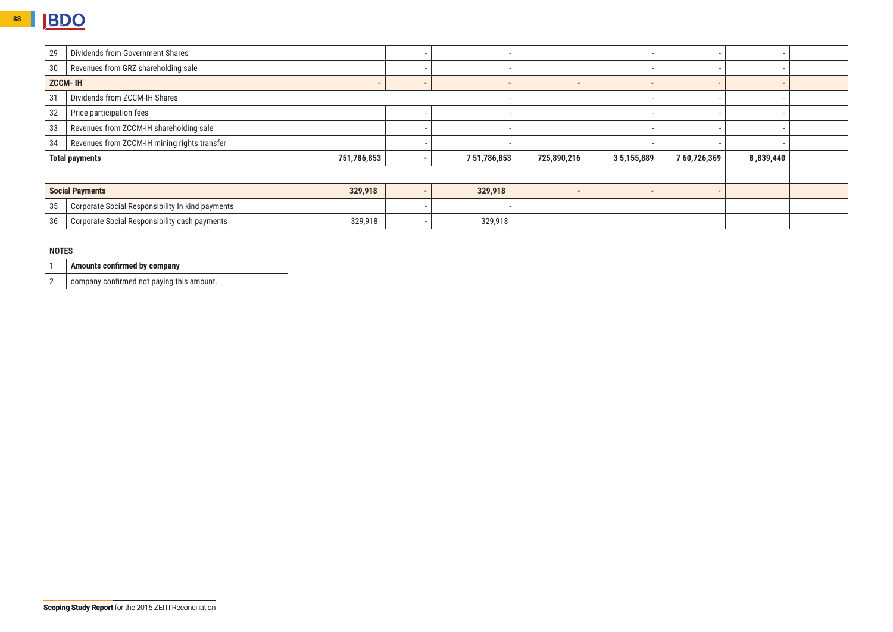| | | | | | | | | | |
|---|---|---|---|---|---|---|---|---|---|
| 29 | Dividends from Government Shares | | - | - | | - | - | - | |
| 30 | Revenues from GRZ shareholding sale | | - | - | | - | - | - | |
| **ZCCM- IH** | | - | - | - | - | - | - | - | |
| 31 | Dividends from ZCCM-IH Shares | | | - | | - | - | - | |
| 32 | Price participation fees | | - | - | | - | - | - | |
| 33 | Revenues from ZCCM-IH shareholding sale | | - | - | | - | - | - | |
| 34 | Revenues from ZCCM-IH mining rights transfer | | - | - | | - | - | - | |
| **Total payments** | | **751,786,853** | **-** | **7 51,786,853** | **725,890,216** | **3 5,155,889** | **7 60,726,369** | **8 ,839,440** | |
| | | | | | | | | | |
| **Social Payments** | | **329,918** | **-** | **329,918** | **-** | **-** | **-** | | |
| 35 | Corporate Social Responsibility In kind payments | | - | - | | | | | |
| 36 | Corporate Social Responsibility cash payments | 329,918 | - | 329,918 | | | | | |

**NOTES**

| | |
|---|---|
| 1 | **Amounts confirmed by company** |
| 2 | company confirmed not paying this amount. |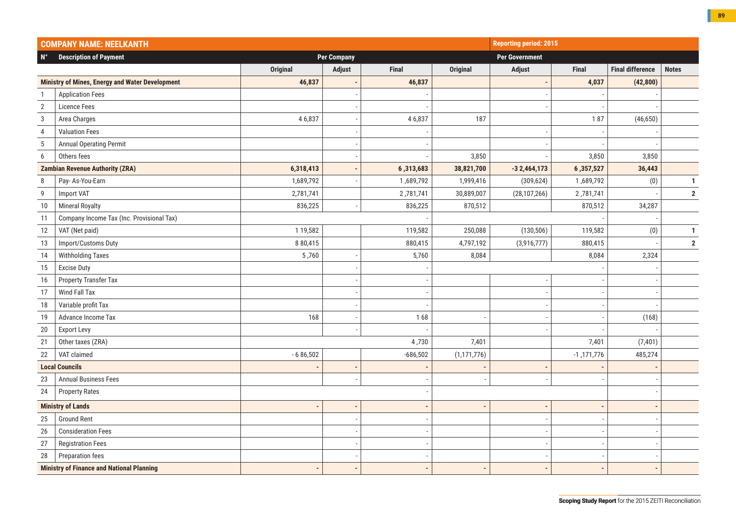| COMPANY NAME: NEELKANTH | | | | | Reporting period: 2015 | | | | |
|---|---|---|---|---|---|---|---|---|---|
| N° | Description of Payment | Per Company | | | Per Government | | | | |
| | | Original | Adjust | Final | Original | Adjust | Final | Final difference | Notes |
| Ministry of Mines, Energy and Water Development | | 46,837 | - | 46,837 | | - | 4,037 | (42,800) | |
| 1 | Application Fees | | - | - | | - | - | - | |
| 2 | Licence Fees | | - | - | | - | - | - | |
| 3 | Area Charges | 4 6,837 | - | 4 6,837 | 187 | | 1 87 | (46,650) | |
| 4 | Valuation Fees | | - | - | | - | - | - | |
| 5 | Annual Operating Permit | | - | - | | - | - | - | |
| 6 | Others fees | | - | - | 3,850 | - | 3,850 | 3,850 | |
| Zambian Revenue Authority (ZRA) | | 6,318,413 | - | 6 ,313,683 | 38,821,700 | -3 2,464,173 | 6 ,357,527 | 36,443 | |
| 8 | Pay- As-You-Earn | 1,689,792 | - | 1 ,689,792 | 1,999,416 | (309,624) | 1 ,689,792 | (0) | 1 |
| 9 | Import VAT | 2,781,741 | | 2 ,781,741 | 30,889,007 | (28,107,266) | 2 ,781,741 | - | 2 |
| 10 | Mineral Royalty | 836,225 | - | 836,225 | 870,512 | | 870,512 | 34,287 | |
| 11 | Company Income Tax (Inc. Provisional Tax) | | | - | | | - | - | |
| 12 | VAT (Net paid) | 1 19,582 | | 119,582 | 250,088 | (130,506) | 119,582 | (0) | 1 |
| 13 | Import/Customs Duty | 8 80,415 | | 880,415 | 4,797,192 | (3,916,777) | 880,415 | - | 2 |
| 14 | Withholding Taxes | 5 ,760 | - | 5,760 | 8,084 | | 8,084 | 2,324 | |
| 15 | Excise Duty | | - | - | | | - | - | |
| 16 | Property Transfer Tax | | - | - | | - | - | - | |
| 17 | Wind Fall Tax | | - | - | | - | - | - | |
| 18 | Variable profit Tax | | - | - | | - | - | - | |
| 19 | Advance Income Tax | 168 | - | 1 68 | - | - | - | (168) | |
| 20 | Export Levy | | - | - | | - | - | - | |
| 21 | Other taxes (ZRA) | | | 4 ,730 | 7,401 | | 7,401 | (7,401) | |
| 22 | VAT claimed | - 6 86,502 | | -686,502 | (1,171,776) | | -1 ,171,776 | 485,274 | |
| Local Councils | | - | - | - | - | - | - | - | |
| 23 | Annual Business Fees | | - | - | - | - | - | - | |
| 24 | Property Rates | | | - | | | | - | |
| Ministry of Lands | | - | - | - | - | - | - | - | |
| 25 | Ground Rent | | - | - | | - | - | - | |
| 26 | Consideration Fees | | - | - | | - | - | - | |
| 27 | Registration Fees | | - | - | | - | - | - | |
| 28 | Preparation fees | | - | - | | - | - | - | |
| Ministry of Finance and National Planning | | - | - | - | - | - | - | - | |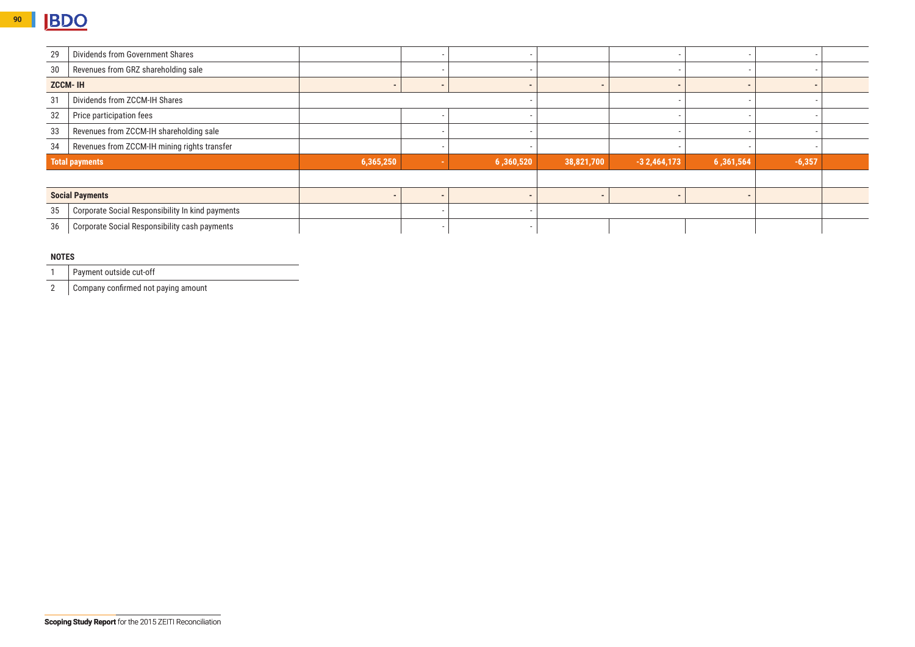| 29 | Dividends from Government Shares | | - | - | | - | - | - | |
|---|---|---|---|---|---|---|---|---|---|
| 30 | Revenues from GRZ shareholding sale | | - | - | | - | - | - | |
| **ZCCM- IH** | | - | - | - | - | - | - | - | |
| 31 | Dividends from ZCCM-IH Shares | | | - | | - | - | - | |
| 32 | Price participation fees | | - | - | | - | - | - | |
| 33 | Revenues from ZCCM-IH shareholding sale | | - | - | | - | - | - | |
| 34 | Revenues from ZCCM-IH mining rights transfer | | - | - | | - | - | - | |
| **Total payments** | | **6,365,250** | **-** | **6 ,360,520** | **38,821,700** | **-3 2,464,173** | **6 ,361,564** | **-6,357** | |
| | | | | | | | | | |
| **Social Payments** | | - | - | - | - | - | - | | |
| 35 | Corporate Social Responsibility In kind payments | | - | - | | | | | |
| 36 | Corporate Social Responsibility cash payments | | - | - | | | | | |

**NOTES**

| 1 | Payment outside cut-off |
|---|---|
| 2 | Company confirmed not paying amount |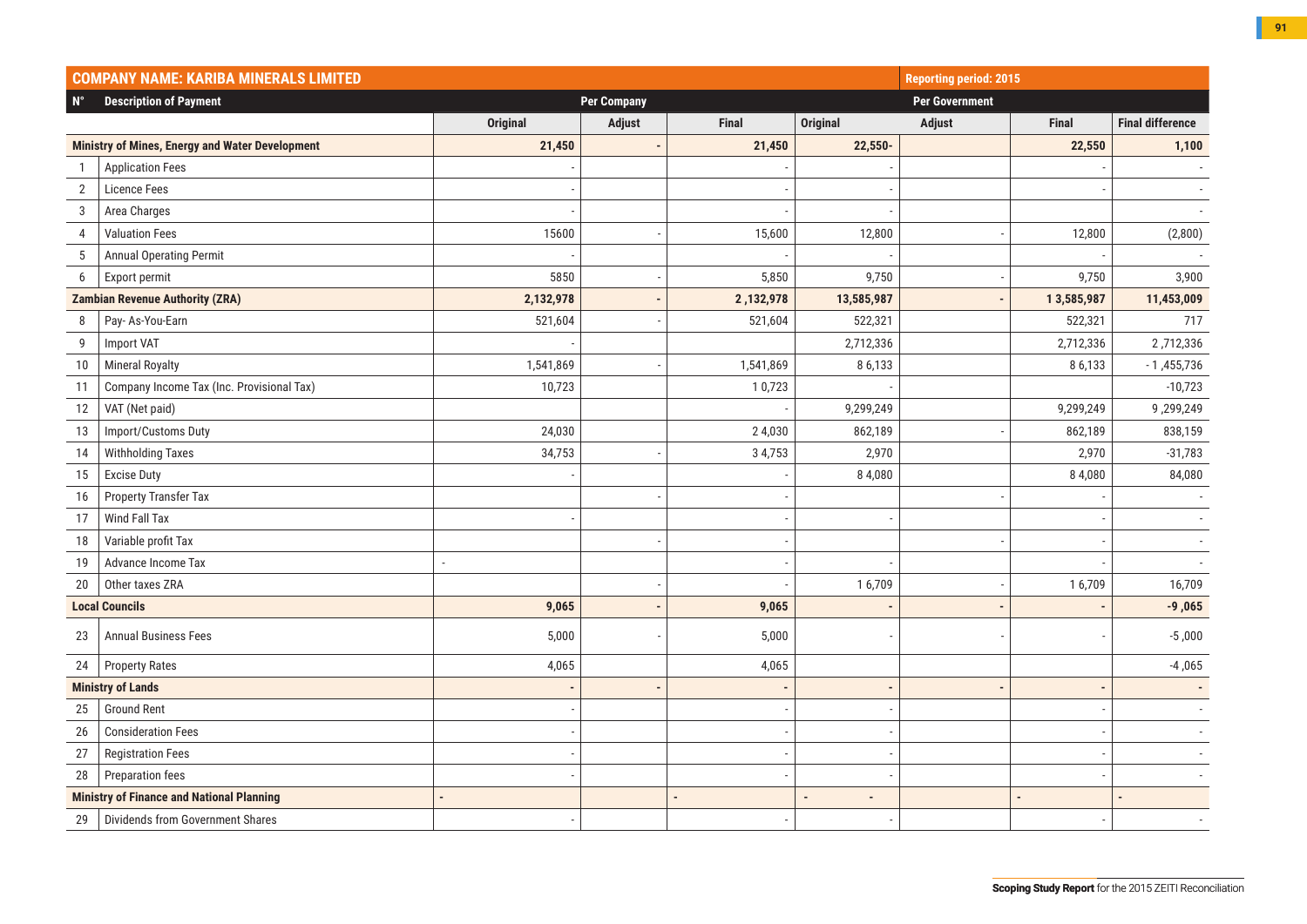| COMPANY NAME: KARIBA MINERALS LIMITED | | | | | | Reporting period: 2015 | | |
|---|---|---|---|---|---|---|---|---|
| N° | Description of Payment | Per Company | | | Per Government | | | |
| | | Original | Adjust | Final | Original | Adjust | Final | Final difference |
| Ministry of Mines, Energy and Water Development | | 21,450 | - | 21,450 | 22,550- | | 22,550 | 1,100 |
| 1 | Application Fees | - | | - | - | | - | - |
| 2 | Licence Fees | - | | - | - | | - | - |
| 3 | Area Charges | - | | - | - | | | - |
| 4 | Valuation Fees | 15600 | - | 15,600 | 12,800 | - | 12,800 | (2,800) |
| 5 | Annual Operating Permit | - | | - | - | | - | - |
| 6 | Export permit | 5850 | - | 5,850 | 9,750 | - | 9,750 | 3,900 |
| Zambian Revenue Authority (ZRA) | | 2,132,978 | - | 2 ,132,978 | 13,585,987 | - | 1 3,585,987 | 11,453,009 |
| 8 | Pay- As-You-Earn | 521,604 | - | 521,604 | 522,321 | | 522,321 | 717 |
| 9 | Import VAT | - | | | 2,712,336 | | 2,712,336 | 2 ,712,336 |
| 10 | Mineral Royalty | 1,541,869 | - | 1,541,869 | 8 6,133 | | 8 6,133 | - 1 ,455,736 |
| 11 | Company Income Tax (Inc. Provisional Tax) | 10,723 | | 1 0,723 | - | | | -10,723 |
| 12 | VAT (Net paid) | | | - | 9,299,249 | | 9,299,249 | 9 ,299,249 |
| 13 | Import/Customs Duty | 24,030 | | 2 4,030 | 862,189 | - | 862,189 | 838,159 |
| 14 | Withholding Taxes | 34,753 | - | 3 4,753 | 2,970 | | 2,970 | -31,783 |
| 15 | Excise Duty | - | | - | 8 4,080 | | 8 4,080 | 84,080 |
| 16 | Property Transfer Tax | | - | - | | - | - | - |
| 17 | Wind Fall Tax | - | | - | - | | - | - |
| 18 | Variable profit Tax | | - | - | | - | - | - |
| 19 | Advance Income Tax | - | | - | - | | - | - |
| 20 | Other taxes ZRA | | - | - | 1 6,709 | - | 1 6,709 | 16,709 |
| Local Councils | | 9,065 | - | 9,065 | - | - | - | -9 ,065 |
| 23 | Annual Business Fees | 5,000 | - | 5,000 | - | - | - | -5 ,000 |
| 24 | Property Rates | 4,065 | | 4,065 | | | | -4 ,065 |
| Ministry of Lands | | - | - | - | - | - | - | - |
| 25 | Ground Rent | - | | - | - | | - | - |
| 26 | Consideration Fees | - | | - | - | | - | - |
| 27 | Registration Fees | - | | - | - | | - | - |
| 28 | Preparation fees | - | | - | - | | - | - |
| Ministry of Finance and National Planning | | - | | - | - - | | - | - |
| 29 | Dividends from Government Shares | - | | - | - | | - | - |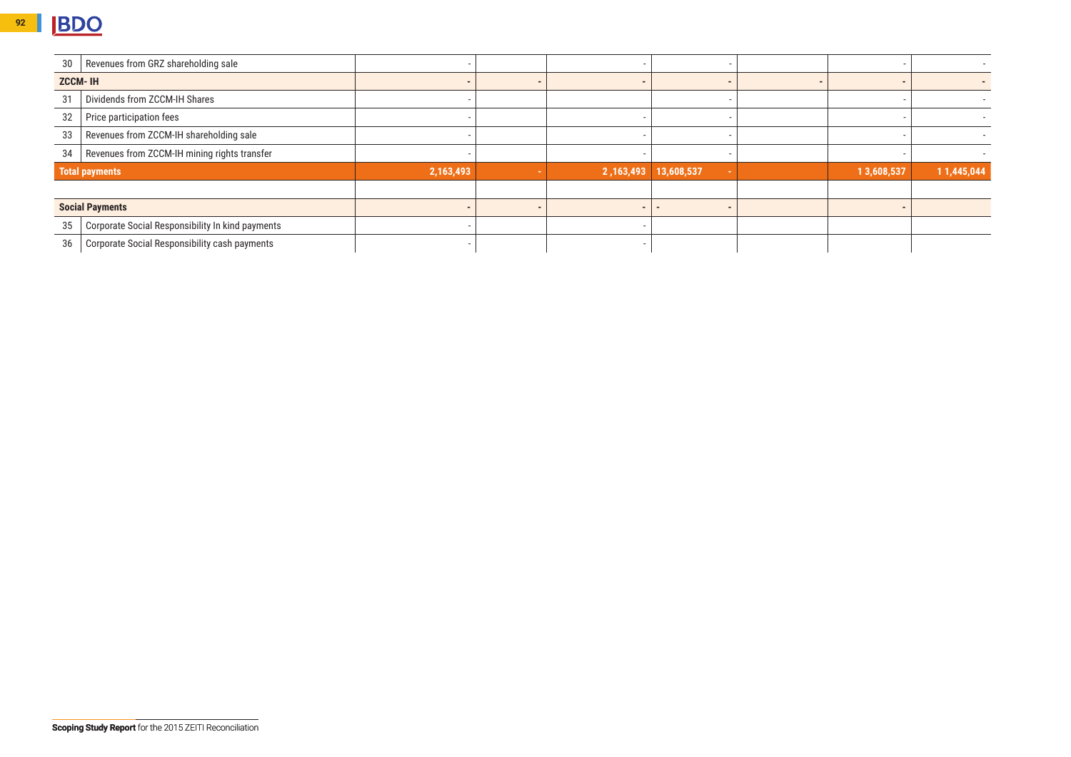| | | | | | | | | |
|---|---|---|---|---|---|---|---|---|
| 30 | Revenues from GRZ shareholding sale | - | | - | - | | - | - |
| **ZCCM- IH** | | - | - | - | - | - | - | - |
| 31 | Dividends from ZCCM-IH Shares | - | | | - | | - | - |
| 32 | Price participation fees | - | | - | - | | - | - |
| 33 | Revenues from ZCCM-IH shareholding sale | - | | - | - | | - | - |
| 34 | Revenues from ZCCM-IH mining rights transfer | - | | - | - | | - | - |
| **Total payments** | | **2,163,493** | **-** | **2 ,163,493** | **13,608,537 -** | | **1 3,608,537** | **1 1,445,044** |
| | | | | | | | | |
| **Social Payments** | | - | - | - | - - | | - | |
| 35 | Corporate Social Responsibility In kind payments | - | | - | | | | |
| 36 | Corporate Social Responsibility cash payments | - | | - | | | | |

**Scoping Study Report** for the 2015 ZEITI Reconciliation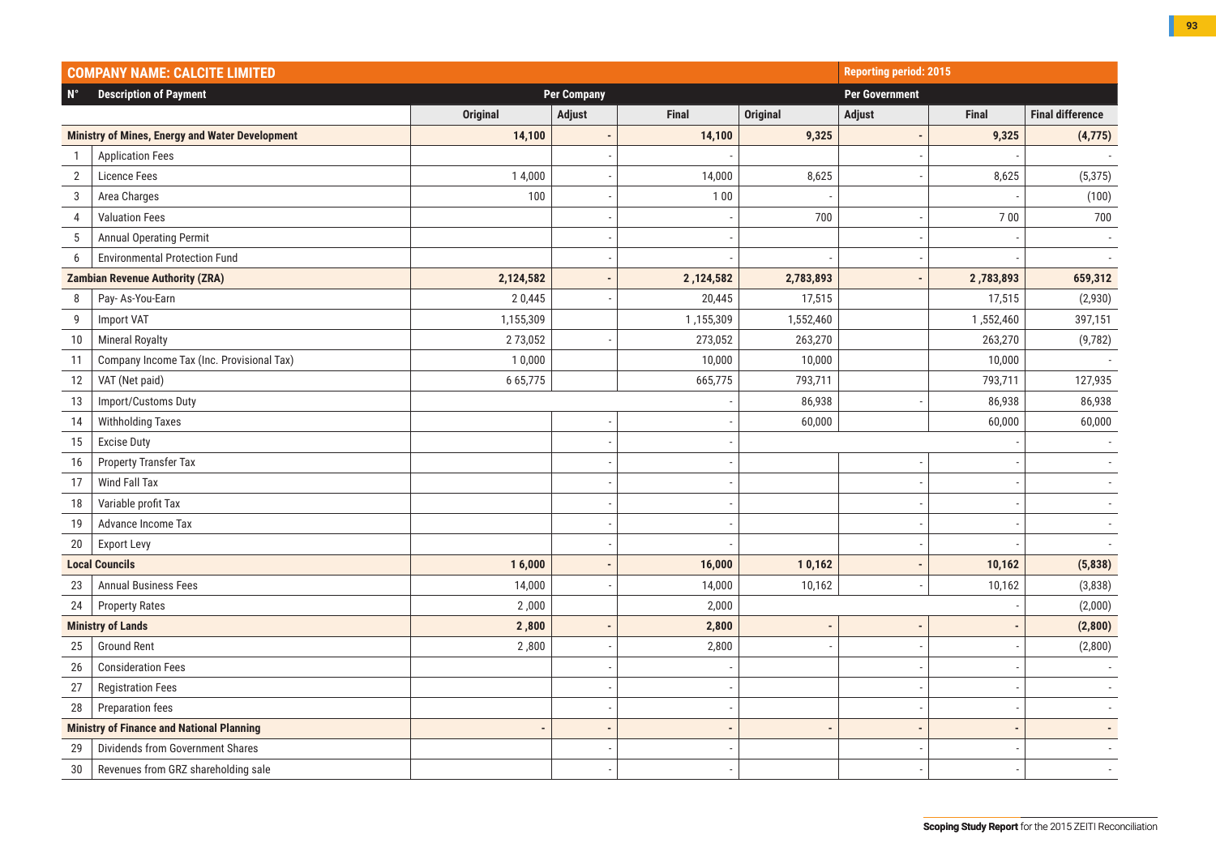| N° | Description of Payment | Per Company | | | Per Government | | | |
|---|---|---|---|---|---|---|---|---|
| | | Original | Adjust | Final | Original | Adjust | Final | Final difference |
| **COMPANY NAME: CALCITE LIMITED** | | | | | | **Reporting period: 2015** | | |
| **Ministry of Mines, Energy and Water Development** | | **14,100** | **-** | **14,100** | **9,325** | **-** | **9,325** | **(4,775)** |
| 1 | Application Fees | | - | - | | - | - | - |
| 2 | Licence Fees | 1 4,000 | - | 14,000 | 8,625 | - | 8,625 | (5,375) |
| 3 | Area Charges | 100 | - | 1 00 | - | | - | (100) |
| 4 | Valuation Fees | | - | - | 700 | - | 7 00 | 700 |
| 5 | Annual Operating Permit | | - | - | | - | - | - |
| 6 | Environmental Protection Fund | | - | - | - | - | - | - |
| **Zambian Revenue Authority (ZRA)** | | **2,124,582** | **-** | **2 ,124,582** | **2,783,893** | **-** | **2 ,783,893** | **659,312** |
| 8 | Pay- As-You-Earn | 2 0,445 | - | 20,445 | 17,515 | | 17,515 | (2,930) |
| 9 | Import VAT | 1,155,309 | | 1 ,155,309 | 1,552,460 | | 1 ,552,460 | 397,151 |
| 10 | Mineral Royalty | 2 73,052 | - | 273,052 | 263,270 | | 263,270 | (9,782) |
| 11 | Company Income Tax (Inc. Provisional Tax) | 1 0,000 | | 10,000 | 10,000 | | 10,000 | - |
| 12 | VAT (Net paid) | 6 65,775 | | 665,775 | 793,711 | | 793,711 | 127,935 |
| 13 | Import/Customs Duty | | | - | 86,938 | - | 86,938 | 86,938 |
| 14 | Withholding Taxes | | - | - | 60,000 | | 60,000 | 60,000 |
| 15 | Excise Duty | | - | - | | | - | - |
| 16 | Property Transfer Tax | | - | - | | - | - | - |
| 17 | Wind Fall Tax | | - | - | | - | - | - |
| 18 | Variable profit Tax | | - | - | | - | - | - |
| 19 | Advance Income Tax | | - | - | | - | - | - |
| 20 | Export Levy | | - | - | | - | - | - |
| **Local Councils** | | **1 6,000** | **-** | **16,000** | **1 0,162** | **-** | **10,162** | **(5,838)** |
| 23 | Annual Business Fees | 14,000 | - | 14,000 | 10,162 | - | 10,162 | (3,838) |
| 24 | Property Rates | 2 ,000 | | 2,000 | | | - | (2,000) |
| **Ministry of Lands** | | **2 ,800** | **-** | **2,800** | **-** | **-** | **-** | **(2,800)** |
| 25 | Ground Rent | 2 ,800 | - | 2,800 | - | - | - | (2,800) |
| 26 | Consideration Fees | | - | - | | - | - | - |
| 27 | Registration Fees | | - | - | | - | - | - |
| 28 | Preparation fees | | - | - | | - | - | - |
| **Ministry of Finance and National Planning** | | **-** | **-** | **-** | **-** | **-** | **-** | **-** |
| 29 | Dividends from Government Shares | | - | - | | - | - | - |
| 30 | Revenues from GRZ shareholding sale | | - | - | | - | - | - |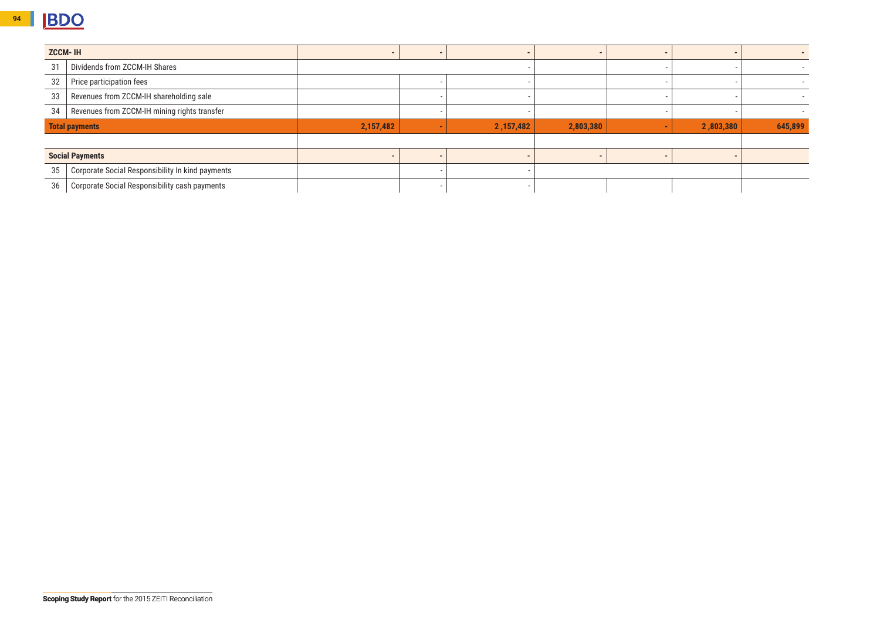| | | | | | | | | |
|---|---|---|---|---|---|---|---|---|
| **ZCCM- IH** | | - | - | - | - | - | - | - |
| 31 | Dividends from ZCCM-IH Shares | | | - | | - | - | - |
| 32 | Price participation fees | | - | - | | - | - | - |
| 33 | Revenues from ZCCM-IH shareholding sale | | - | - | | - | - | - |
| 34 | Revenues from ZCCM-IH mining rights transfer | | - | - | | - | - | - |
| **Total payments** | | **2,157,482** | **-** | **2 ,157,482** | **2,803,380** | **-** | **2 ,803,380** | **645,899** |
| | | | | | | | | |
| **Social Payments** | | - | - | - | - | - | - | |
| 35 | Corporate Social Responsibility In kind payments | | - | - | | | | |
| 36 | Corporate Social Responsibility cash payments | | - | - | | | | |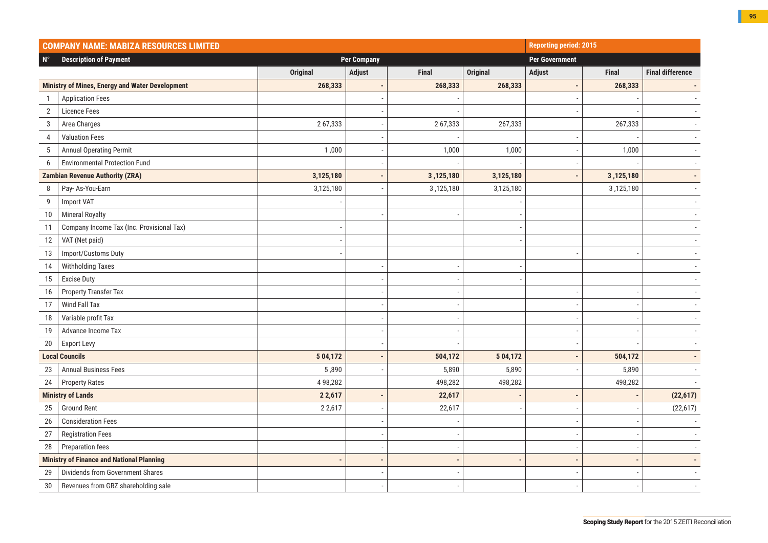| **COMPANY NAME: MABIZA RESOURCES LIMITED** | | | | | | **Reporting period: 2015** | | |
|---|---|---|---|---|---|---|---|---|
| **N°** | **Description of Payment** | **Per Company** | | | **Per Government** | | | |
| | | **Original** | **Adjust** | **Final** | **Original** | **Adjust** | **Final** | **Final difference** |
| **Ministry of Mines, Energy and Water Development** | | **268,333** | **-** | **268,333** | **268,333** | **-** | **268,333** | **-** |
| 1 | Application Fees | | - | - | | - | - | - |
| 2 | Licence Fees | | - | - | | - | - | - |
| 3 | Area Charges | 2 67,333 | - | 2 67,333 | 267,333 | | 267,333 | - |
| 4 | Valuation Fees | | - | - | | - | - | - |
| 5 | Annual Operating Permit | 1 ,000 | - | 1,000 | 1,000 | - | 1,000 | - |
| 6 | Environmental Protection Fund | | - | - | - | - | - | - |
| **Zambian Revenue Authority (ZRA)** | | **3,125,180** | **-** | **3 ,125,180** | **3,125,180** | **-** | **3 ,125,180** | **-** |
| 8 | Pay- As-You-Earn | 3,125,180 | - | 3 ,125,180 | 3,125,180 | | 3 ,125,180 | - |
| 9 | Import VAT | - | | | - | | | - |
| 10 | Mineral Royalty | | - | - | - | | | - |
| 11 | Company Income Tax (Inc. Provisional Tax) | - | | | - | | | - |
| 12 | VAT (Net paid) | - | | | - | | | - |
| 13 | Import/Customs Duty | - | | | | - | - | - |
| 14 | Withholding Taxes | | - | - | - | | | - |
| 15 | Excise Duty | | - | - | - | | | - |
| 16 | Property Transfer Tax | | - | - | | - | - | - |
| 17 | Wind Fall Tax | | - | - | | - | - | - |
| 18 | Variable profit Tax | | - | - | | - | - | - |
| 19 | Advance Income Tax | | - | - | | - | - | - |
| 20 | Export Levy | | - | - | | - | - | - |
| **Local Councils** | | **5 04,172** | **-** | **504,172** | **5 04,172** | **-** | **504,172** | **-** |
| 23 | Annual Business Fees | 5 ,890 | - | 5,890 | 5,890 | - | 5,890 | - |
| 24 | Property Rates | 4 98,282 | | 498,282 | 498,282 | | 498,282 | - |
| **Ministry of Lands** | | **2 2,617** | **-** | **22,617** | **-** | **-** | **-** | **(22,617)** |
| 25 | Ground Rent | 2 2,617 | - | 22,617 | - | - | - | (22,617) |
| 26 | Consideration Fees | | - | - | | - | - | - |
| 27 | Registration Fees | | - | - | | - | - | - |
| 28 | Preparation fees | | - | - | | - | - | - |
| **Ministry of Finance and National Planning** | | **-** | **-** | **-** | **-** | **-** | **-** | **-** |
| 29 | Dividends from Government Shares | | - | - | | - | - | - |
| 30 | Revenues from GRZ shareholding sale | | - | - | | - | - | - |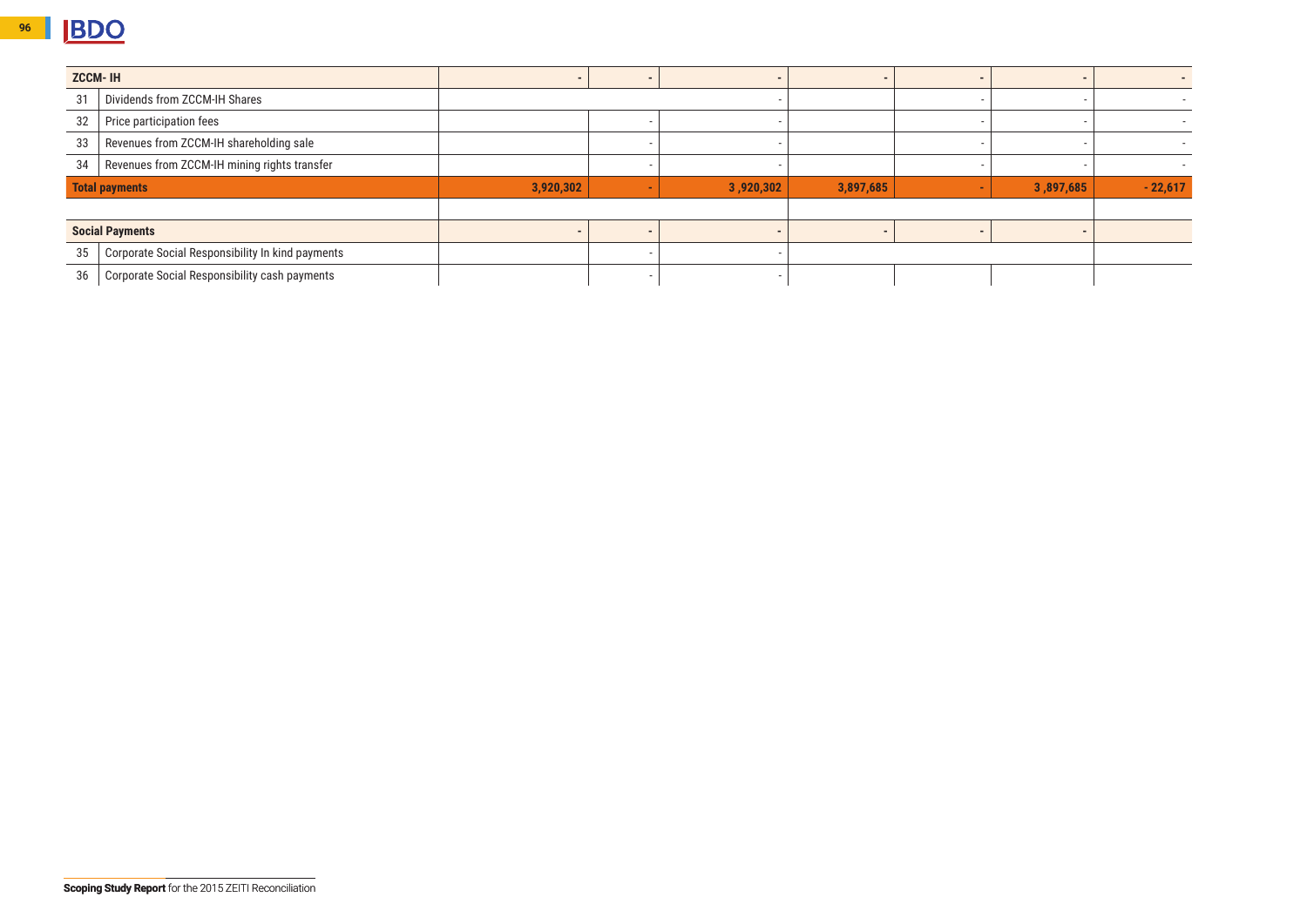| | | | | | | | | |
|---|---|---|---|---|---|---|---|---|
| **ZCCM- IH** | | - | - | - | - | - | - | - |
| 31 | Dividends from ZCCM-IH Shares | | | - | | - | - | - |
| 32 | Price participation fees | | - | - | | - | - | - |
| 33 | Revenues from ZCCM-IH shareholding sale | | - | - | | - | - | - |
| 34 | Revenues from ZCCM-IH mining rights transfer | | - | - | | - | - | - |
| **Total payments** | | **3,920,302** | **-** | **3 ,920,302** | **3,897,685** | **-** | **3 ,897,685** | **- 22,617** |
| | | | | | | | | |
| **Social Payments** | | - | - | - | - | - | - | |
| 35 | Corporate Social Responsibility In kind payments | | - | - | | | | |
| 36 | Corporate Social Responsibility cash payments | | - | - | | | | |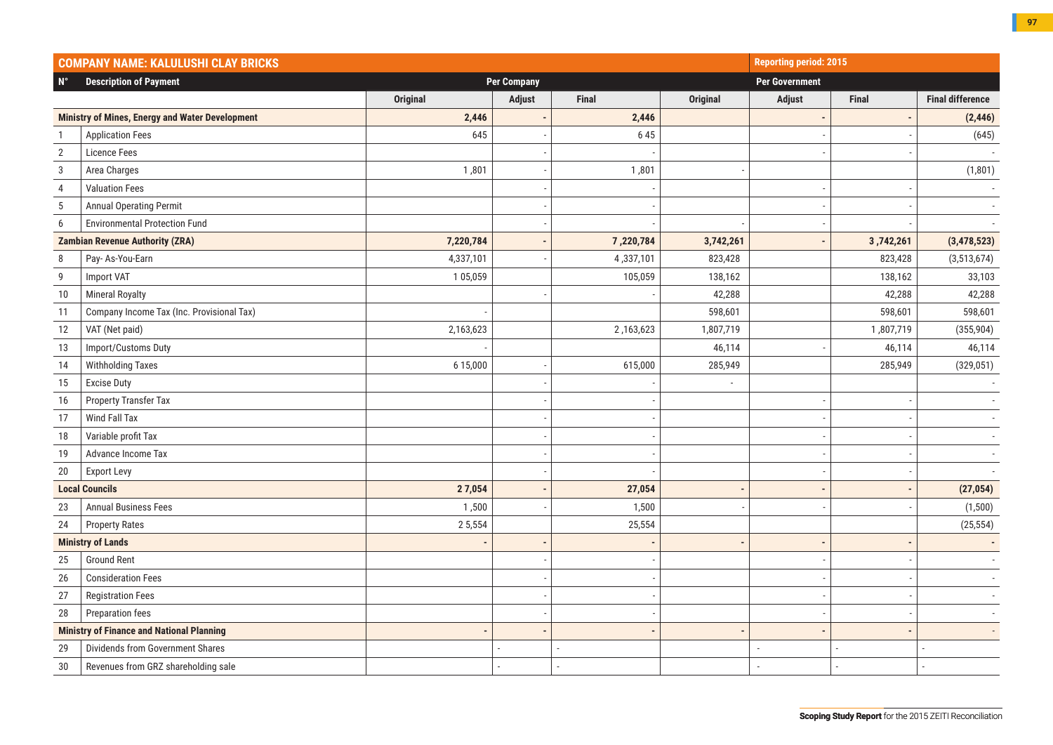| COMPANY NAME: KALULUSHI CLAY BRICKS | | | | | Reporting period: 2015 | | | |
|---|---|---|---|---|---|---|---|---|
| N° | Description of Payment | Per Company | | | Per Government | | | |
| | | Original | Adjust | Final | Original | Adjust | Final | Final difference |
| **Ministry of Mines, Energy and Water Development** | | **2,446** | **-** | **2,446** | | **-** | **-** | **(2,446)** |
| 1 | Application Fees | 645 | - | 6 45 | | - | - | (645) |
| 2 | Licence Fees | | - | - | | - | - | - |
| 3 | Area Charges | 1 ,801 | - | 1 ,801 | - | | | (1,801) |
| 4 | Valuation Fees | | - | - | | - | - | - |
| 5 | Annual Operating Permit | | - | - | | - | - | - |
| 6 | Environmental Protection Fund | | - | - | - | - | - | - |
| **Zambian Revenue Authority (ZRA)** | | **7,220,784** | **-** | **7 ,220,784** | **3,742,261** | **-** | **3 ,742,261** | **(3,478,523)** |
| 8 | Pay- As-You-Earn | 4,337,101 | - | 4 ,337,101 | 823,428 | | 823,428 | (3,513,674) |
| 9 | Import VAT | 1 05,059 | | 105,059 | 138,162 | | 138,162 | 33,103 |
| 10 | Mineral Royalty | | - | - | 42,288 | | 42,288 | 42,288 |
| 11 | Company Income Tax (Inc. Provisional Tax) | - | | | 598,601 | | 598,601 | 598,601 |
| 12 | VAT (Net paid) | 2,163,623 | | 2 ,163,623 | 1,807,719 | | 1 ,807,719 | (355,904) |
| 13 | Import/Customs Duty | - | | | 46,114 | - | 46,114 | 46,114 |
| 14 | Withholding Taxes | 6 15,000 | - | 615,000 | 285,949 | | 285,949 | (329,051) |
| 15 | Excise Duty | | - | - | - | | | - |
| 16 | Property Transfer Tax | | - | - | | - | - | - |
| 17 | Wind Fall Tax | | - | - | | - | - | - |
| 18 | Variable profit Tax | | - | - | | - | - | - |
| 19 | Advance Income Tax | | - | - | | - | - | - |
| 20 | Export Levy | | - | - | | - | - | - |
| **Local Councils** | | **2 7,054** | **-** | **27,054** | **-** | **-** | **-** | **(27,054)** |
| 23 | Annual Business Fees | 1 ,500 | - | 1,500 | - | - | - | (1,500) |
| 24 | Property Rates | 2 5,554 | | 25,554 | | | | (25,554) |
| **Ministry of Lands** | | **-** | **-** | **-** | **-** | **-** | **-** | **-** |
| 25 | Ground Rent | | - | - | | - | - | - |
| 26 | Consideration Fees | | - | - | | - | - | - |
| 27 | Registration Fees | | - | - | | - | - | - |
| 28 | Preparation fees | | - | - | | - | - | - |
| **Ministry of Finance and National Planning** | | **-** | **-** | **-** | **-** | **-** | **-** | **-** |
| 29 | Dividends from Government Shares | | - | - | | - | - | - |
| 30 | Revenues from GRZ shareholding sale | | - | - | | - | - | - |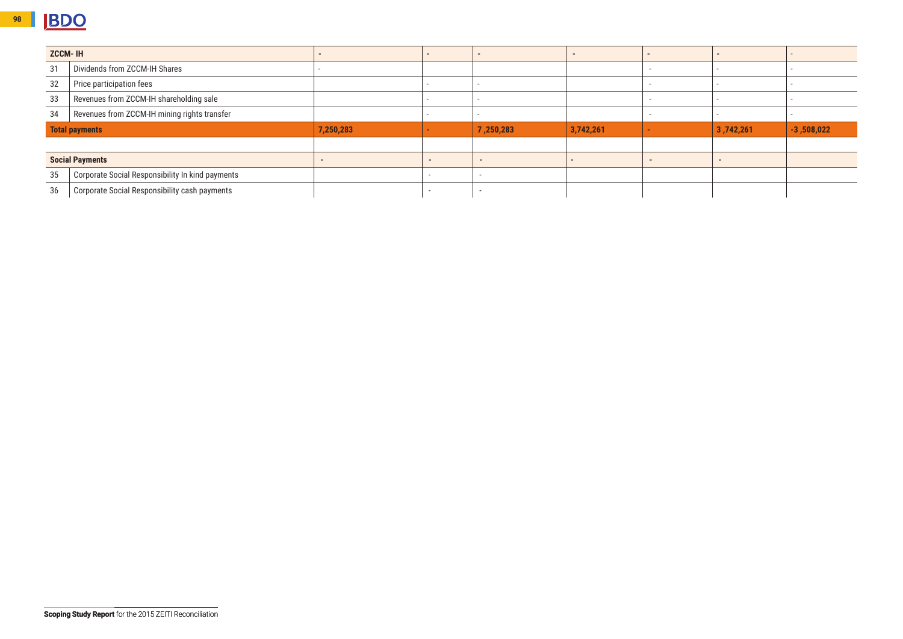| | | | | | | | | |
|---|---|---|---|---|---|---|---|---|
| **ZCCM- IH** | | - | - | - | - | - | - | - |
| 31 | Dividends from ZCCM-IH Shares | - | | | | - | - | - |
| 32 | Price participation fees | | - | - | | - | - | - |
| 33 | Revenues from ZCCM-IH shareholding sale | | - | - | | - | - | - |
| 34 | Revenues from ZCCM-IH mining rights transfer | | - | - | | - | - | - |
| **Total payments** | | **7,250,283** | **-** | **7 ,250,283** | **3,742,261** | **-** | **3 ,742,261** | **-3 ,508,022** |
| | | | | | | | | |
| **Social Payments** | | - | - | - | - | - | - | |
| 35 | Corporate Social Responsibility In kind payments | | - | - | | | | |
| 36 | Corporate Social Responsibility cash payments | | - | - | | | | |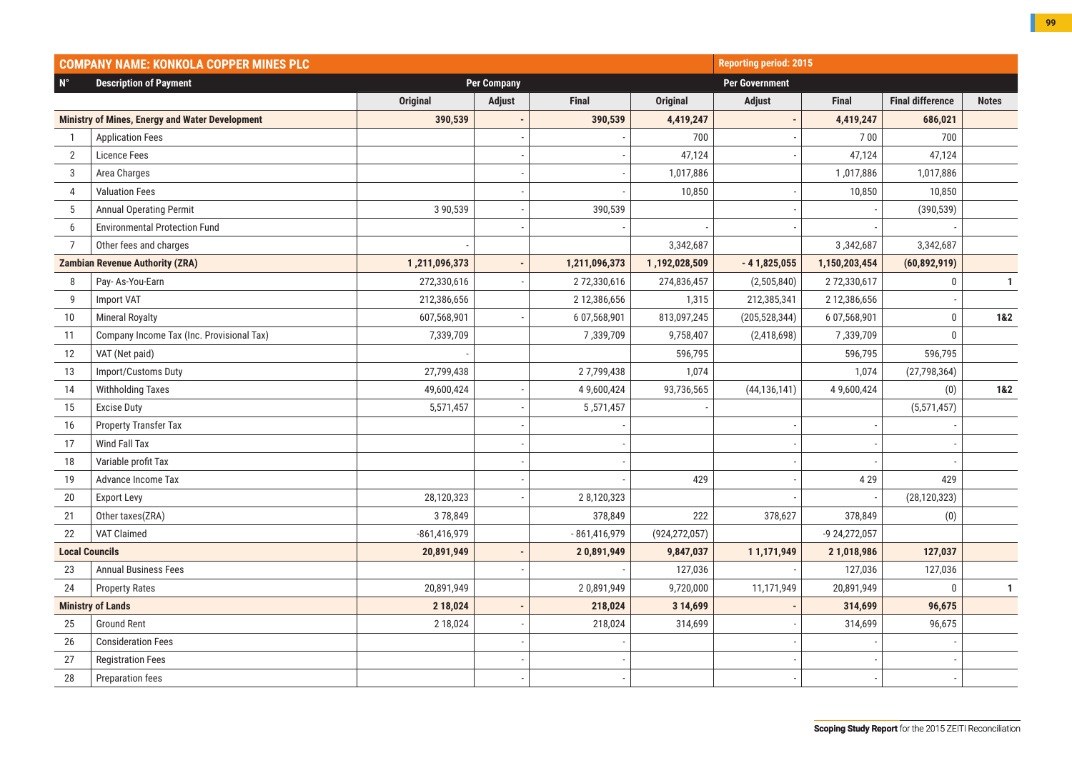| COMPANY NAME: KONKOLA COPPER MINES PLC | | | | | Reporting period: 2015 | | | | |
|---|---|---|---|---|---|---|---|---|---|
| N° | Description of Payment | Per Company | | | Per Government | | | | |
| | | Original | Adjust | Final | Original | Adjust | Final | Final difference | Notes |
| Ministry of Mines, Energy and Water Development | | 390,539 | - | 390,539 | 4,419,247 | - | 4,419,247 | 686,021 | |
| 1 | Application Fees | | - | - | 700 | - | 7 00 | 700 | |
| 2 | Licence Fees | | - | - | 47,124 | - | 47,124 | 47,124 | |
| 3 | Area Charges | | - | - | 1,017,886 | | 1 ,017,886 | 1,017,886 | |
| 4 | Valuation Fees | | - | - | 10,850 | - | 10,850 | 10,850 | |
| 5 | Annual Operating Permit | 3 90,539 | - | 390,539 | | - | - | (390,539) | |
| 6 | Environmental Protection Fund | | - | - | - | - | - | - | |
| 7 | Other fees and charges | - | | | 3,342,687 | | 3 ,342,687 | 3,342,687 | |
| Zambian Revenue Authority (ZRA) | | 1 ,211,096,373 | - | 1,211,096,373 | 1 ,192,028,509 | - 4 1,825,055 | 1,150,203,454 | (60,892,919) | |
| 8 | Pay- As-You-Earn | 272,330,616 | - | 2 72,330,616 | 274,836,457 | (2,505,840) | 2 72,330,617 | 0 | 1 |
| 9 | Import VAT | 212,386,656 | | 2 12,386,656 | 1,315 | 212,385,341 | 2 12,386,656 | - | |
| 10 | Mineral Royalty | 607,568,901 | - | 6 07,568,901 | 813,097,245 | (205,528,344) | 6 07,568,901 | 0 | 1&2 |
| 11 | Company Income Tax (Inc. Provisional Tax) | 7,339,709 | | 7 ,339,709 | 9,758,407 | (2,418,698) | 7 ,339,709 | 0 | |
| 12 | VAT (Net paid) | - | | | 596,795 | | 596,795 | 596,795 | |
| 13 | Import/Customs Duty | 27,799,438 | | 2 7,799,438 | 1,074 | | 1,074 | (27,798,364) | |
| 14 | Withholding Taxes | 49,600,424 | - | 4 9,600,424 | 93,736,565 | (44,136,141) | 4 9,600,424 | (0) | 1&2 |
| 15 | Excise Duty | 5,571,457 | - | 5 ,571,457 | - | | | (5,571,457) | |
| 16 | Property Transfer Tax | | - | - | | - | - | - | |
| 17 | Wind Fall Tax | | - | - | | - | - | - | |
| 18 | Variable profit Tax | | - | - | | - | - | - | |
| 19 | Advance Income Tax | | - | - | 429 | - | 4 29 | 429 | |
| 20 | Export Levy | 28,120,323 | - | 2 8,120,323 | | - | - | (28,120,323) | |
| 21 | Other taxes(ZRA) | 3 78,849 | | 378,849 | 222 | 378,627 | 378,849 | (0) | |
| 22 | VAT Claimed | -861,416,979 | | - 861,416,979 | (924,272,057) | | -9 24,272,057 | | |
| Local Councils | | 20,891,949 | - | 2 0,891,949 | 9,847,037 | 1 1,171,949 | 2 1,018,986 | 127,037 | |
| 23 | Annual Business Fees | | - | - | 127,036 | - | 127,036 | 127,036 | |
| 24 | Property Rates | 20,891,949 | | 2 0,891,949 | 9,720,000 | 11,171,949 | 20,891,949 | 0 | 1 |
| Ministry of Lands | | 2 18,024 | - | 218,024 | 3 14,699 | - | 314,699 | 96,675 | |
| 25 | Ground Rent | 2 18,024 | - | 218,024 | 314,699 | - | 314,699 | 96,675 | |
| 26 | Consideration Fees | | - | - | | - | - | - | |
| 27 | Registration Fees | | - | - | | - | - | - | |
| 28 | Preparation fees | | - | - | | - | - | - | |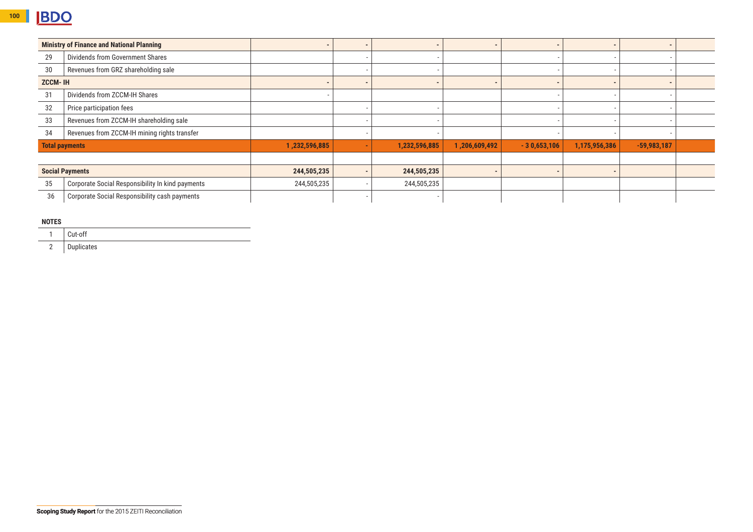| | | | | | | | | | |
|---|---|---|---|---|---|---|---|---|---|
| **Ministry of Finance and National Planning** | | - | - | - | - | - | - | - | |
| 29 | Dividends from Government Shares | | - | - | | - | - | - | |
| 30 | Revenues from GRZ shareholding sale | | - | - | | - | - | - | |
| **ZCCM- IH** | | - | - | - | - | - | - | - | |
| 31 | Dividends from ZCCM-IH Shares | - | | | | - | - | - | |
| 32 | Price participation fees | | - | - | | - | - | - | |
| 33 | Revenues from ZCCM-IH shareholding sale | | - | - | | - | - | - | |
| 34 | Revenues from ZCCM-IH mining rights transfer | | - | - | | - | - | - | |
| **Total payments** | | **1 ,232,596,885** | **-** | **1,232,596,885** | **1 ,206,609,492** | **- 3 0,653,106** | **1,175,956,386** | **-59,983,187** | |
| | | | | | | | | | |
| **Social Payments** | | **244,505,235** | **-** | **244,505,235** | **-** | **-** | **-** | | |
| 35 | Corporate Social Responsibility In kind payments | 244,505,235 | - | 244,505,235 | | | | | |
| 36 | Corporate Social Responsibility cash payments | | - | - | | | | | |

**NOTES**

| | |
|---|---|
| 1 | Cut-off |
| 2 | Duplicates |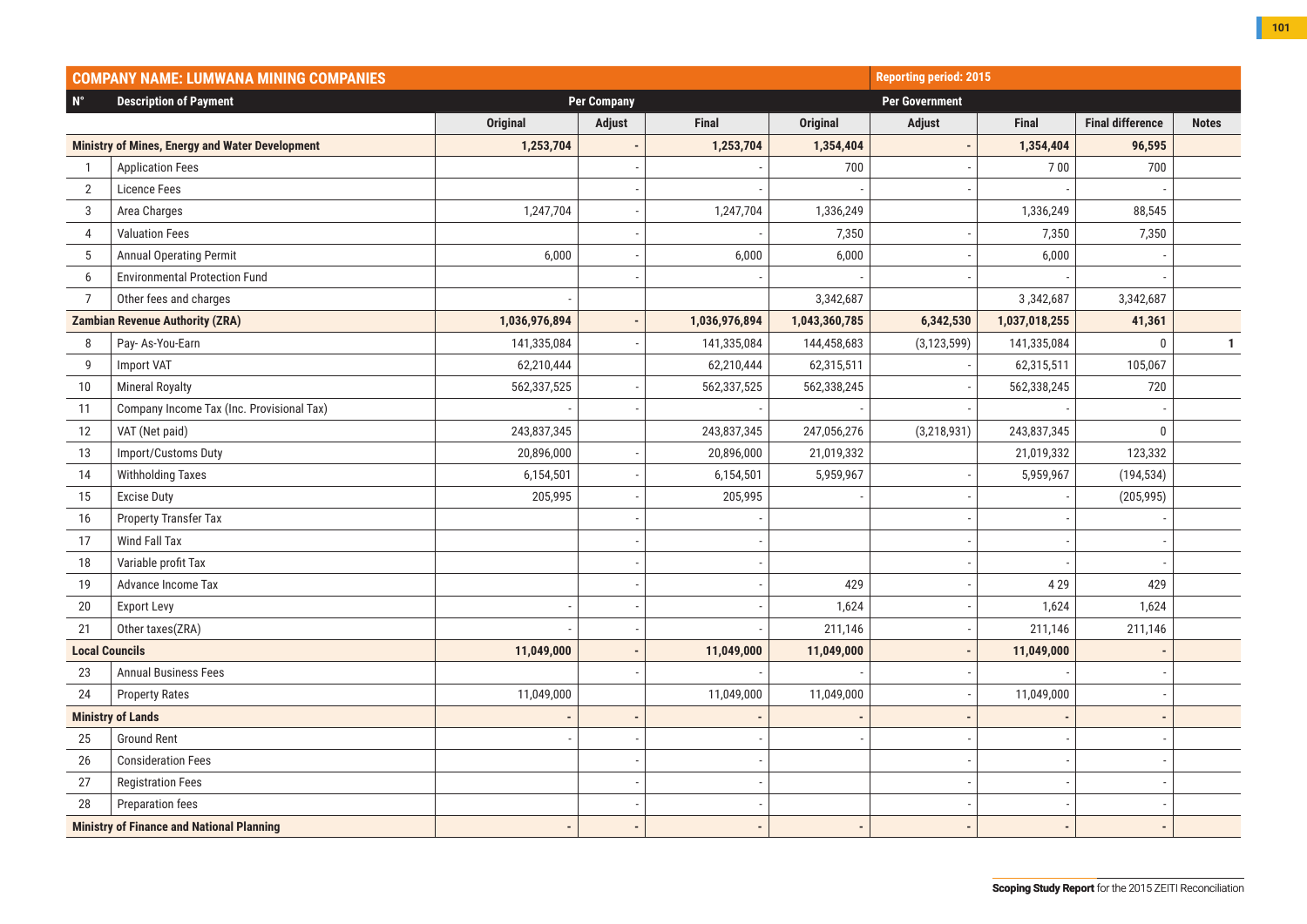| COMPANY NAME: LUMWANA MINING COMPANIES | | | | | Reporting period: 2015 | | | | |
|---|---|---|---|---|---|---|---|---|---|
| N° | Description of Payment | Per Company | | | Per Government | | | | |
| | | Original | Adjust | Final | Original | Adjust | Final | Final difference | Notes |
| Ministry of Mines, Energy and Water Development | | **1,253,704** | **-** | **1,253,704** | **1,354,404** | **-** | **1,354,404** | **96,595** | |
| 1 | Application Fees | | - | - | 700 | - | 7 00 | 700 | |
| 2 | Licence Fees | | - | - | - | - | - | - | |
| 3 | Area Charges | 1,247,704 | - | 1,247,704 | 1,336,249 | | 1,336,249 | 88,545 | |
| 4 | Valuation Fees | | - | - | 7,350 | - | 7,350 | 7,350 | |
| 5 | Annual Operating Permit | 6,000 | - | 6,000 | 6,000 | - | 6,000 | - | |
| 6 | Environmental Protection Fund | | - | - | - | - | - | - | |
| 7 | Other fees and charges | - | | | 3,342,687 | | 3 ,342,687 | 3,342,687 | |
| Zambian Revenue Authority (ZRA) | | **1,036,976,894** | **-** | **1,036,976,894** | **1,043,360,785** | **6,342,530** | **1,037,018,255** | **41,361** | |
| 8 | Pay- As-You-Earn | 141,335,084 | - | 141,335,084 | 144,458,683 | (3,123,599) | 141,335,084 | 0 | 1 |
| 9 | Import VAT | 62,210,444 | | 62,210,444 | 62,315,511 | - | 62,315,511 | 105,067 | |
| 10 | Mineral Royalty | 562,337,525 | - | 562,337,525 | 562,338,245 | - | 562,338,245 | 720 | |
| 11 | Company Income Tax (Inc. Provisional Tax) | - | - | - | - | - | - | - | |
| 12 | VAT (Net paid) | 243,837,345 | | 243,837,345 | 247,056,276 | (3,218,931) | 243,837,345 | 0 | |
| 13 | Import/Customs Duty | 20,896,000 | - | 20,896,000 | 21,019,332 | | 21,019,332 | 123,332 | |
| 14 | Withholding Taxes | 6,154,501 | - | 6,154,501 | 5,959,967 | - | 5,959,967 | (194,534) | |
| 15 | Excise Duty | 205,995 | - | 205,995 | - | - | - | (205,995) | |
| 16 | Property Transfer Tax | | - | - | | - | - | - | |
| 17 | Wind Fall Tax | | - | - | | - | - | - | |
| 18 | Variable profit Tax | | - | - | | - | - | - | |
| 19 | Advance Income Tax | | - | - | 429 | - | 4 29 | 429 | |
| 20 | Export Levy | - | - | - | 1,624 | - | 1,624 | 1,624 | |
| 21 | Other taxes(ZRA) | - | - | - | 211,146 | - | 211,146 | 211,146 | |
| Local Councils | | **11,049,000** | **-** | **11,049,000** | **11,049,000** | **-** | **11,049,000** | **-** | |
| 23 | Annual Business Fees | | - | - | - | - | - | - | |
| 24 | Property Rates | 11,049,000 | | 11,049,000 | 11,049,000 | - | 11,049,000 | - | |
| Ministry of Lands | | **-** | **-** | **-** | **-** | **-** | **-** | **-** | |
| 25 | Ground Rent | - | - | - | - | - | - | - | |
| 26 | Consideration Fees | | - | - | | - | - | - | |
| 27 | Registration Fees | | - | - | | - | - | - | |
| 28 | Preparation fees | | - | - | | - | - | - | |
| Ministry of Finance and National Planning | | **-** | **-** | **-** | **-** | **-** | **-** | **-** | |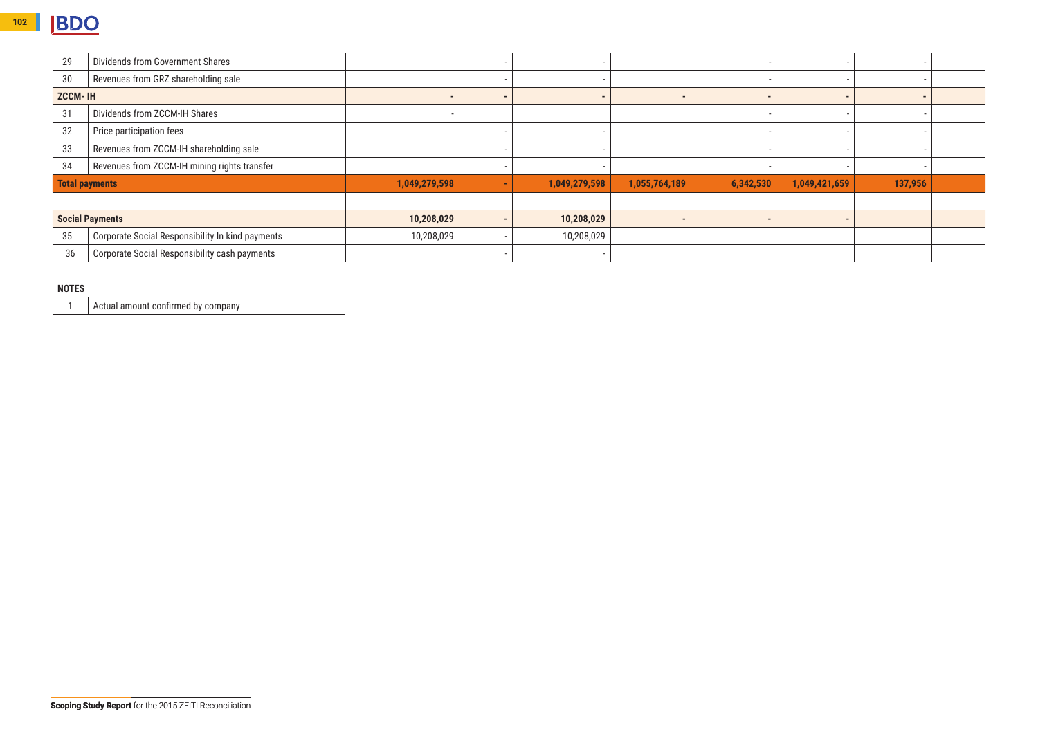| | | | | | | | | | |
|---|---|---|---|---|---|---|---|---|---|
| 29 | Dividends from Government Shares | | - | - | | - | - | - | |
| 30 | Revenues from GRZ shareholding sale | | - | - | | - | - | - | |
| **ZCCM- IH** | | **-** | **-** | **-** | **-** | **-** | **-** | **-** | |
| 31 | Dividends from ZCCM-IH Shares | - | | | | - | - | - | |
| 32 | Price participation fees | | - | - | | - | - | - | |
| 33 | Revenues from ZCCM-IH shareholding sale | | - | - | | - | - | - | |
| 34 | Revenues from ZCCM-IH mining rights transfer | | - | - | | - | - | - | |
| **Total payments** | | **1,049,279,598** | **-** | **1,049,279,598** | **1,055,764,189** | **6,342,530** | **1,049,421,659** | **137,956** | |
| | | | | | | | | | |
| **Social Payments** | | **10,208,029** | **-** | **10,208,029** | **-** | **-** | **-** | | |
| 35 | Corporate Social Responsibility In kind payments | 10,208,029 | - | 10,208,029 | | | | | |
| 36 | Corporate Social Responsibility cash payments | | - | - | | | | | |

**NOTES**

| | |
|---|---|
| 1 | Actual amount confirmed by company |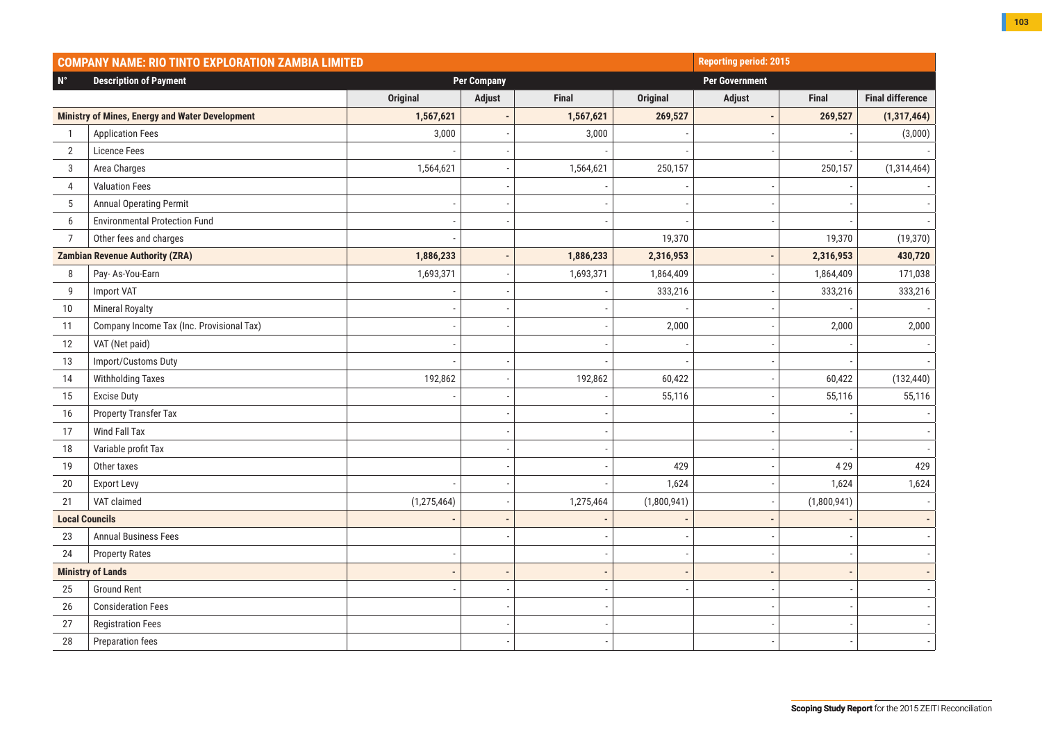| COMPANY NAME: RIO TINTO EXPLORATION ZAMBIA LIMITED | | | | | | Reporting period: 2015 | | |
|---|---|---|---|---|---|---|---|---|
| N° | Description of Payment | Per Company | | | Per Government | | | |
| | | Original | Adjust | Final | Original | Adjust | Final | Final difference |
| **Ministry of Mines, Energy and Water Development** | | **1,567,621** | **-** | **1,567,621** | **269,527** | **-** | **269,527** | **(1,317,464)** |
| 1 | Application Fees | 3,000 | - | 3,000 | - | - | - | (3,000) |
| 2 | Licence Fees | - | - | - | - | - | - | - |
| 3 | Area Charges | 1,564,621 | - | 1,564,621 | 250,157 | | 250,157 | (1,314,464) |
| 4 | Valuation Fees | | - | - | - | - | - | - |
| 5 | Annual Operating Permit | - | - | - | - | - | - | - |
| 6 | Environmental Protection Fund | - | - | - | - | - | - | - |
| 7 | Other fees and charges | - | | | 19,370 | | 19,370 | (19,370) |
| **Zambian Revenue Authority (ZRA)** | | **1,886,233** | **-** | **1,886,233** | **2,316,953** | **-** | **2,316,953** | **430,720** |
| 8 | Pay- As-You-Earn | 1,693,371 | - | 1,693,371 | 1,864,409 | - | 1,864,409 | 171,038 |
| 9 | Import VAT | - | - | - | 333,216 | - | 333,216 | 333,216 |
| 10 | Mineral Royalty | - | - | - | - | - | - | - |
| 11 | Company Income Tax (Inc. Provisional Tax) | - | - | - | 2,000 | - | 2,000 | 2,000 |
| 12 | VAT (Net paid) | - | | - | - | - | - | - |
| 13 | Import/Customs Duty | - | - | - | - | - | - | - |
| 14 | Withholding Taxes | 192,862 | - | 192,862 | 60,422 | - | 60,422 | (132,440) |
| 15 | Excise Duty | - | - | - | 55,116 | - | 55,116 | 55,116 |
| 16 | Property Transfer Tax | | - | - | | - | - | - |
| 17 | Wind Fall Tax | | - | - | | - | - | - |
| 18 | Variable profit Tax | | - | - | | - | - | - |
| 19 | Other taxes | | - | - | 429 | - | 4 29 | 429 |
| 20 | Export Levy | - | - | - | 1,624 | - | 1,624 | 1,624 |
| 21 | VAT claimed | (1,275,464) | - | 1,275,464 | (1,800,941) | - | (1,800,941) | - |
| **Local Councils** | | **-** | **-** | **-** | **-** | **-** | **-** | **-** |
| 23 | Annual Business Fees | | - | - | - | - | - | - |
| 24 | Property Rates | - | | - | - | - | - | - |
| **Ministry of Lands** | | **-** | **-** | **-** | **-** | **-** | **-** | **-** |
| 25 | Ground Rent | - | - | - | - | - | - | - |
| 26 | Consideration Fees | | - | - | | - | - | - |
| 27 | Registration Fees | | - | - | | - | - | - |
| 28 | Preparation fees | | - | - | | - | - | - |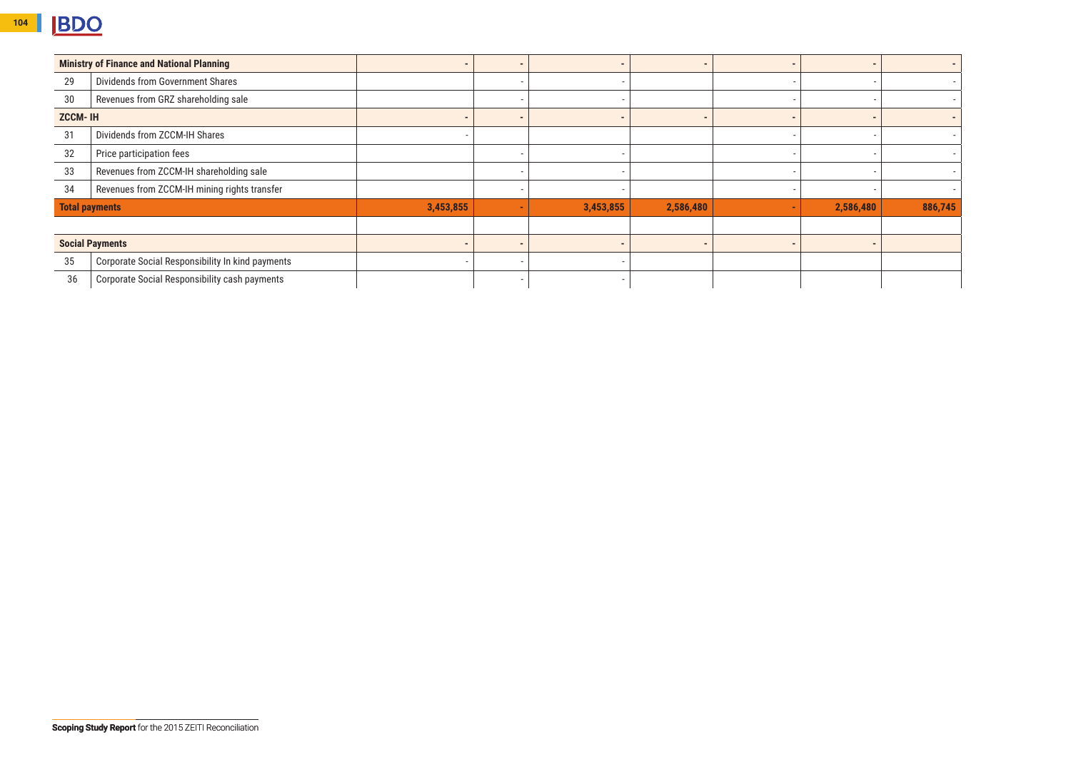| | | | | | | | | |
|---|---|---|---|---|---|---|---|---|
| **Ministry of Finance and National Planning** | | - | - | - | - | - | - | - |
| 29 | Dividends from Government Shares | | - | - | | - | - | - |
| 30 | Revenues from GRZ shareholding sale | | - | - | | - | - | - |
| **ZCCM- IH** | | - | - | - | - | - | - | - |
| 31 | Dividends from ZCCM-IH Shares | - | | | | - | - | - |
| 32 | Price participation fees | | - | - | | - | - | - |
| 33 | Revenues from ZCCM-IH shareholding sale | | - | - | | - | - | - |
| 34 | Revenues from ZCCM-IH mining rights transfer | | - | - | | - | - | - |
| **Total payments** | | **3,453,855** | **-** | **3,453,855** | **2,586,480** | **-** | **2,586,480** | **886,745** |
| | | | | | | | | |
| **Social Payments** | | - | - | - | - | - | - | |
| 35 | Corporate Social Responsibility In kind payments | - | - | - | | | | |
| 36 | Corporate Social Responsibility cash payments | | - | - | | | | |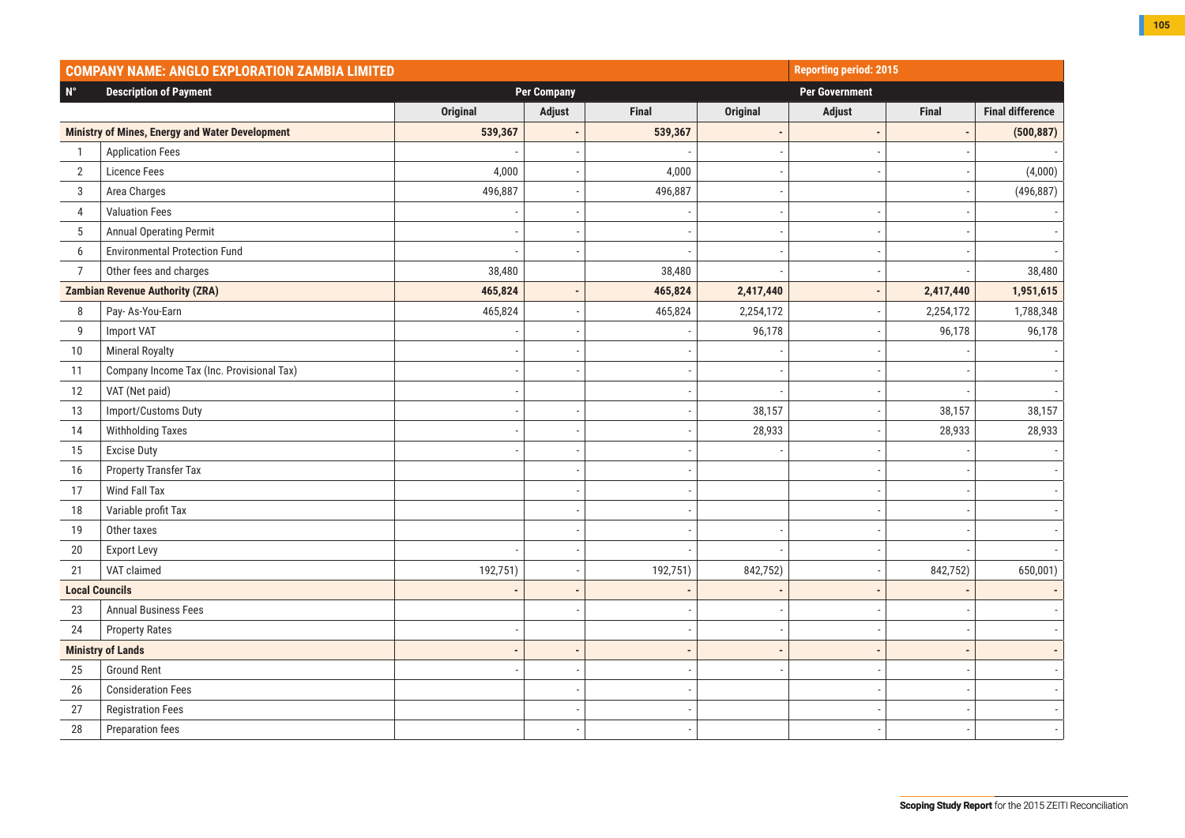| COMPANY NAME: ANGLO EXPLORATION ZAMBIA LIMITED | | | | | Reporting period: 2015 | | | |
|---|---|---|---|---|---|---|---|---|
| N° | Description of Payment | Per Company | | | Per Government | | | |
| | | Original | Adjust | Final | Original | Adjust | Final | Final difference |
| **Ministry of Mines, Energy and Water Development** | | **539,367** | **-** | **539,367** | **-** | **-** | **-** | **(500,887)** |
| 1 | Application Fees | - | - | - | - | - | - | - |
| 2 | Licence Fees | 4,000 | - | 4,000 | - | - | - | (4,000) |
| 3 | Area Charges | 496,887 | - | 496,887 | - | | - | (496,887) |
| 4 | Valuation Fees | - | - | - | - | - | - | - |
| 5 | Annual Operating Permit | - | - | - | - | - | - | - |
| 6 | Environmental Protection Fund | - | - | - | - | - | - | - |
| 7 | Other fees and charges | 38,480 | | 38,480 | - | - | - | 38,480 |
| **Zambian Revenue Authority (ZRA)** | | **465,824** | **-** | **465,824** | **2,417,440** | **-** | **2,417,440** | **1,951,615** |
| 8 | Pay- As-You-Earn | 465,824 | - | 465,824 | 2,254,172 | - | 2,254,172 | 1,788,348 |
| 9 | Import VAT | - | - | - | 96,178 | - | 96,178 | 96,178 |
| 10 | Mineral Royalty | - | - | - | - | - | - | - |
| 11 | Company Income Tax (Inc. Provisional Tax) | - | - | - | - | - | - | - |
| 12 | VAT (Net paid) | - | | - | - | - | - | - |
| 13 | Import/Customs Duty | - | - | - | 38,157 | - | 38,157 | 38,157 |
| 14 | Withholding Taxes | - | - | - | 28,933 | - | 28,933 | 28,933 |
| 15 | Excise Duty | - | - | - | - | - | - | - |
| 16 | Property Transfer Tax | | - | - | | - | - | - |
| 17 | Wind Fall Tax | | - | - | | - | - | - |
| 18 | Variable profit Tax | | - | - | | - | - | - |
| 19 | Other taxes | | - | - | - | - | - | - |
| 20 | Export Levy | - | - | - | - | - | - | - |
| 21 | VAT claimed | 192,751) | - | 192,751) | 842,752) | - | 842,752) | 650,001) |
| **Local Councils** | | **-** | **-** | **-** | **-** | **-** | **-** | **-** |
| 23 | Annual Business Fees | | - | - | - | - | - | - |
| 24 | Property Rates | - | | - | - | - | - | - |
| **Ministry of Lands** | | **-** | **-** | **-** | **-** | **-** | **-** | **-** |
| 25 | Ground Rent | - | - | - | - | - | - | - |
| 26 | Consideration Fees | | - | - | | - | - | - |
| 27 | Registration Fees | | - | - | | - | - | - |
| 28 | Preparation fees | | - | - | | - | - | - |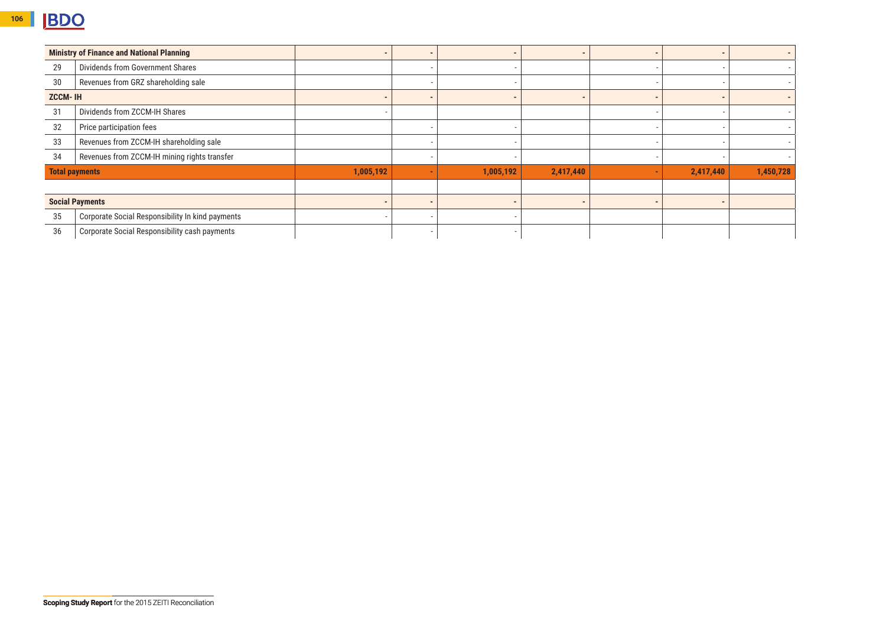| | | | | | | | | |
|---|---|---|---|---|---|---|---|---|
| **Ministry of Finance and National Planning** | | - | - | - | - | - | - | - |
| 29 | Dividends from Government Shares | | - | - | | - | - | - |
| 30 | Revenues from GRZ shareholding sale | | - | - | | - | - | - |
| **ZCCM- IH** | | - | - | - | - | - | - | - |
| 31 | Dividends from ZCCM-IH Shares | - | | | | - | - | - |
| 32 | Price participation fees | | - | - | | - | - | - |
| 33 | Revenues from ZCCM-IH shareholding sale | | - | - | | - | - | - |
| 34 | Revenues from ZCCM-IH mining rights transfer | | - | - | | - | - | - |
| **Total payments** | | **1,005,192** | **-** | **1,005,192** | **2,417,440** | **-** | **2,417,440** | **1,450,728** |
| | | | | | | | | |
| **Social Payments** | | - | - | - | - | - | - | |
| 35 | Corporate Social Responsibility In kind payments | - | - | - | | | | |
| 36 | Corporate Social Responsibility cash payments | | - | - | | | | |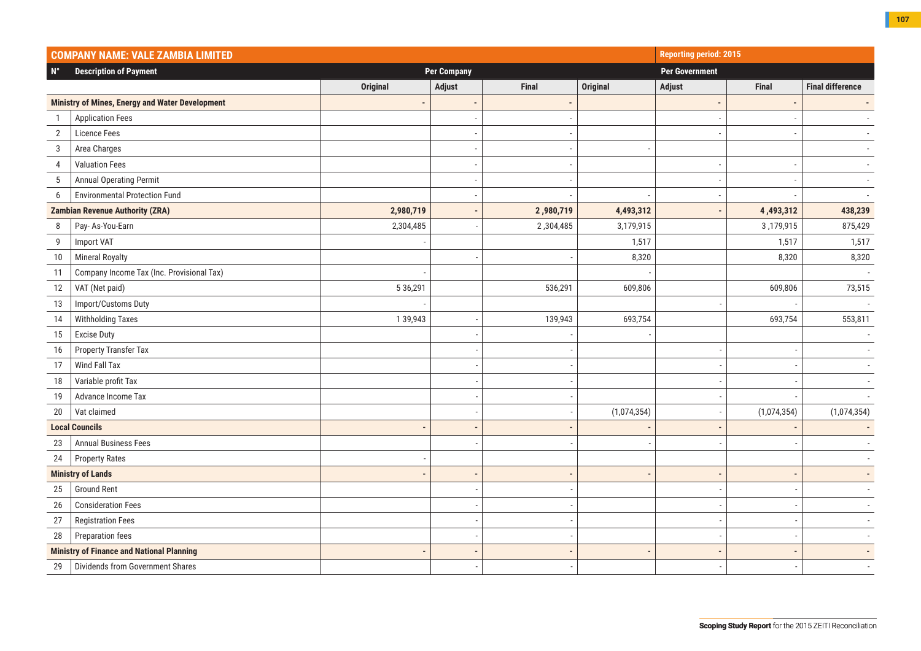| COMPANY NAME: VALE ZAMBIA LIMITED | | | | | | Reporting period: 2015 | | |
|---|---|---|---|---|---|---|---|---|
| N° | Description of Payment | Per Company | | | Per Government | | | |
| | | Original | Adjust | Final | Original | Adjust | Final | Final difference |
| **Ministry of Mines, Energy and Water Development** | | - | - | - | | - | - | - |
| 1 | Application Fees | | - | - | | - | - | - |
| 2 | Licence Fees | | - | - | | - | - | - |
| 3 | Area Charges | | - | - | - | | | - |
| 4 | Valuation Fees | | - | - | | - | - | - |
| 5 | Annual Operating Permit | | - | - | | - | - | - |
| 6 | Environmental Protection Fund | | - | - | - | - | - | - |
| **Zambian Revenue Authority (ZRA)** | | **2,980,719** | - | **2 ,980,719** | **4,493,312** | - | **4 ,493,312** | **438,239** |
| 8 | Pay- As-You-Earn | 2,304,485 | - | 2 ,304,485 | 3,179,915 | | 3 ,179,915 | 875,429 |
| 9 | Import VAT | - | | | 1,517 | | 1,517 | 1,517 |
| 10 | Mineral Royalty | | - | - | 8,320 | | 8,320 | 8,320 |
| 11 | Company Income Tax (Inc. Provisional Tax) | - | | | - | | | - |
| 12 | VAT (Net paid) | 5 36,291 | | 536,291 | 609,806 | | 609,806 | 73,515 |
| 13 | Import/Customs Duty | - | | | | - | - | - |
| 14 | Withholding Taxes | 1 39,943 | - | 139,943 | 693,754 | | 693,754 | 553,811 |
| 15 | Excise Duty | | - | - | - | | | - |
| 16 | Property Transfer Tax | | - | - | | - | - | - |
| 17 | Wind Fall Tax | | - | - | | - | - | - |
| 18 | Variable profit Tax | | - | - | | - | - | - |
| 19 | Advance Income Tax | | - | - | | - | - | - |
| 20 | Vat claimed | | - | - | (1,074,354) | - | (1,074,354) | (1,074,354) |
| **Local Councils** | | - | - | - | - | - | - | - |
| 23 | Annual Business Fees | | - | - | - | - | - | - |
| 24 | Property Rates | - | | | | | | - |
| **Ministry of Lands** | | - | - | - | - | - | - | - |
| 25 | Ground Rent | | - | - | | - | - | - |
| 26 | Consideration Fees | | - | - | | - | - | - |
| 27 | Registration Fees | | - | - | | - | - | - |
| 28 | Preparation fees | | - | - | | - | - | - |
| **Ministry of Finance and National Planning** | | - | - | - | - | - | - | - |
| 29 | Dividends from Government Shares | | - | - | | - | - | - |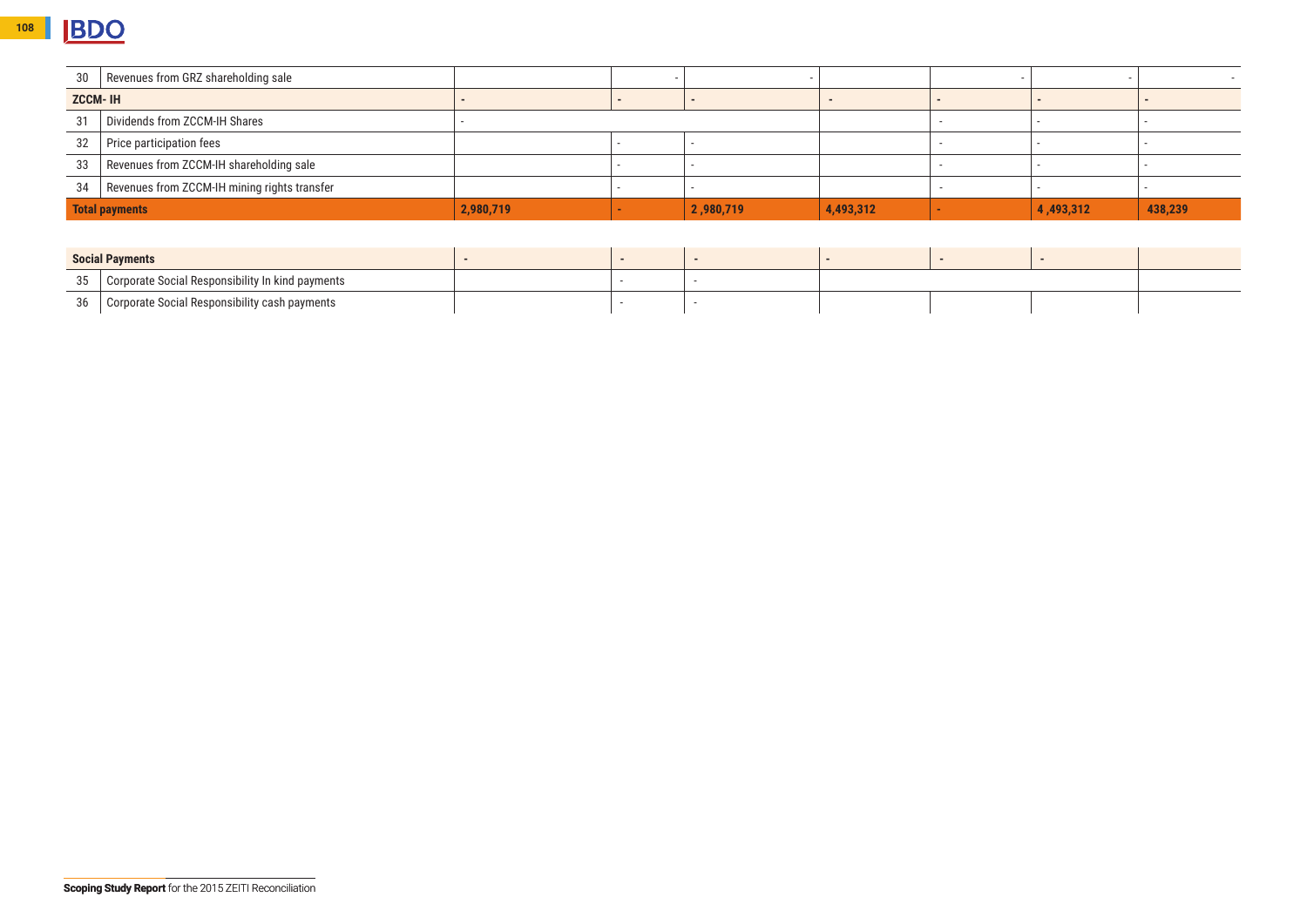| | | | | | | | | |
|---|---|---|---|---|---|---|---|---|
| 30 | Revenues from GRZ shareholding sale | | - | - | | - | - | - |
| **ZCCM- IH** | | **-** | **-** | **-** | **-** | **-** | **-** | **-** |
| 31 | Dividends from ZCCM-IH Shares | - | | | | - | - | - |
| 32 | Price participation fees | | - | - | | - | - | - |
| 33 | Revenues from ZCCM-IH shareholding sale | | - | - | | - | - | - |
| 34 | Revenues from ZCCM-IH mining rights transfer | | - | - | | - | - | - |
| **Total payments** | | **2,980,719** | **-** | **2 ,980,719** | **4,493,312** | **-** | **4 ,493,312** | **438,239** |

| | | | | | | | | |
|---|---|---|---|---|---|---|---|---|
| **Social Payments** | | **-** | **-** | **-** | **-** | **-** | **-** | |
| 35 | Corporate Social Responsibility In kind payments | | - | - | | | | |
| 36 | Corporate Social Responsibility cash payments | | - | - | | | | |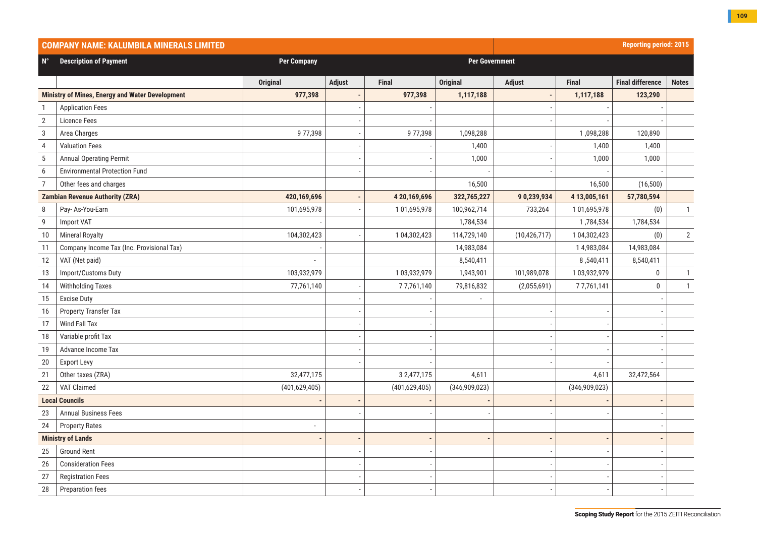| N° | Description of Payment | Per Company | | | Per Government | | | | |
|---|---|---|---|---|---|---|---|---|---|
| | | Original | Adjust | Final | Original | Adjust | Final | Final difference | Notes |
| **Ministry of Mines, Energy and Water Development** | | **977,398** | **-** | **977,398** | **1,117,188** | **-** | **1,117,188** | **123,290** | |
| 1 | Application Fees | | - | - | | - | - | - | |
| 2 | Licence Fees | | - | - | | - | - | - | |
| 3 | Area Charges | 9 77,398 | - | 9 77,398 | 1,098,288 | | 1 ,098,288 | 120,890 | |
| 4 | Valuation Fees | | - | - | 1,400 | - | 1,400 | 1,400 | |
| 5 | Annual Operating Permit | | - | - | 1,000 | - | 1,000 | 1,000 | |
| 6 | Environmental Protection Fund | | - | - | - | - | - | - | |
| 7 | Other fees and charges | | | | 16,500 | | 16,500 | (16,500) | |
| **Zambian Revenue Authority (ZRA)** | | **420,169,696** | **-** | **4 20,169,696** | **322,765,227** | **9 0,239,934** | **4 13,005,161** | **57,780,594** | |
| 8 | Pay- As-You-Earn | 101,695,978 | - | 1 01,695,978 | 100,962,714 | 733,264 | 1 01,695,978 | (0) | 1 |
| 9 | Import VAT | - | | | 1,784,534 | | 1 ,784,534 | 1,784,534 | |
| 10 | Mineral Royalty | 104,302,423 | - | 1 04,302,423 | 114,729,140 | (10,426,717) | 1 04,302,423 | (0) | 2 |
| 11 | Company Income Tax (Inc. Provisional Tax) | - | | | 14,983,084 | | 1 4,983,084 | 14,983,084 | |
| 12 | VAT (Net paid) | - | | | 8,540,411 | | 8 ,540,411 | 8,540,411 | |
| 13 | Import/Customs Duty | 103,932,979 | | 1 03,932,979 | 1,943,901 | 101,989,078 | 1 03,932,979 | 0 | 1 |
| 14 | Withholding Taxes | 77,761,140 | - | 7 7,761,140 | 79,816,832 | (2,055,691) | 7 7,761,141 | 0 | 1 |
| 15 | Excise Duty | | - | - | - | | | - | |
| 16 | Property Transfer Tax | | - | - | | - | - | - | |
| 17 | Wind Fall Tax | | - | - | | - | - | - | |
| 18 | Variable profit Tax | | - | - | | - | - | - | |
| 19 | Advance Income Tax | | - | - | | - | - | - | |
| 20 | Export Levy | | - | - | | - | - | - | |
| 21 | Other taxes (ZRA) | 32,477,175 | | 3 2,477,175 | 4,611 | | 4,611 | 32,472,564 | |
| 22 | VAT Claimed | (401,629,405) | | (401,629,405) | (346,909,023) | | (346,909,023) | | |
| **Local Councils** | | **-** | **-** | **-** | **-** | **-** | **-** | **-** | |
| 23 | Annual Business Fees | | - | - | - | - | - | - | |
| 24 | Property Rates | - | | | | | | - | |
| **Ministry of Lands** | | **-** | **-** | **-** | **-** | **-** | **-** | **-** | |
| 25 | Ground Rent | | - | - | | - | - | - | |
| 26 | Consideration Fees | | - | - | | - | - | - | |
| 27 | Registration Fees | | - | - | | - | - | - | |
| 28 | Preparation fees | | - | - | | - | - | - | |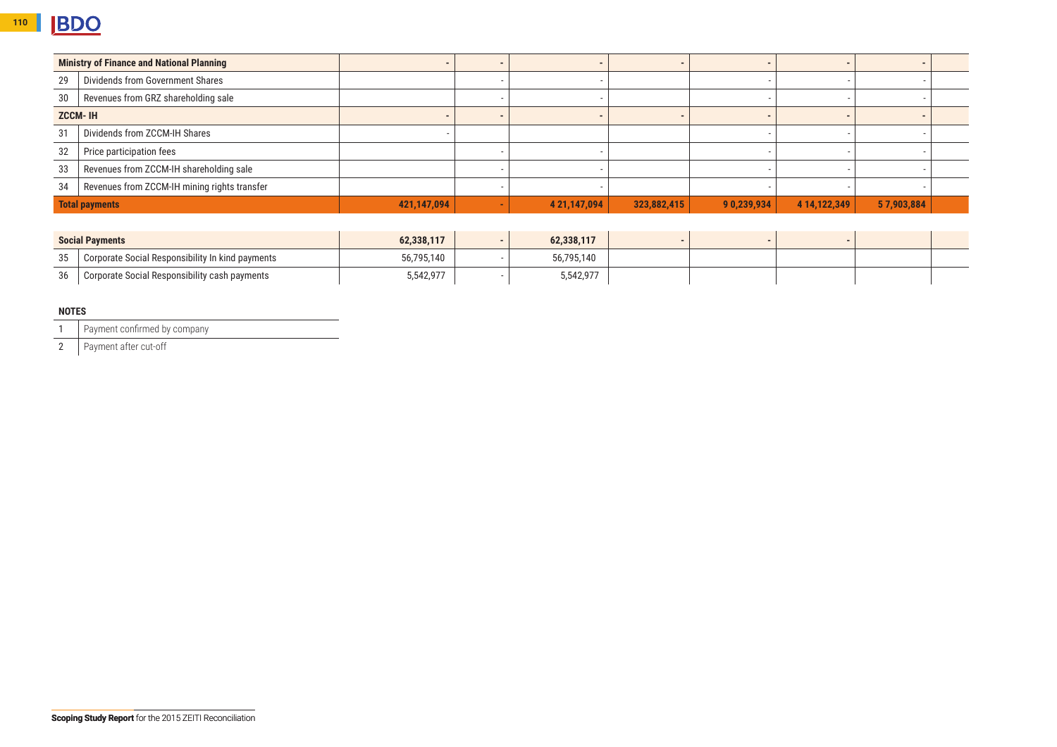| | | | | | | | | | |
|---|---|---|---|---|---|---|---|---|---|
| **Ministry of Finance and National Planning** | | - | - | - | - | - | - | - | |
| 29 | Dividends from Government Shares | | - | - | | - | - | - | |
| 30 | Revenues from GRZ shareholding sale | | - | - | | - | - | - | |
| **ZCCM- IH** | | - | - | - | - | - | - | - | |
| 31 | Dividends from ZCCM-IH Shares | - | | | | - | - | - | |
| 32 | Price participation fees | | - | - | | - | - | - | |
| 33 | Revenues from ZCCM-IH shareholding sale | | - | - | | - | - | - | |
| 34 | Revenues from ZCCM-IH mining rights transfer | | - | - | | - | - | - | |
| **Total payments** | | **421,147,094** | **-** | **4 21,147,094** | **323,882,415** | **9 0,239,934** | **4 14,122,349** | **5 7,903,884** | |

| | | | | | | | | | |
|---|---|---|---|---|---|---|---|---|---|
| **Social Payments** | | **62,338,117** | **-** | **62,338,117** | **-** | **-** | **-** | | |
| 35 | Corporate Social Responsibility In kind payments | 56,795,140 | - | 56,795,140 | | | | | |
| 36 | Corporate Social Responsibility cash payments | 5,542,977 | - | 5,542,977 | | | | | |

**NOTES**

| | |
|---|---|
| 1 | Payment confirmed by company |
| 2 | Payment after cut-off |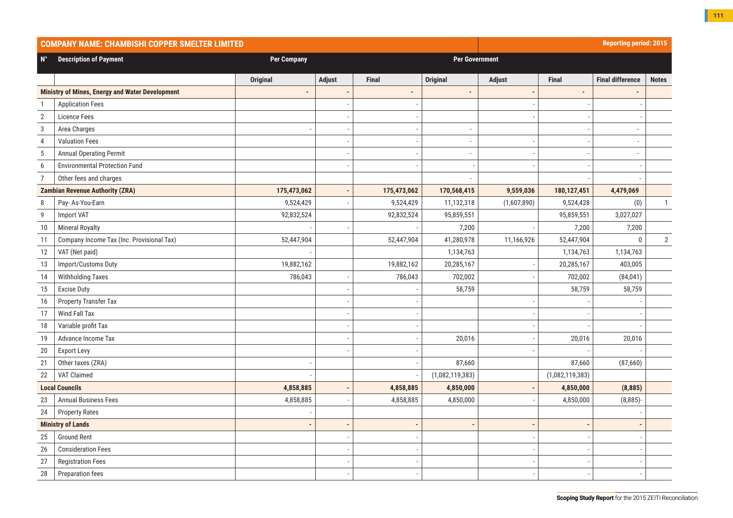| COMPANY NAME: CHAMBISHI COPPER SMELTER LIMITED | | | | | | | | | Reporting period: 2015 |
|---|---|---|---|---|---|---|---|---|---|
| N° | Description of Payment | Per Company | | | Per Government | | | | |
| | | Original | Adjust | Final | Original | Adjust | Final | Final difference | Notes |
| Ministry of Mines, Energy and Water Development | | - | - | - | - | - | - | - | |
| 1 | Application Fees | | - | - | | - | - | - | |
| 2 | Licence Fees | | - | - | | - | - | - | |
| 3 | Area Charges | - | - | - | - | | - | - | |
| 4 | Valuation Fees | | - | - | - | - | - | - | |
| 5 | Annual Operating Permit | | - | - | - | - | - | - | |
| 6 | Environmental Protection Fund | | - | - | - | - | - | - | |
| 7 | Other fees and charges | | | | - | | - | - | |
| Zambian Revenue Authority (ZRA) | | 175,473,062 | - | 175,473,062 | 170,568,415 | 9,559,036 | 180,127,451 | 4,479,069 | |
| 8 | Pay- As-You-Earn | 9,524,429 | - | 9,524,429 | 11,132,318 | (1,607,890) | 9,524,428 | (0) | 1 |
| 9 | Import VAT | 92,832,524 | | 92,832,524 | 95,859,551 | | 95,859,551 | 3,027,027 | |
| 10 | Mineral Royalty | - | - | - | 7,200 | - | 7,200 | 7,200 | |
| 11 | Company Income Tax (Inc. Provisional Tax) | 52,447,904 | | 52,447,904 | 41,280,978 | 11,166,926 | 52,447,904 | 0 | 2 |
| 12 | VAT (Net paid) | - | | | 1,134,763 | | 1,134,763 | 1,134,763 | |
| 13 | Import/Customs Duty | 19,882,162 | | 19,882,162 | 20,285,167 | - | 20,285,167 | 403,005 | |
| 14 | Withholding Taxes | 786,043 | - | 786,043 | 702,002 | - | 702,002 | (84,041) | |
| 15 | Excise Duty | | - | - | 58,759 | | 58,759 | 58,759 | |
| 16 | Property Transfer Tax | | - | - | | - | - | - | |
| 17 | Wind Fall Tax | | - | - | | - | - | - | |
| 18 | Variable profit Tax | | - | - | | - | - | - | |
| 19 | Advance Income Tax | | - | - | 20,016 | - | 20,016 | 20,016 | |
| 20 | Export Levy | | - | - | | - | - | - | |
| 21 | Other taxes (ZRA) | - | | - | 87,660 | | 87,660 | (87,660) | |
| 22 | VAT Claimed | - | | - | (1,082,119,383) | | (1,082,119,383) | | |
| Local Councils | | 4,858,885 | - | 4,858,885 | 4,850,000 | - | 4,850,000 | (8,885) | |
| 23 | Annual Business Fees | 4,858,885 | - | 4,858,885 | 4,850,000 | - | 4,850,000 | (8,885)- | |
| 24 | Property Rates | - | | | | | | - | |
| Ministry of Lands | | - | - | - | - | - | - | - | |
| 25 | Ground Rent | | - | - | | - | - | - | |
| 26 | Consideration Fees | | - | - | | - | - | - | |
| 27 | Registration Fees | | - | - | | - | - | - | |
| 28 | Preparation fees | | - | - | | - | - | - | |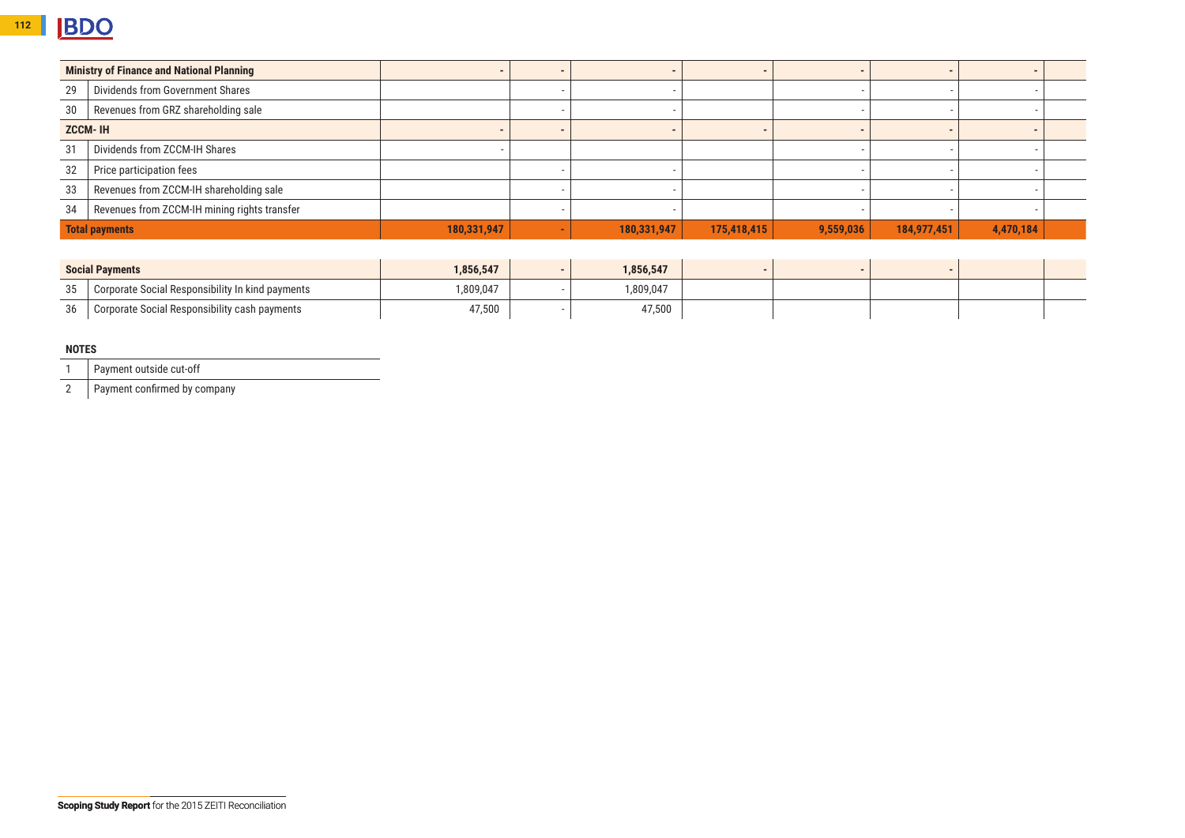| | | | | | | | | | |
|---|---|---|---|---|---|---|---|---|---|
| **Ministry of Finance and National Planning** | | **-** | **-** | **-** | **-** | **-** | **-** | **-** | |
| 29 | Dividends from Government Shares | | - | - | | - | - | - | |
| 30 | Revenues from GRZ shareholding sale | | - | - | | - | - | - | |
| **ZCCM- IH** | | **-** | **-** | **-** | **-** | **-** | **-** | **-** | |
| 31 | Dividends from ZCCM-IH Shares | - | | | | - | - | - | |
| 32 | Price participation fees | | - | - | | - | - | - | |
| 33 | Revenues from ZCCM-IH shareholding sale | | - | - | | - | - | - | |
| 34 | Revenues from ZCCM-IH mining rights transfer | | - | - | | - | - | - | |
| **Total payments** | | **180,331,947** | **-** | **180,331,947** | **175,418,415** | **9,559,036** | **184,977,451** | **4,470,184** | |

| | | | | | | | | | |
|---|---|---|---|---|---|---|---|---|---|
| **Social Payments** | | **1,856,547** | **-** | **1,856,547** | **-** | **-** | **-** | | |
| 35 | Corporate Social Responsibility In kind payments | 1,809,047 | - | 1,809,047 | | | | | |
| 36 | Corporate Social Responsibility cash payments | 47,500 | - | 47,500 | | | | | |

**NOTES**

| | |
|---|---|
| 1 | Payment outside cut-off |
| 2 | Payment confirmed by company |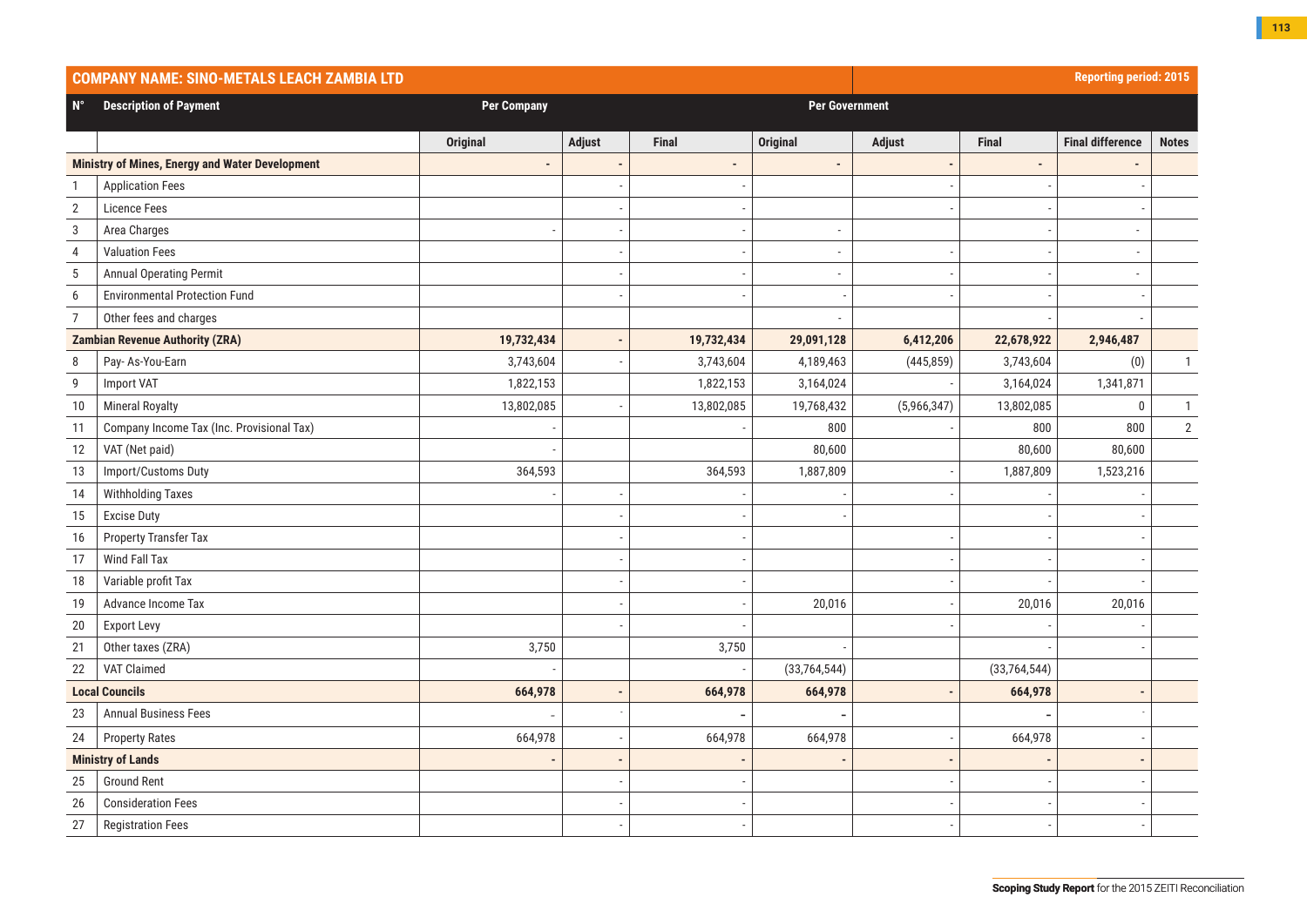## COMPANY NAME: SINO-METALS LEACH ZAMBIA LTD

Reporting period: 2015

| N° | Description of Payment | Per Company | | | Per Government | | | | |
|---|---|---|---|---|---|---|---|---|---|
| | | Original | Adjust | Final | Original | Adjust | Final | Final difference | Notes |
| **Ministry of Mines, Energy and Water Development** | | **-** | **-** | **-** | **-** | **-** | **-** | **-** | |
| 1 | Application Fees | | - | - | | - | - | - | |
| 2 | Licence Fees | | - | - | | - | - | - | |
| 3 | Area Charges | - | - | - | - | | - | - | |
| 4 | Valuation Fees | | - | - | - | - | - | - | |
| 5 | Annual Operating Permit | | - | - | - | - | - | - | |
| 6 | Environmental Protection Fund | | - | - | - | - | - | - | |
| 7 | Other fees and charges | | | | - | | - | - | |
| **Zambian Revenue Authority (ZRA)** | | **19,732,434** | **-** | **19,732,434** | **29,091,128** | **6,412,206** | **22,678,922** | **2,946,487** | |
| 8 | Pay- As-You-Earn | 3,743,604 | - | 3,743,604 | 4,189,463 | (445,859) | 3,743,604 | (0) | 1 |
| 9 | Import VAT | 1,822,153 | | 1,822,153 | 3,164,024 | - | 3,164,024 | 1,341,871 | |
| 10 | Mineral Royalty | 13,802,085 | - | 13,802,085 | 19,768,432 | (5,966,347) | 13,802,085 | 0 | 1 |
| 11 | Company Income Tax (Inc. Provisional Tax) | - | | - | 800 | - | 800 | 800 | 2 |
| 12 | VAT (Net paid) | - | | | 80,600 | | 80,600 | 80,600 | |
| 13 | Import/Customs Duty | 364,593 | | 364,593 | 1,887,809 | - | 1,887,809 | 1,523,216 | |
| 14 | Withholding Taxes | - | - | - | - | - | - | - | |
| 15 | Excise Duty | | - | - | - | | - | - | |
| 16 | Property Transfer Tax | | - | - | | - | - | - | |
| 17 | Wind Fall Tax | | - | - | | - | - | - | |
| 18 | Variable profit Tax | | - | - | | - | - | - | |
| 19 | Advance Income Tax | | - | - | 20,016 | - | 20,016 | 20,016 | |
| 20 | Export Levy | | - | - | | - | - | - | |
| 21 | Other taxes (ZRA) | 3,750 | | 3,750 | - | | - | - | |
| 22 | VAT Claimed | - | | - | (33,764,544) | | (33,764,544) | | |
| **Local Councils** | | **664,978** | **-** | **664,978** | **664,978** | **-** | **664,978** | **-** | |
| 23 | Annual Business Fees | - | - | - | - | | - | - | |
| 24 | Property Rates | 664,978 | - | 664,978 | 664,978 | - | 664,978 | - | |
| **Ministry of Lands** | | **-** | **-** | **-** | **-** | **-** | **-** | **-** | |
| 25 | Ground Rent | | - | - | | - | - | - | |
| 26 | Consideration Fees | | - | - | | - | - | - | |
| 27 | Registration Fees | | - | - | | - | - | - | |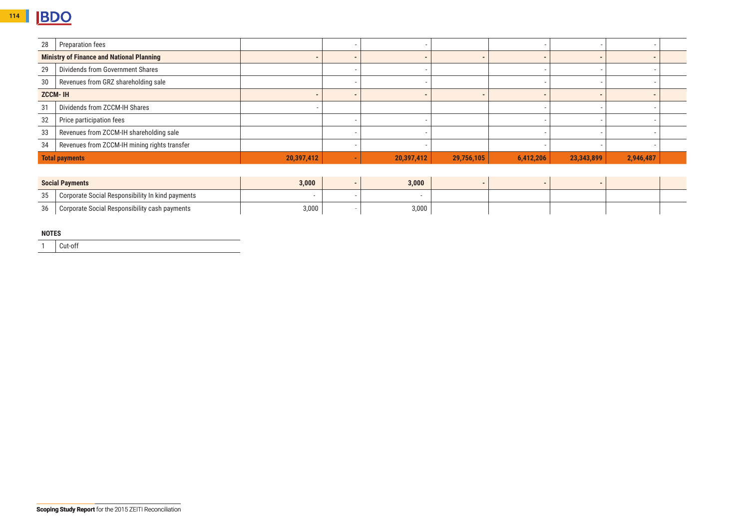| | | | | | | | | | |
|---|---|---|---|---|---|---|---|---|---|
| 28 | Preparation fees | | - | - | | - | - | - | |
| **Ministry of Finance and National Planning** | | **-** | **-** | **-** | **-** | **-** | **-** | **-** | |
| 29 | Dividends from Government Shares | | - | - | | - | - | - | |
| 30 | Revenues from GRZ shareholding sale | | - | - | | - | - | - | |
| **ZCCM- IH** | | **-** | **-** | **-** | **-** | **-** | **-** | **-** | |
| 31 | Dividends from ZCCM-IH Shares | - | | | | - | - | - | |
| 32 | Price participation fees | | - | - | | - | - | - | |
| 33 | Revenues from ZCCM-IH shareholding sale | | - | - | | - | - | - | |
| 34 | Revenues from ZCCM-IH mining rights transfer | | - | - | | - | - | - | |
| **Total payments** | | **20,397,412** | **-** | **20,397,412** | **29,756,105** | **6,412,206** | **23,343,899** | **2,946,487** | |

| | | | | | | | | | |
|---|---|---|---|---|---|---|---|---|---|
| **Social Payments** | | **3,000** | **-** | **3,000** | **-** | **-** | **-** | | |
| 35 | Corporate Social Responsibility In kind payments | - | - | - | | | | | |
| 36 | Corporate Social Responsibility cash payments | 3,000 | - | 3,000 | | | | | |

**NOTES**

| | |
|---|---|
| 1 | Cut-off |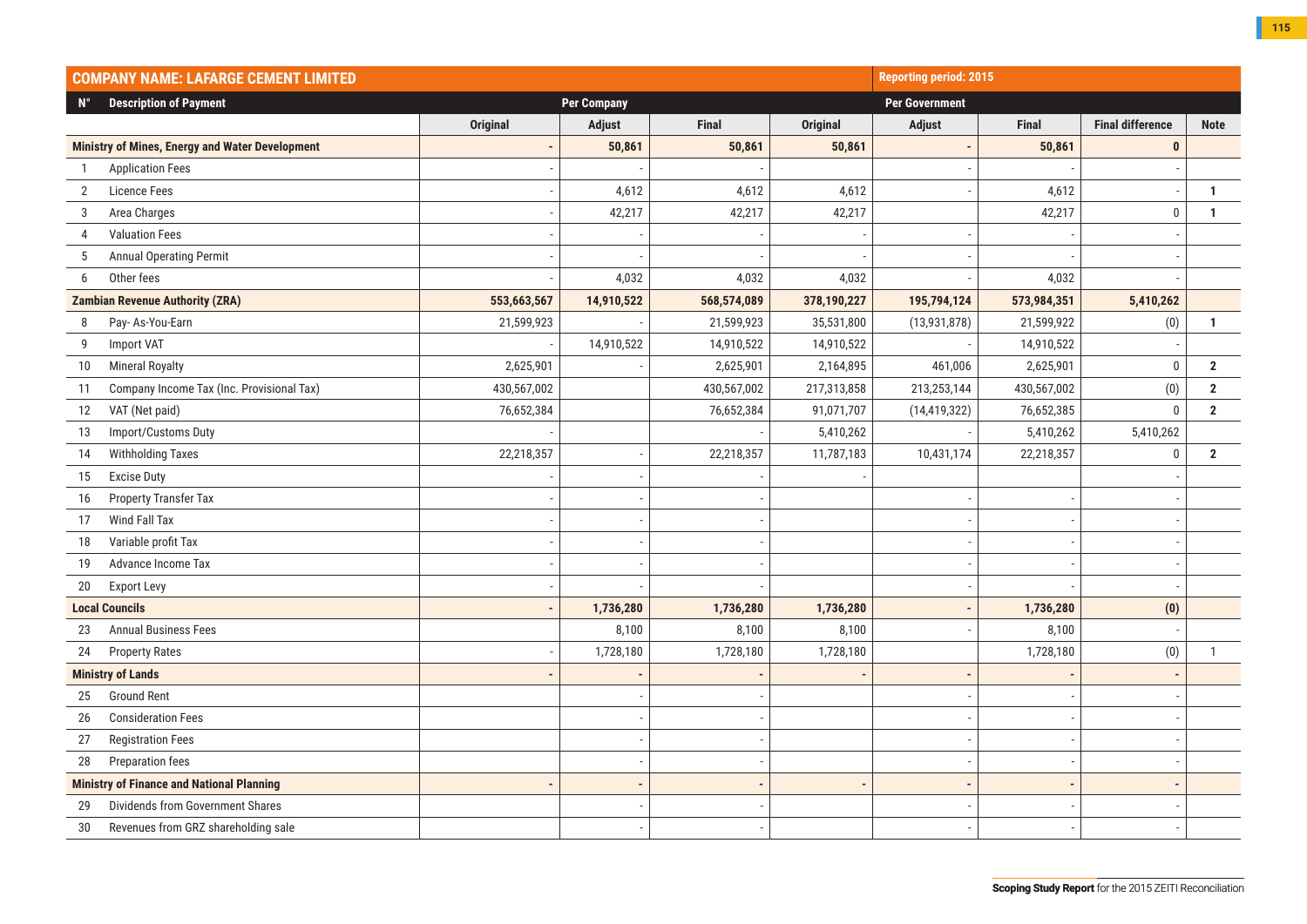| COMPANY NAME: LAFARGE CEMENT LIMITED | | | | | | Reporting period: 2015 | | | |
|---|---|---|---|---|---|---|---|---|---|
| N° | Description of Payment | Per Company | | | Per Government | | | | |
| | | Original | Adjust | Final | Original | Adjust | Final | Final difference | Note |
| **Ministry of Mines, Energy and Water Development** | | **-** | **50,861** | **50,861** | **50,861** | **-** | **50,861** | **0** | |
| 1 | Application Fees | - | - | - | | - | - | - | |
| 2 | Licence Fees | - | 4,612 | 4,612 | 4,612 | - | 4,612 | - | **1** |
| 3 | Area Charges | - | 42,217 | 42,217 | 42,217 | | 42,217 | 0 | **1** |
| 4 | Valuation Fees | - | - | - | - | - | - | - | |
| 5 | Annual Operating Permit | - | - | - | - | - | - | - | |
| 6 | Other fees | - | 4,032 | 4,032 | 4,032 | - | 4,032 | - | |
| **Zambian Revenue Authority (ZRA)** | | **553,663,567** | **14,910,522** | **568,574,089** | **378,190,227** | **195,794,124** | **573,984,351** | **5,410,262** | |
| 8 | Pay- As-You-Earn | 21,599,923 | - | 21,599,923 | 35,531,800 | (13,931,878) | 21,599,922 | (0) | **1** |
| 9 | Import VAT | - | 14,910,522 | 14,910,522 | 14,910,522 | - | 14,910,522 | - | |
| 10 | Mineral Royalty | 2,625,901 | - | 2,625,901 | 2,164,895 | 461,006 | 2,625,901 | 0 | **2** |
| 11 | Company Income Tax (Inc. Provisional Tax) | 430,567,002 | | 430,567,002 | 217,313,858 | 213,253,144 | 430,567,002 | (0) | **2** |
| 12 | VAT (Net paid) | 76,652,384 | | 76,652,384 | 91,071,707 | (14,419,322) | 76,652,385 | 0 | **2** |
| 13 | Import/Customs Duty | - | | - | 5,410,262 | - | 5,410,262 | 5,410,262 | |
| 14 | Withholding Taxes | 22,218,357 | - | 22,218,357 | 11,787,183 | 10,431,174 | 22,218,357 | 0 | **2** |
| 15 | Excise Duty | - | - | - | - | | | - | |
| 16 | Property Transfer Tax | - | - | - | | - | - | - | |
| 17 | Wind Fall Tax | - | - | - | | - | - | - | |
| 18 | Variable profit Tax | - | - | - | | - | - | - | |
| 19 | Advance Income Tax | - | - | - | | - | - | - | |
| 20 | Export Levy | - | - | - | | - | - | - | |
| **Local Councils** | | **-** | **1,736,280** | **1,736,280** | **1,736,280** | **-** | **1,736,280** | **(0)** | |
| 23 | Annual Business Fees | | 8,100 | 8,100 | 8,100 | - | 8,100 | - | |
| 24 | Property Rates | - | 1,728,180 | 1,728,180 | 1,728,180 | | 1,728,180 | (0) | 1 |
| **Ministry of Lands** | | **-** | **-** | **-** | **-** | **-** | **-** | **-** | |
| 25 | Ground Rent | | - | - | | - | - | - | |
| 26 | Consideration Fees | | - | - | | - | - | - | |
| 27 | Registration Fees | | - | - | | - | - | - | |
| 28 | Preparation fees | | - | - | | - | - | - | |
| **Ministry of Finance and National Planning** | | **-** | **-** | **-** | **-** | **-** | **-** | **-** | |
| 29 | Dividends from Government Shares | | - | - | | - | - | - | |
| 30 | Revenues from GRZ shareholding sale | | - | - | | - | - | - | |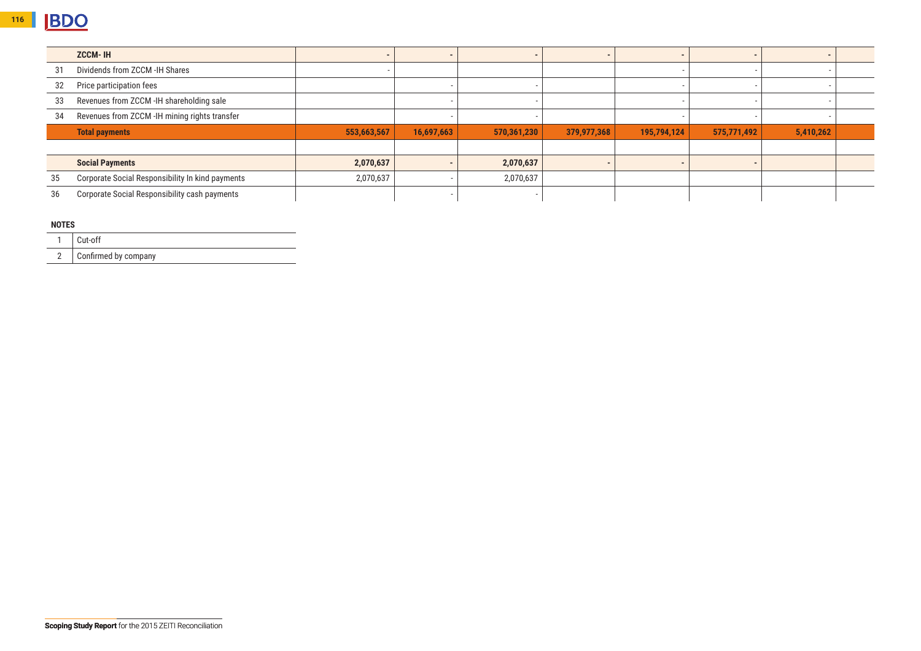| | | | | | | | | | |
|---|---|---|---|---|---|---|---|---|---|
| | **ZCCM- IH** | - | - | - | - | - | - | - | |
| 31 | Dividends from ZCCM -IH Shares | - | | | | - | - | - | |
| 32 | Price participation fees | | - | - | | - | - | - | |
| 33 | Revenues from ZCCM -IH shareholding sale | | - | - | | - | - | - | |
| 34 | Revenues from ZCCM -IH mining rights transfer | | - | - | | - | - | - | |
| | **Total payments** | **553,663,567** | **16,697,663** | **570,361,230** | **379,977,368** | **195,794,124** | **575,771,492** | **5,410,262** | |
| | | | | | | | | | |
| | **Social Payments** | **2,070,637** | - | **2,070,637** | - | - | - | | |
| 35 | Corporate Social Responsibility In kind payments | 2,070,637 | - | 2,070,637 | | | | | |
| 36 | Corporate Social Responsibility cash payments | | - | - | | | | | |

**NOTES**

| | |
|---|---|
| 1 | Cut-off |
| 2 | Confirmed by company |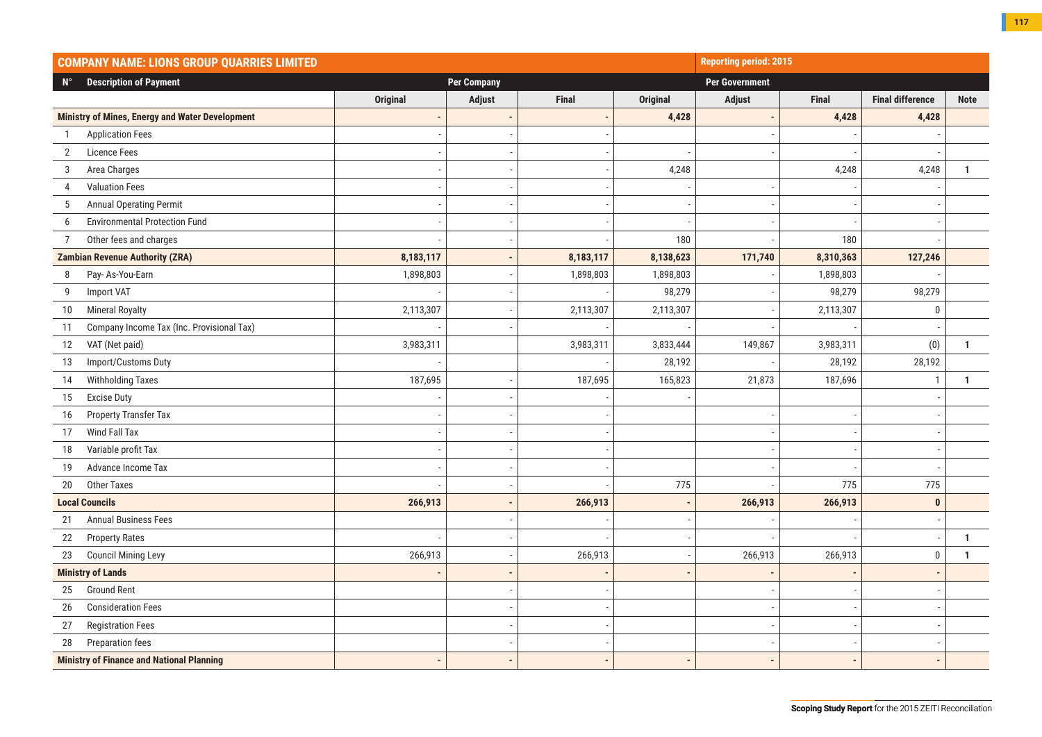| COMPANY NAME: LIONS GROUP QUARRIES LIMITED | | | | | Reporting period: 2015 | | | | |
|---|---|---|---|---|---|---|---|---|---|
| N° | Description of Payment | Per Company | | | Per Government | | | | |
| | | Original | Adjust | Final | Original | Adjust | Final | Final difference | Note |
| **Ministry of Mines, Energy and Water Development** | | **-** | **-** | **-** | **4,428** | **-** | **4,428** | **4,428** | |
| 1 | Application Fees | - | - | - | | - | - | - | |
| 2 | Licence Fees | - | - | - | - | - | - | - | |
| 3 | Area Charges | - | - | - | 4,248 | | 4,248 | 4,248 | 1 |
| 4 | Valuation Fees | - | - | - | - | - | - | - | |
| 5 | Annual Operating Permit | - | - | - | - | - | - | - | |
| 6 | Environmental Protection Fund | - | - | - | - | - | - | - | |
| 7 | Other fees and charges | - | - | - | 180 | - | 180 | - | |
| **Zambian Revenue Authority (ZRA)** | | **8,183,117** | **-** | **8,183,117** | **8,138,623** | **171,740** | **8,310,363** | **127,246** | |
| 8 | Pay- As-You-Earn | 1,898,803 | - | 1,898,803 | 1,898,803 | - | 1,898,803 | - | |
| 9 | Import VAT | - | - | - | 98,279 | - | 98,279 | 98,279 | |
| 10 | Mineral Royalty | 2,113,307 | - | 2,113,307 | 2,113,307 | - | 2,113,307 | 0 | |
| 11 | Company Income Tax (Inc. Provisional Tax) | - | - | - | - | - | - | - | |
| 12 | VAT (Net paid) | 3,983,311 | | 3,983,311 | 3,833,444 | 149,867 | 3,983,311 | (0) | 1 |
| 13 | Import/Customs Duty | - | | - | 28,192 | - | 28,192 | 28,192 | |
| 14 | Withholding Taxes | 187,695 | - | 187,695 | 165,823 | 21,873 | 187,696 | 1 | 1 |
| 15 | Excise Duty | - | - | - | - | | | - | |
| 16 | Property Transfer Tax | - | - | - | | - | - | - | |
| 17 | Wind Fall Tax | - | - | - | | - | - | - | |
| 18 | Variable profit Tax | - | - | - | | - | - | - | |
| 19 | Advance Income Tax | - | - | - | | - | - | - | |
| 20 | Other Taxes | - | - | - | 775 | - | 775 | 775 | |
| **Local Councils** | | **266,913** | **-** | **266,913** | **-** | **266,913** | **266,913** | **0** | |
| 21 | Annual Business Fees | | - | - | - | - | - | - | |
| 22 | Property Rates | - | - | - | - | - | - | - | 1 |
| 23 | Council Mining Levy | 266,913 | - | 266,913 | - | 266,913 | 266,913 | 0 | 1 |
| **Ministry of Lands** | | **-** | **-** | **-** | **-** | **-** | **-** | **-** | |
| 25 | Ground Rent | | - | - | | - | - | - | |
| 26 | Consideration Fees | | - | - | | - | - | - | |
| 27 | Registration Fees | | - | - | | - | - | - | |
| 28 | Preparation fees | | - | - | | - | - | - | |
| **Ministry of Finance and National Planning** | | **-** | **-** | **-** | **-** | **-** | **-** | **-** | |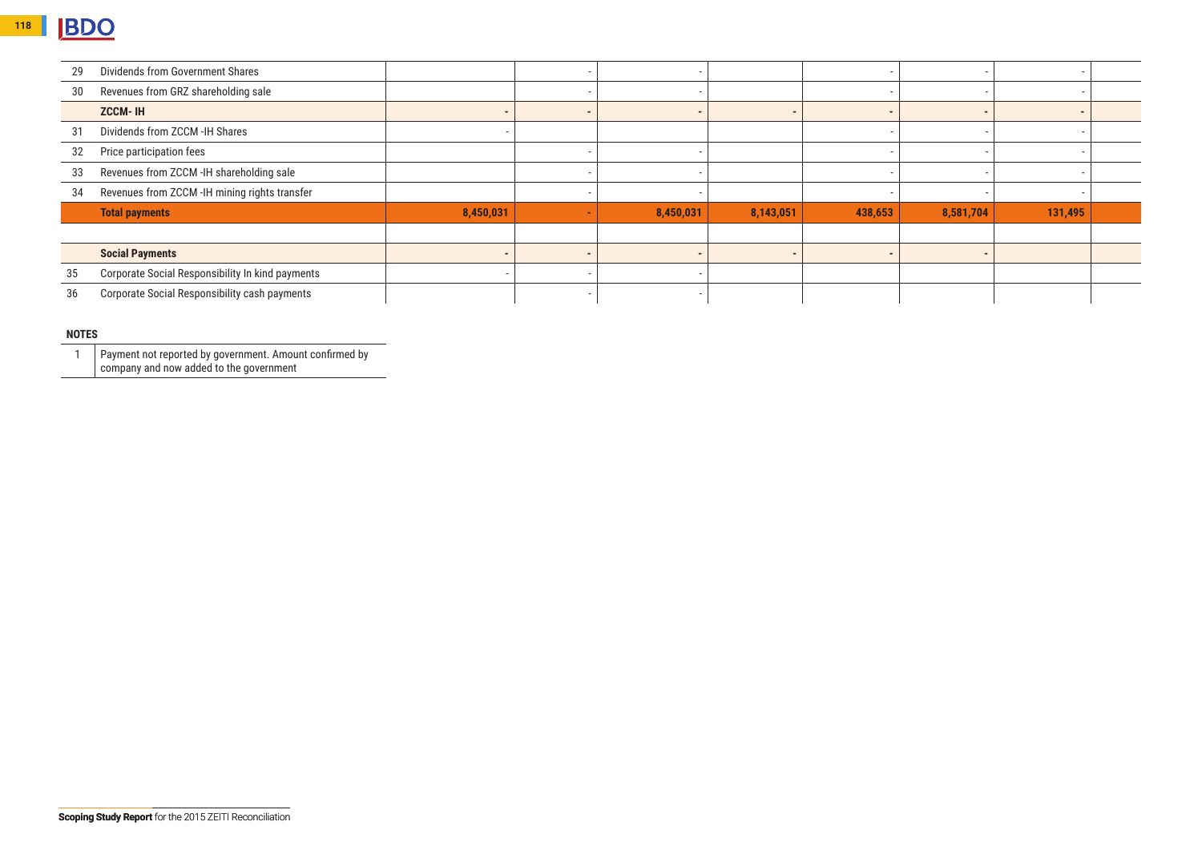| | | | | | | | | | |
|---|---|---|---|---|---|---|---|---|---|
| 29 | Dividends from Government Shares | | - | - | | - | - | - | |
| 30 | Revenues from GRZ shareholding sale | | - | - | | - | - | - | |
| | **ZCCM- IH** | - | - | - | - | - | - | - | |
| 31 | Dividends from ZCCM -IH Shares | - | | | | - | - | - | |
| 32 | Price participation fees | | - | - | | - | - | - | |
| 33 | Revenues from ZCCM -IH shareholding sale | | - | - | | - | - | - | |
| 34 | Revenues from ZCCM -IH mining rights transfer | | - | - | | - | - | - | |
| | **Total payments** | **8,450,031** | **-** | **8,450,031** | **8,143,051** | **438,653** | **8,581,704** | **131,495** | |
| | | | | | | | | | |
| | **Social Payments** | - | - | - | - | - | - | | |
| 35 | Corporate Social Responsibility In kind payments | - | - | - | | | | | |
| 36 | Corporate Social Responsibility cash payments | | - | - | | | | | |

**NOTES**

| | |
|---|---|
| 1 | Payment not reported by government. Amount confirmed by company and now added to the government |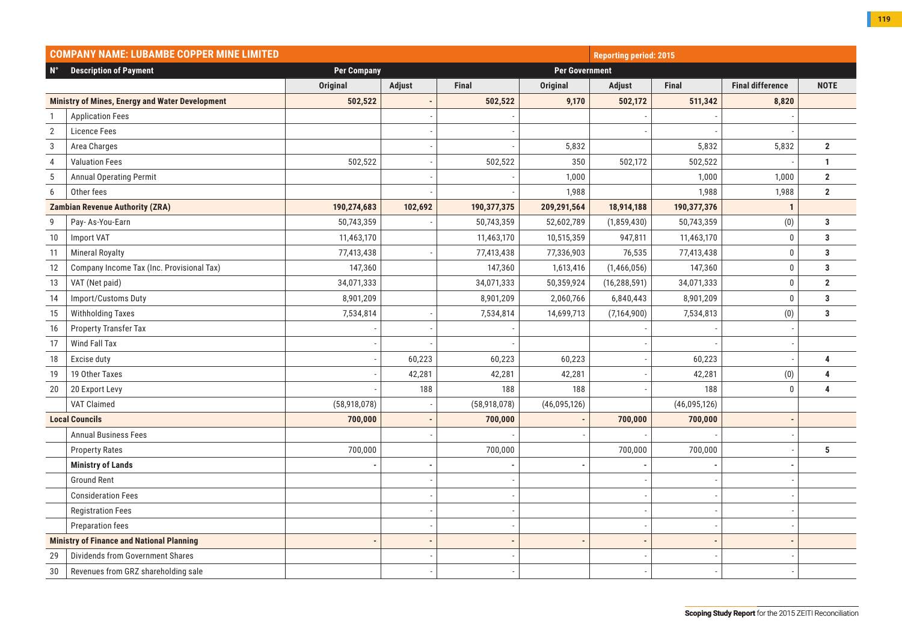| COMPANY NAME: LUBAMBE COPPER MINE LIMITED | | | | | Reporting period: 2015 | | | | |
|---|---|---|---|---|---|---|---|---|---|
| N° | Description of Payment | Per Company | | | Per Government | | | | |
| | | Original | Adjust | Final | Original | Adjust | Final | Final difference | NOTE |
| Ministry of Mines, Energy and Water Development | | 502,522 | - | 502,522 | 9,170 | 502,172 | 511,342 | 8,820 | |
| 1 | Application Fees | | - | - | | - | - | - | |
| 2 | Licence Fees | | - | - | | - | - | - | |
| 3 | Area Charges | | - | - | 5,832 | | 5,832 | 5,832 | 2 |
| 4 | Valuation Fees | 502,522 | - | 502,522 | 350 | 502,172 | 502,522 | - | 1 |
| 5 | Annual Operating Permit | | - | - | 1,000 | | 1,000 | 1,000 | 2 |
| 6 | Other fees | | - | - | 1,988 | | 1,988 | 1,988 | 2 |
| Zambian Revenue Authority (ZRA) | | 190,274,683 | 102,692 | 190,377,375 | 209,291,564 | 18,914,188 | 190,377,376 | 1 | |
| 9 | Pay- As-You-Earn | 50,743,359 | - | 50,743,359 | 52,602,789 | (1,859,430) | 50,743,359 | (0) | 3 |
| 10 | Import VAT | 11,463,170 | | 11,463,170 | 10,515,359 | 947,811 | 11,463,170 | 0 | 3 |
| 11 | Mineral Royalty | 77,413,438 | - | 77,413,438 | 77,336,903 | 76,535 | 77,413,438 | 0 | 3 |
| 12 | Company Income Tax (Inc. Provisional Tax) | 147,360 | | 147,360 | 1,613,416 | (1,466,056) | 147,360 | 0 | 3 |
| 13 | VAT (Net paid) | 34,071,333 | | 34,071,333 | 50,359,924 | (16,288,591) | 34,071,333 | 0 | 2 |
| 14 | Import/Customs Duty | 8,901,209 | | 8,901,209 | 2,060,766 | 6,840,443 | 8,901,209 | 0 | 3 |
| 15 | Withholding Taxes | 7,534,814 | - | 7,534,814 | 14,699,713 | (7,164,900) | 7,534,813 | (0) | 3 |
| 16 | Property Transfer Tax | - | - | - | | - | - | - | |
| 17 | Wind Fall Tax | - | - | - | | - | - | - | |
| 18 | Excise duty | - | 60,223 | 60,223 | 60,223 | - | 60,223 | - | 4 |
| 19 | 19 Other Taxes | - | 42,281 | 42,281 | 42,281 | - | 42,281 | (0) | 4 |
| 20 | 20 Export Levy | - | 188 | 188 | 188 | - | 188 | 0 | 4 |
| | VAT Claimed | (58,918,078) | - | (58,918,078) | (46,095,126) | | (46,095,126) | | |
| Local Councils | | 700,000 | - | 700,000 | - | 700,000 | 700,000 | - | |
| | Annual Business Fees | | - | - | - | - | - | - | |
| | Property Rates | 700,000 | | 700,000 | | 700,000 | 700,000 | - | 5 |
| | Ministry of Lands | - | - | - | - | - | - | - | |
| | Ground Rent | | - | - | | - | - | - | |
| | Consideration Fees | | - | - | | - | - | - | |
| | Registration Fees | | - | - | | - | - | - | |
| | Preparation fees | | - | - | | - | - | - | |
| Ministry of Finance and National Planning | | - | - | - | - | - | - | - | |
| 29 | Dividends from Government Shares | | - | - | | - | - | - | |
| 30 | Revenues from GRZ shareholding sale | | - | - | | - | - | - | |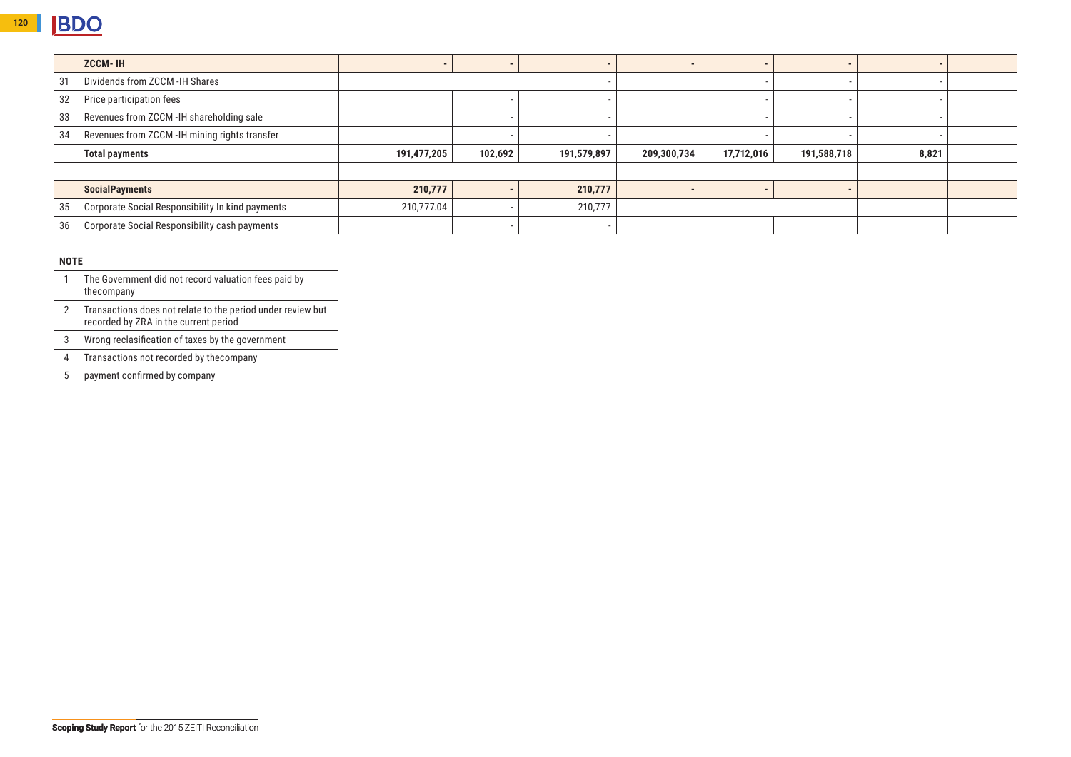| | | | | | | | | | |
|---|---|---|---|---|---|---|---|---|---|
| | **ZCCM- IH** | - | - | - | - | - | - | - | |
| 31 | Dividends from ZCCM -IH Shares | | | - | | - | - | - | |
| 32 | Price participation fees | | - | - | | - | - | - | |
| 33 | Revenues from ZCCM -IH shareholding sale | | - | - | | - | - | - | |
| 34 | Revenues from ZCCM -IH mining rights transfer | | - | - | | - | - | - | |
| | **Total payments** | **191,477,205** | **102,692** | **191,579,897** | **209,300,734** | **17,712,016** | **191,588,718** | **8,821** | |
| | | | | | | | | | |
| | **SocialPayments** | **210,777** | - | **210,777** | - | - | - | | |
| 35 | Corporate Social Responsibility In kind payments | 210,777.04 | - | 210,777 | | | | | |
| 36 | Corporate Social Responsibility cash payments | | - | - | | | | | |

**NOTE**

| | |
|---|---|
| 1 | The Government did not record valuation fees paid by thecompany |
| 2 | Transactions does not relate to the period under review but recorded by ZRA in the current period |
| 3 | Wrong reclasification of taxes by the government |
| 4 | Transactions not recorded by thecompany |
| 5 | payment confirmed by company |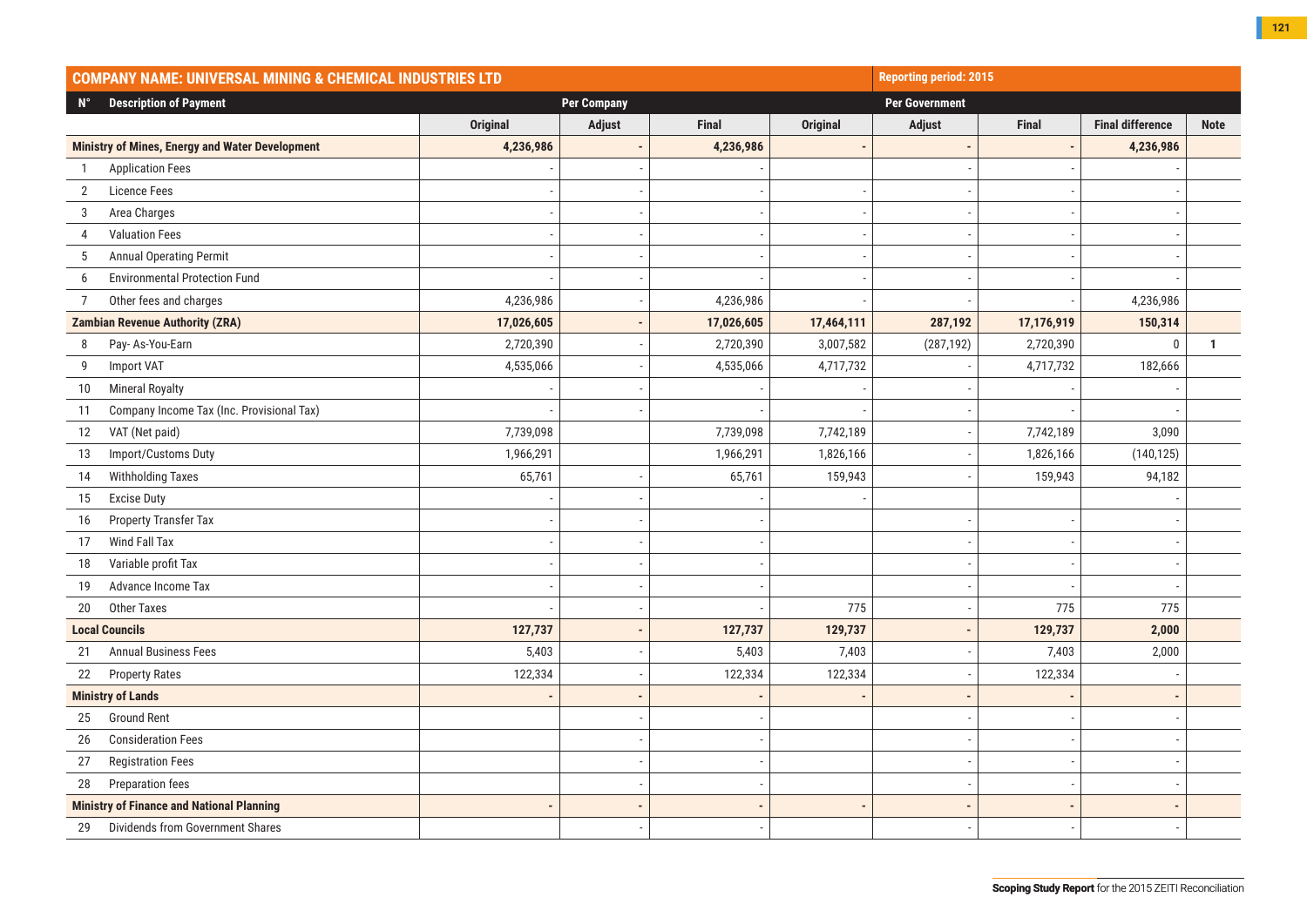| COMPANY NAME: UNIVERSAL MINING & CHEMICAL INDUSTRIES LTD | | | | | Reporting period: 2015 | | | | |
|---|---|---|---|---|---|---|---|---|---|
| N° | Description of Payment | Per Company | | | Per Government | | | | |
| | | Original | Adjust | Final | Original | Adjust | Final | Final difference | Note |
| Ministry of Mines, Energy and Water Development | | 4,236,986 | - | 4,236,986 | - | - | - | 4,236,986 | |
| 1 | Application Fees | - | - | - | - | - | - | - | |
| 2 | Licence Fees | - | - | - | - | - | - | - | |
| 3 | Area Charges | - | - | - | - | - | - | - | |
| 4 | Valuation Fees | - | - | - | - | - | - | - | |
| 5 | Annual Operating Permit | - | - | - | - | - | - | - | |
| 6 | Environmental Protection Fund | - | - | - | - | - | - | - | |
| 7 | Other fees and charges | 4,236,986 | - | 4,236,986 | - | - | - | 4,236,986 | |
| Zambian Revenue Authority (ZRA) | | 17,026,605 | - | 17,026,605 | 17,464,111 | 287,192 | 17,176,919 | 150,314 | |
| 8 | Pay- As-You-Earn | 2,720,390 | - | 2,720,390 | 3,007,582 | (287,192) | 2,720,390 | 0 | 1 |
| 9 | Import VAT | 4,535,066 | - | 4,535,066 | 4,717,732 | - | 4,717,732 | 182,666 | |
| 10 | Mineral Royalty | - | - | - | - | - | - | - | |
| 11 | Company Income Tax (Inc. Provisional Tax) | - | - | - | - | - | - | - | |
| 12 | VAT (Net paid) | 7,739,098 | | 7,739,098 | 7,742,189 | - | 7,742,189 | 3,090 | |
| 13 | Import/Customs Duty | 1,966,291 | | 1,966,291 | 1,826,166 | - | 1,826,166 | (140,125) | |
| 14 | Withholding Taxes | 65,761 | - | 65,761 | 159,943 | - | 159,943 | 94,182 | |
| 15 | Excise Duty | - | - | - | - | | | - | |
| 16 | Property Transfer Tax | - | - | - | | - | - | - | |
| 17 | Wind Fall Tax | - | - | - | | - | - | - | |
| 18 | Variable profit Tax | - | - | - | | - | - | - | |
| 19 | Advance Income Tax | - | - | - | | - | - | - | |
| 20 | Other Taxes | - | - | - | 775 | - | 775 | 775 | |
| Local Councils | | 127,737 | - | 127,737 | 129,737 | - | 129,737 | 2,000 | |
| 21 | Annual Business Fees | 5,403 | - | 5,403 | 7,403 | - | 7,403 | 2,000 | |
| 22 | Property Rates | 122,334 | - | 122,334 | 122,334 | - | 122,334 | - | |
| Ministry of Lands | | - | - | - | - | - | - | - | |
| 25 | Ground Rent | | - | - | | - | - | - | |
| 26 | Consideration Fees | | - | - | | - | - | - | |
| 27 | Registration Fees | | - | - | | - | - | - | |
| 28 | Preparation fees | | - | - | | - | - | - | |
| Ministry of Finance and National Planning | | - | - | - | - | - | - | - | |
| 29 | Dividends from Government Shares | | - | - | | - | - | - | |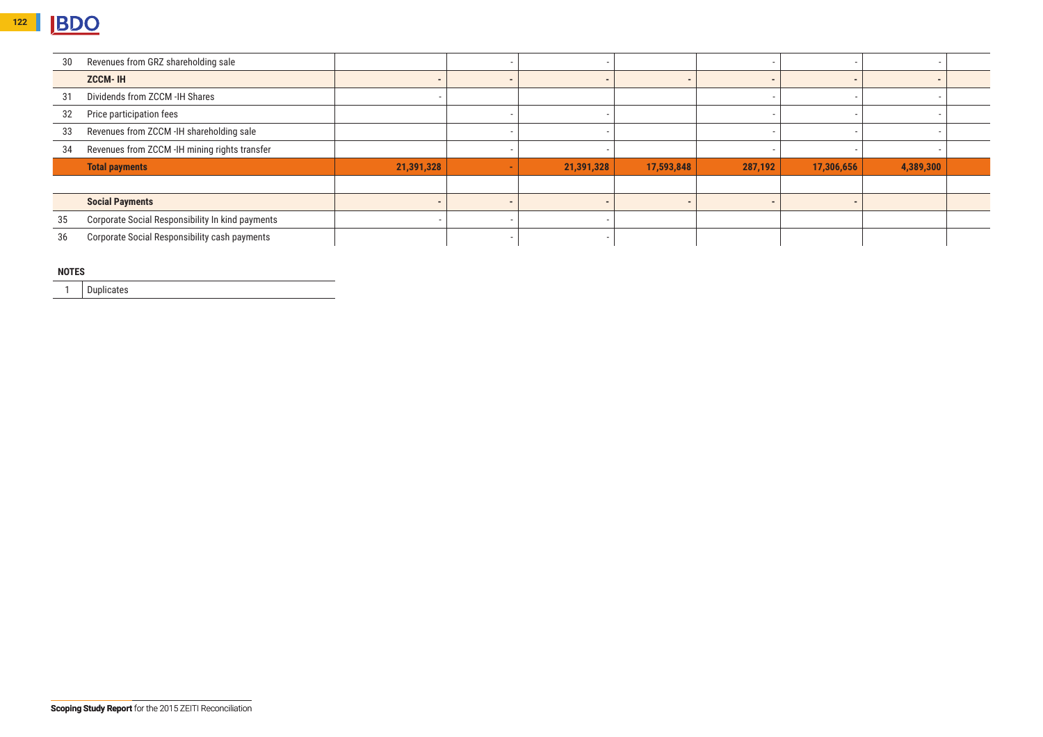| | | | | | | | | | |
|---|---|---|---|---|---|---|---|---|---|
| 30 | Revenues from GRZ shareholding sale | | - | - | | - | - | - | |
| | **ZCCM- IH** | - | - | - | - | - | - | - | |
| 31 | Dividends from ZCCM -IH Shares | - | | | | - | - | - | |
| 32 | Price participation fees | | - | - | | - | - | - | |
| 33 | Revenues from ZCCM -IH shareholding sale | | - | - | | - | - | - | |
| 34 | Revenues from ZCCM -IH mining rights transfer | | - | - | | - | - | - | |
| | **Total payments** | **21,391,328** | **-** | **21,391,328** | **17,593,848** | **287,192** | **17,306,656** | **4,389,300** | |
| | | | | | | | | | |
| | **Social Payments** | - | - | - | - | - | - | | |
| 35 | Corporate Social Responsibility In kind payments | - | - | - | | | | | |
| 36 | Corporate Social Responsibility cash payments | | - | - | | | | | |

**NOTES**

| | |
|---|---|
| 1 | Duplicates |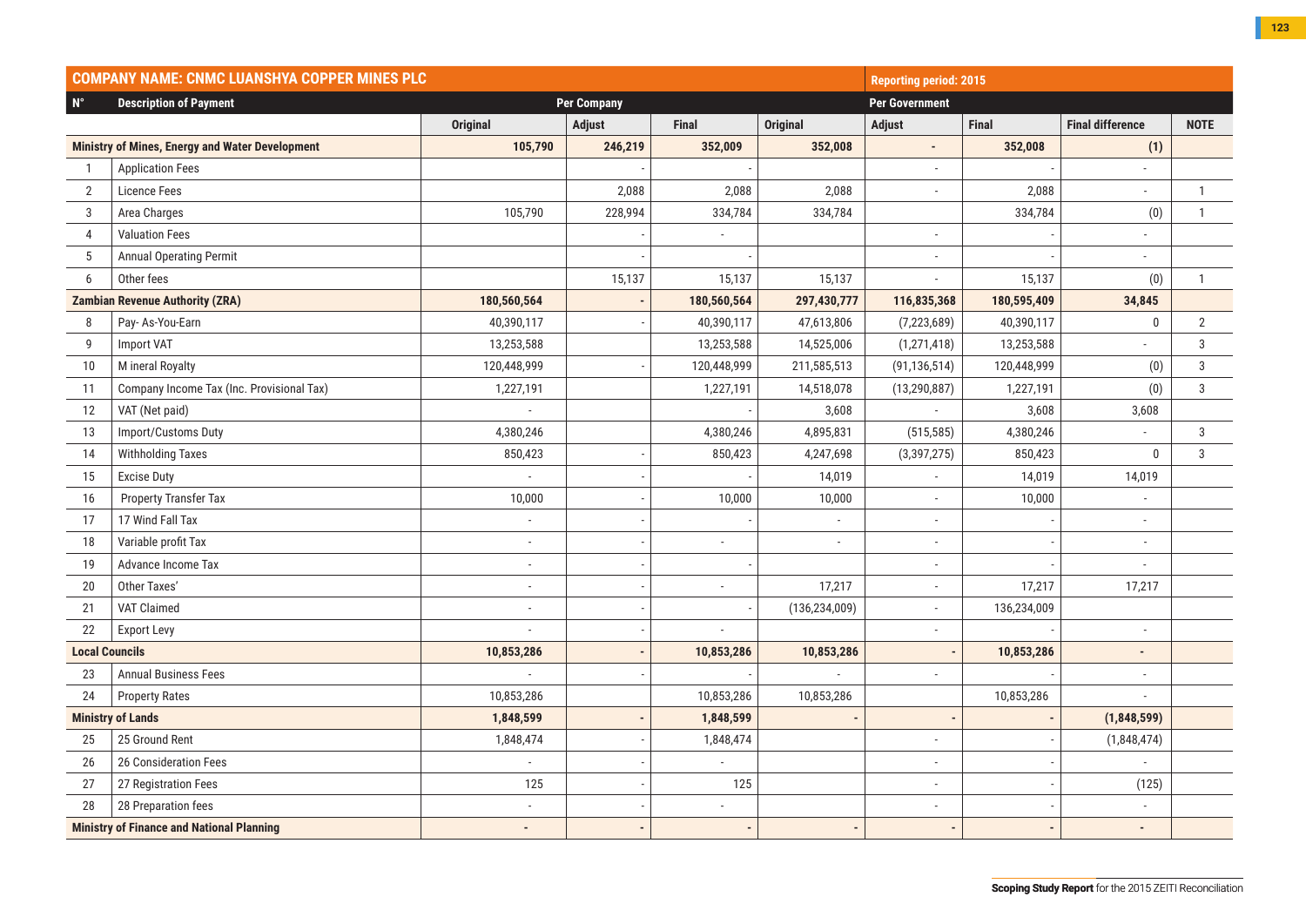| COMPANY NAME: CNMC LUANSHYA COPPER MINES PLC | | | | | Reporting period: 2015 | | | | |
|---|---|---|---|---|---|---|---|---|---|
| N° | Description of Payment | Per Company | | | Per Government | | | | |
| | | Original | Adjust | Final | Original | Adjust | Final | Final difference | NOTE |
| Ministry of Mines, Energy and Water Development | | **105,790** | **246,219** | **352,009** | **352,008** | **-** | **352,008** | **(1)** | |
| 1 | Application Fees | | - | - | | - | - | - | |
| 2 | Licence Fees | | 2,088 | 2,088 | 2,088 | - | 2,088 | - | 1 |
| 3 | Area Charges | 105,790 | 228,994 | 334,784 | 334,784 | | 334,784 | (0) | 1 |
| 4 | Valuation Fees | | - | - | | - | - | - | |
| 5 | Annual Operating Permit | | - | - | | - | - | - | |
| 6 | Other fees | | 15,137 | 15,137 | 15,137 | - | 15,137 | (0) | 1 |
| **Zambian Revenue Authority (ZRA)** | | **180,560,564** | **-** | **180,560,564** | **297,430,777** | **116,835,368** | **180,595,409** | **34,845** | |
| 8 | Pay- As-You-Earn | 40,390,117 | - | 40,390,117 | 47,613,806 | (7,223,689) | 40,390,117 | 0 | 2 |
| 9 | Import VAT | 13,253,588 | | 13,253,588 | 14,525,006 | (1,271,418) | 13,253,588 | - | 3 |
| 10 | M ineral Royalty | 120,448,999 | - | 120,448,999 | 211,585,513 | (91,136,514) | 120,448,999 | (0) | 3 |
| 11 | Company Income Tax (Inc. Provisional Tax) | 1,227,191 | | 1,227,191 | 14,518,078 | (13,290,887) | 1,227,191 | (0) | 3 |
| 12 | VAT (Net paid) | - | | - | 3,608 | - | 3,608 | 3,608 | |
| 13 | Import/Customs Duty | 4,380,246 | | 4,380,246 | 4,895,831 | (515,585) | 4,380,246 | - | 3 |
| 14 | Withholding Taxes | 850,423 | - | 850,423 | 4,247,698 | (3,397,275) | 850,423 | 0 | 3 |
| 15 | Excise Duty | - | - | - | 14,019 | - | 14,019 | 14,019 | |
| 16 | Property Transfer Tax | 10,000 | - | 10,000 | 10,000 | - | 10,000 | - | |
| 17 | 17 Wind Fall Tax | - | - | - | - | - | - | - | |
| 18 | Variable profit Tax | - | - | - | - | - | - | - | |
| 19 | Advance Income Tax | - | - | - | | - | - | - | |
| 20 | Other Taxes' | - | - | - | 17,217 | - | 17,217 | 17,217 | |
| 21 | VAT Claimed | - | - | - | (136,234,009) | - | 136,234,009 | | |
| 22 | Export Levy | - | - | - | | - | - | - | |
| **Local Councils** | | **10,853,286** | **-** | **10,853,286** | **10,853,286** | **-** | **10,853,286** | **-** | |
| 23 | Annual Business Fees | - | - | - | - | - | - | - | |
| 24 | Property Rates | 10,853,286 | | 10,853,286 | 10,853,286 | | 10,853,286 | - | |
| **Ministry of Lands** | | **1,848,599** | **-** | **1,848,599** | **-** | **-** | **-** | **(1,848,599)** | |
| 25 | 25 Ground Rent | 1,848,474 | - | 1,848,474 | | - | - | (1,848,474) | |
| 26 | 26 Consideration Fees | - | - | - | | - | - | - | |
| 27 | 27 Registration Fees | 125 | - | 125 | | - | - | (125) | |
| 28 | 28 Preparation fees | - | - | - | | - | - | - | |
| **Ministry of Finance and National Planning** | | **-** | **-** | **-** | **-** | **-** | **-** | **-** | |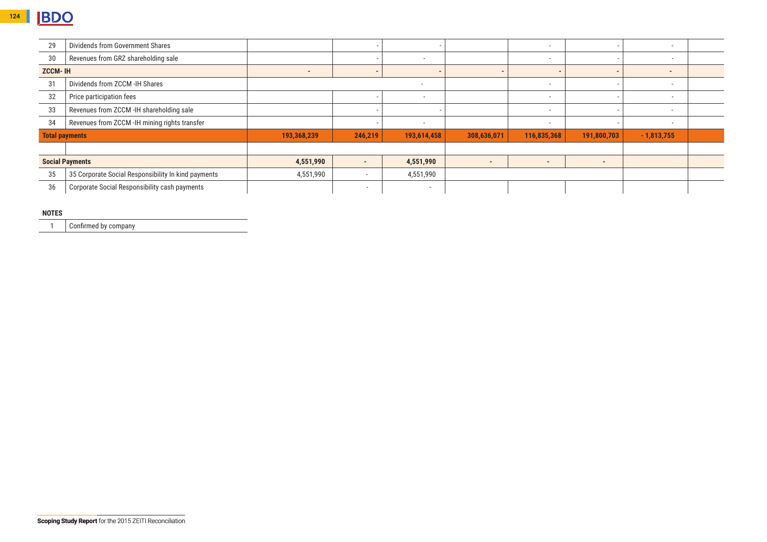| | | | | | | | | | |
|---|---|---|---|---|---|---|---|---|---|
| 29 | Dividends from Government Shares | | - | - | | - | - | - | |
| 30 | Revenues from GRZ shareholding sale | | - | - | | - | - | - | |
| **ZCCM- IH** | | **-** | **-** | **-** | **-** | **-** | **-** | **-** | |
| 31 | Dividends from ZCCM -IH Shares | | | - | | - | - | - | |
| 32 | Price participation fees | | - | - | | - | - | - | |
| 33 | Revenues from ZCCM -IH shareholding sale | | - | - | | - | - | - | |
| 34 | Revenues from ZCCM -IH mining rights transfer | | - | - | | - | - | - | |
| **Total payments** | | **193,368,239** | **246,219** | **193,614,458** | **308,636,071** | **116,835,368** | **191,800,703** | **- 1,813,755** | |
| | | | | | | | | | |
| **Social Payments** | | **4,551,990** | **-** | **4,551,990** | **-** | **-** | **-** | | |
| 35 | 35 Corporate Social Responsibility In kind payments | 4,551,990 | - | 4,551,990 | | | | | |
| 36 | Corporate Social Responsibility cash payments | | - | - | | | | | |

**NOTES**

| | |
|---|---|
| 1 | Confirmed by company |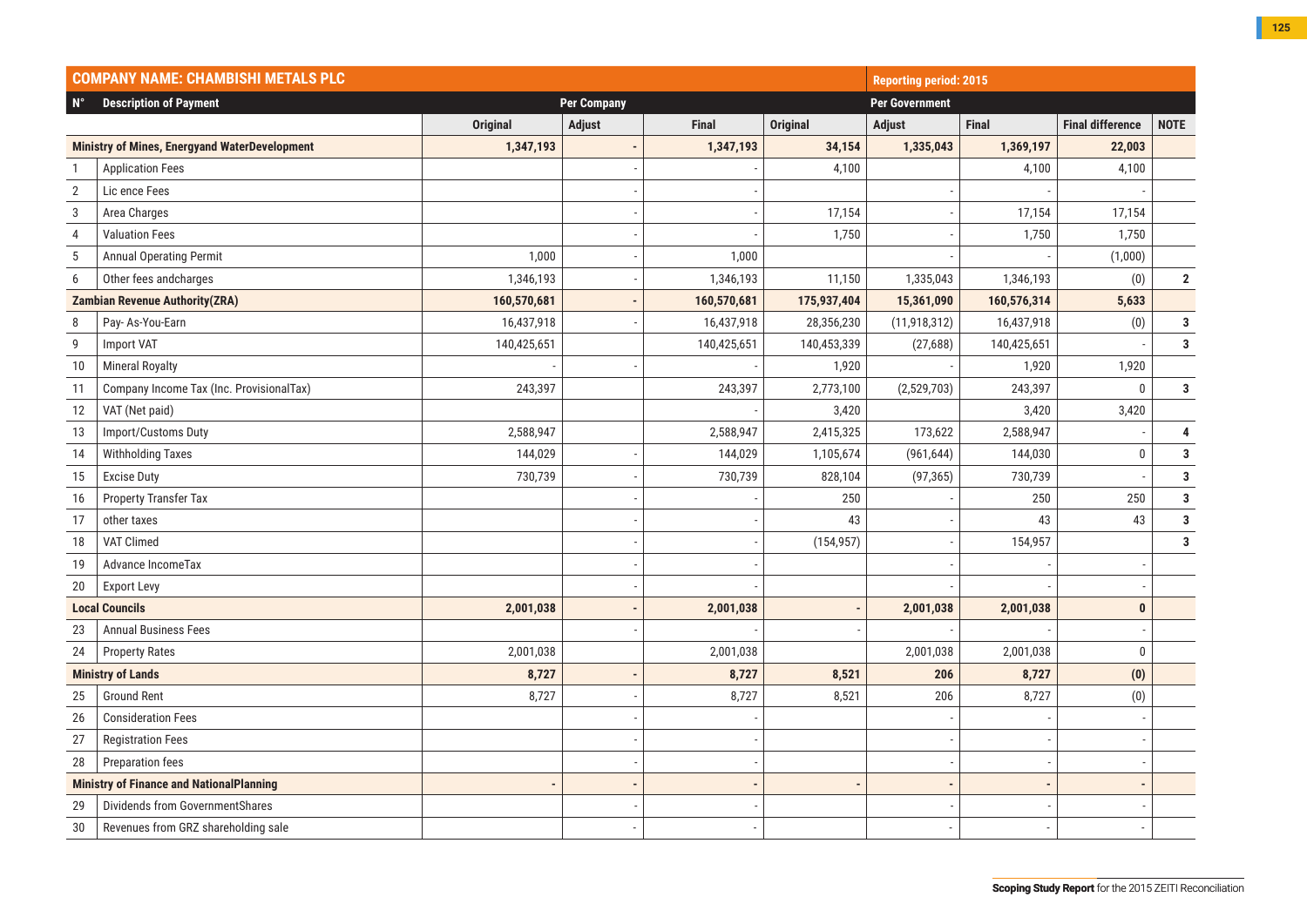| COMPANY NAME: CHAMBISHI METALS PLC | | | | | Reporting period: 2015 | | | | |
|---|---|---|---|---|---|---|---|---|---|
| N° | Description of Payment | Per Company | | | Per Government | | | | |
| | | Original | Adjust | Final | Original | Adjust | Final | Final difference | NOTE |
| **Ministry of Mines, Energyand WaterDevelopment** | | **1,347,193** | **-** | **1,347,193** | **34,154** | **1,335,043** | **1,369,197** | **22,003** | |
| 1 | Application Fees | | - | - | 4,100 | | 4,100 | 4,100 | |
| 2 | Lic ence Fees | | - | - | | - | - | - | |
| 3 | Area Charges | | - | - | 17,154 | - | 17,154 | 17,154 | |
| 4 | Valuation Fees | | - | - | 1,750 | - | 1,750 | 1,750 | |
| 5 | Annual Operating Permit | 1,000 | - | 1,000 | | - | - | (1,000) | |
| 6 | Other fees andcharges | 1,346,193 | - | 1,346,193 | 11,150 | 1,335,043 | 1,346,193 | (0) | 2 |
| **Zambian Revenue Authority(ZRA)** | | **160,570,681** | **-** | **160,570,681** | **175,937,404** | **15,361,090** | **160,576,314** | **5,633** | |
| 8 | Pay- As-You-Earn | 16,437,918 | - | 16,437,918 | 28,356,230 | (11,918,312) | 16,437,918 | (0) | 3 |
| 9 | Import VAT | 140,425,651 | | 140,425,651 | 140,453,339 | (27,688) | 140,425,651 | - | 3 |
| 10 | Mineral Royalty | - | - | - | 1,920 | - | 1,920 | 1,920 | |
| 11 | Company Income Tax (Inc. ProvisionalTax) | 243,397 | | 243,397 | 2,773,100 | (2,529,703) | 243,397 | 0 | 3 |
| 12 | VAT (Net paid) | | | - | 3,420 | | 3,420 | 3,420 | |
| 13 | Import/Customs Duty | 2,588,947 | | 2,588,947 | 2,415,325 | 173,622 | 2,588,947 | - | 4 |
| 14 | Withholding Taxes | 144,029 | - | 144,029 | 1,105,674 | (961,644) | 144,030 | 0 | 3 |
| 15 | Excise Duty | 730,739 | - | 730,739 | 828,104 | (97,365) | 730,739 | - | 3 |
| 16 | Property Transfer Tax | | - | - | 250 | - | 250 | 250 | 3 |
| 17 | other taxes | | - | - | 43 | - | 43 | 43 | 3 |
| 18 | VAT Climed | | - | - | (154,957) | - | 154,957 | | 3 |
| 19 | Advance IncomeTax | | - | - | | - | - | - | |
| 20 | Export Levy | | - | - | | - | - | - | |
| **Local Councils** | | **2,001,038** | **-** | **2,001,038** | **-** | **2,001,038** | **2,001,038** | **0** | |
| 23 | Annual Business Fees | | - | - | - | - | - | - | |
| 24 | Property Rates | 2,001,038 | | 2,001,038 | | 2,001,038 | 2,001,038 | 0 | |
| **Ministry of Lands** | | **8,727** | **-** | **8,727** | **8,521** | **206** | **8,727** | **(0)** | |
| 25 | Ground Rent | 8,727 | - | 8,727 | 8,521 | 206 | 8,727 | (0) | |
| 26 | Consideration Fees | | - | - | | - | - | - | |
| 27 | Registration Fees | | - | - | | - | - | - | |
| 28 | Preparation fees | | - | - | | - | - | - | |
| **Ministry of Finance and NationalPlanning** | | **-** | **-** | **-** | **-** | **-** | **-** | **-** | |
| 29 | Dividends from GovernmentShares | | - | - | | - | - | - | |
| 30 | Revenues from GRZ shareholding sale | | - | - | | - | - | - | |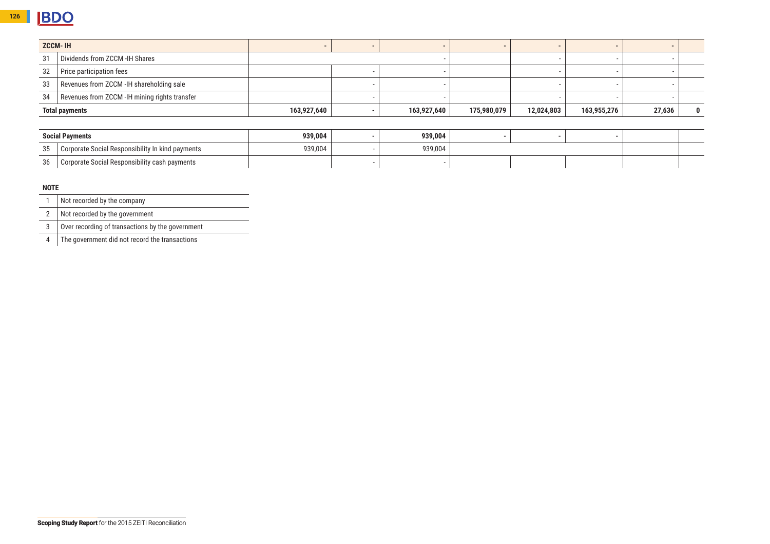| | | | | | | | | | |
|---|---|---|---|---|---|---|---|---|---|
| **ZCCM- IH** | | **-** | **-** | **-** | **-** | **-** | **-** | **-** | |
| 31 | Dividends from ZCCM -IH Shares | | | - | | - | - | - | |
| 32 | Price participation fees | | - | - | | - | - | - | |
| 33 | Revenues from ZCCM -IH shareholding sale | | - | - | | - | - | - | |
| 34 | Revenues from ZCCM -IH mining rights transfer | | - | - | | - | - | - | |
| **Total payments** | | **163,927,640** | **-** | **163,927,640** | **175,980,079** | **12,024,803** | **163,955,276** | **27,636** | **0** |

| | | | | | | | | | |
|---|---|---|---|---|---|---|---|---|---|
| **Social Payments** | | **939,004** | **-** | **939,004** | **-** | **-** | **-** | | |
| 35 | Corporate Social Responsibility In kind payments | 939,004 | - | 939,004 | | | | | |
| 36 | Corporate Social Responsibility cash payments | | - | - | | | | | |

**NOTE**

| | |
|---|---|
| 1 | Not recorded by the company |
| 2 | Not recorded by the government |
| 3 | Over recording of transactions by the government |
| 4 | The government did not record the transactions |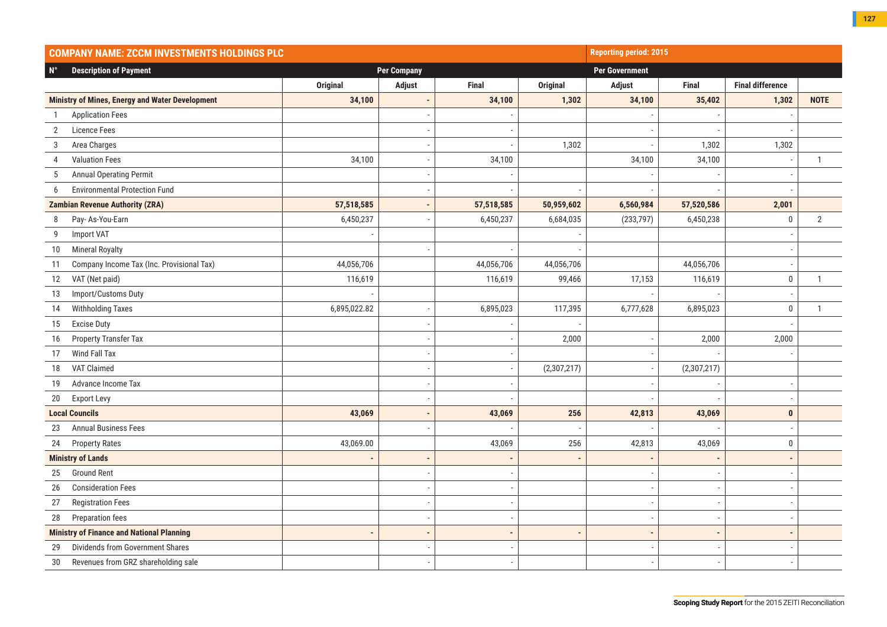| COMPANY NAME: ZCCM INVESTMENTS HOLDINGS PLC | | | | | Reporting period: 2015 | | | | |
|---|---|---|---|---|---|---|---|---|---|
| N° | Description of Payment | Per Company | | | Per Government | | | | |
| | | Original | Adjust | Final | Original | Adjust | Final | Final difference | |
| | **Ministry of Mines, Energy and Water Development** | **34,100** | **-** | **34,100** | **1,302** | **34,100** | **35,402** | **1,302** | **NOTE** |
| 1 | Application Fees | | - | - | | - | - | - | |
| 2 | Licence Fees | | - | - | | - | - | - | |
| 3 | Area Charges | | - | - | 1,302 | - | 1,302 | 1,302 | |
| 4 | Valuation Fees | 34,100 | - | 34,100 | | 34,100 | 34,100 | - | 1 |
| 5 | Annual Operating Permit | | - | - | | - | - | - | |
| 6 | Environmental Protection Fund | | - | - | - | - | - | - | |
| | **Zambian Revenue Authority (ZRA)** | **57,518,585** | **-** | **57,518,585** | **50,959,602** | **6,560,984** | **57,520,586** | **2,001** | |
| 8 | Pay- As-You-Earn | 6,450,237 | - | 6,450,237 | 6,684,035 | (233,797) | 6,450,238 | 0 | 2 |
| 9 | Import VAT | - | | | - | | | - | |
| 10 | Mineral Royalty | | - | - | - | | | - | |
| 11 | Company Income Tax (Inc. Provisional Tax) | 44,056,706 | | 44,056,706 | 44,056,706 | | 44,056,706 | - | |
| 12 | VAT (Net paid) | 116,619 | | 116,619 | 99,466 | 17,153 | 116,619 | 0 | 1 |
| 13 | Import/Customs Duty | - | | | | - | - | - | |
| 14 | Withholding Taxes | 6,895,022.82 | - | 6,895,023 | 117,395 | 6,777,628 | 6,895,023 | 0 | 1 |
| 15 | Excise Duty | | - | - | - | | | - | |
| 16 | Property Transfer Tax | | - | - | 2,000 | - | 2,000 | 2,000 | |
| 17 | Wind Fall Tax | | - | - | | - | - | - | |
| 18 | VAT Claimed | | - | - | (2,307,217) | - | (2,307,217) | | |
| 19 | Advance Income Tax | | - | - | | - | - | - | |
| 20 | Export Levy | | - | - | | - | - | - | |
| | **Local Councils** | **43,069** | **-** | **43,069** | **256** | **42,813** | **43,069** | **0** | |
| 23 | Annual Business Fees | | - | - | - | - | - | - | |
| 24 | Property Rates | 43,069.00 | | 43,069 | 256 | 42,813 | 43,069 | 0 | |
| | **Ministry of Lands** | **-** | **-** | **-** | **-** | **-** | **-** | **-** | |
| 25 | Ground Rent | | - | - | | - | - | - | |
| 26 | Consideration Fees | | - | - | | - | - | - | |
| 27 | Registration Fees | | - | - | | - | - | - | |
| 28 | Preparation fees | | - | - | | - | - | - | |
| | **Ministry of Finance and National Planning** | **-** | **-** | **-** | **-** | **-** | **-** | **-** | |
| 29 | Dividends from Government Shares | | - | - | | - | - | - | |
| 30 | Revenues from GRZ shareholding sale | | - | - | | - | - | - | |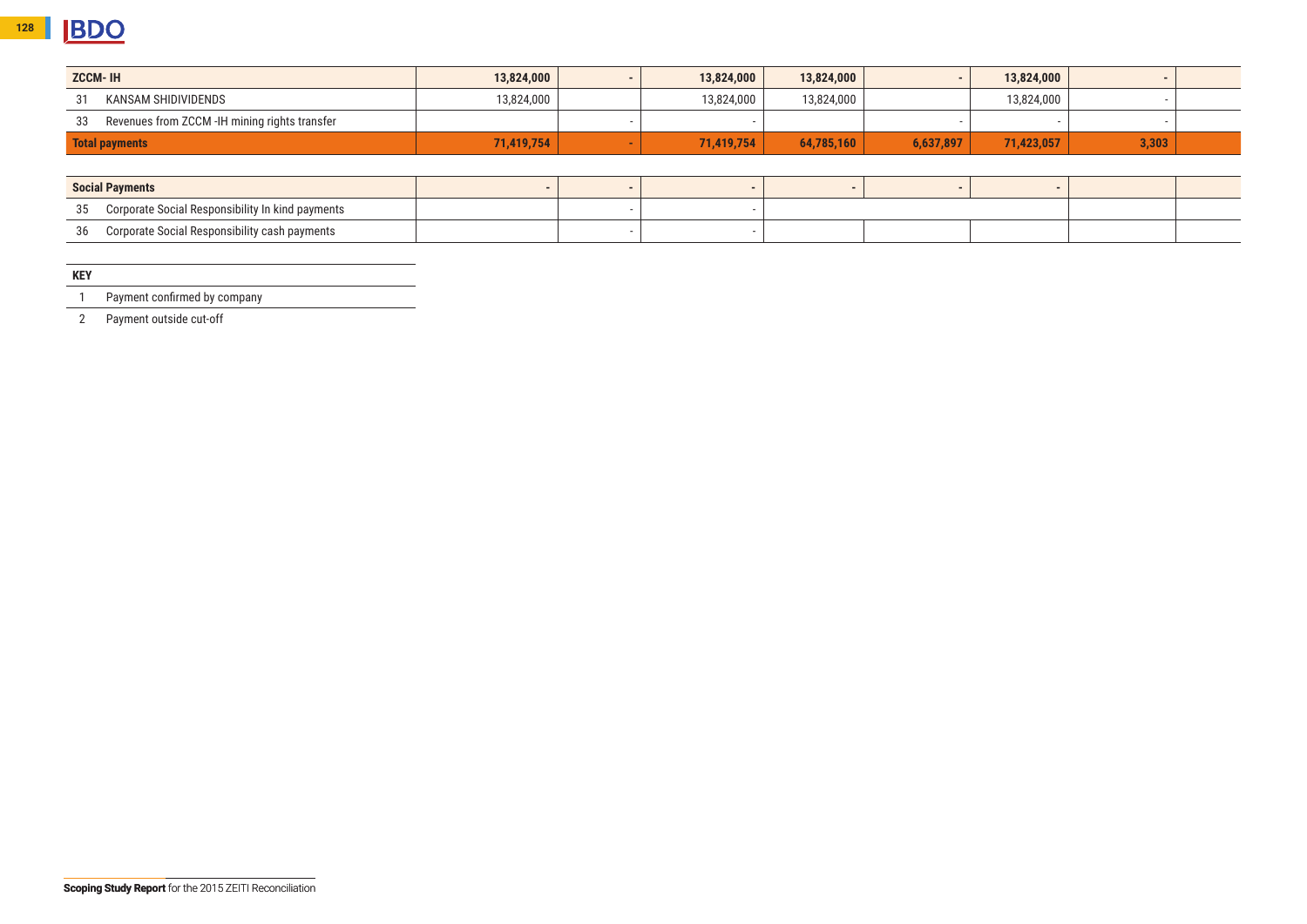| | | | | | | | | |
|---|---|---|---|---|---|---|---|---|
| **ZCCM- IH** | **13,824,000** | **-** | **13,824,000** | **13,824,000** | **-** | **13,824,000** | **-** | |
| 31 KANSAM SHIDIVIDENDS | 13,824,000 | | 13,824,000 | 13,824,000 | | 13,824,000 | - | |
| 33 Revenues from ZCCM -IH mining rights transfer | | - | - | | - | - | - | |
| **Total payments** | **71,419,754** | **-** | **71,419,754** | **64,785,160** | **6,637,897** | **71,423,057** | **3,303** | |

| | | | | | | | | |
|---|---|---|---|---|---|---|---|---|
| **Social Payments** | **-** | **-** | **-** | **-** | **-** | **-** | | |
| 35 Corporate Social Responsibility In kind payments | | - | - | | | | | |
| 36 Corporate Social Responsibility cash payments | | - | - | | | | | |

| KEY | |
|---|---|
| 1 | Payment confirmed by company |
| 2 | Payment outside cut-off |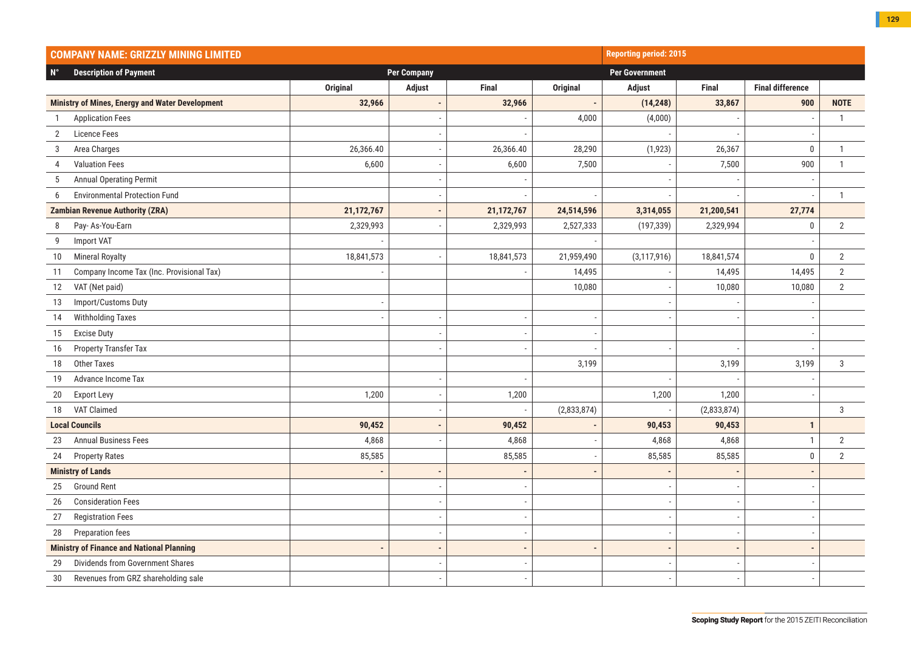| COMPANY NAME: GRIZZLY MINING LIMITED | | | | | Reporting period: 2015 | | | | |
|---|---|---|---|---|---|---|---|---|---|
| N° | Description of Payment | Per Company | | | Per Government | | | | |
| | | Original | Adjust | Final | Original | Adjust | Final | Final difference | |
| | **Ministry of Mines, Energy and Water Development** | **32,966** | **-** | **32,966** | **-** | **(14,248)** | **33,867** | **900** | **NOTE** |
| 1 | Application Fees | | - | - | 4,000 | (4,000) | - | - | 1 |
| 2 | Licence Fees | | - | - | | - | - | - | |
| 3 | Area Charges | 26,366.40 | - | 26,366.40 | 28,290 | (1,923) | 26,367 | 0 | 1 |
| 4 | Valuation Fees | 6,600 | - | 6,600 | 7,500 | - | 7,500 | 900 | 1 |
| 5 | Annual Operating Permit | | - | - | | - | - | - | |
| 6 | Environmental Protection Fund | | - | - | - | - | - | - | 1 |
| | **Zambian Revenue Authority (ZRA)** | **21,172,767** | **-** | **21,172,767** | **24,514,596** | **3,314,055** | **21,200,541** | **27,774** | |
| 8 | Pay- As-You-Earn | 2,329,993 | - | 2,329,993 | 2,527,333 | (197,339) | 2,329,994 | 0 | 2 |
| 9 | Import VAT | - | | | - | | | - | |
| 10 | Mineral Royalty | 18,841,573 | - | 18,841,573 | 21,959,490 | (3,117,916) | 18,841,574 | 0 | 2 |
| 11 | Company Income Tax (Inc. Provisional Tax) | - | | - | 14,495 | - | 14,495 | 14,495 | 2 |
| 12 | VAT (Net paid) | | | | 10,080 | - | 10,080 | 10,080 | 2 |
| 13 | Import/Customs Duty | - | | | | - | - | - | |
| 14 | Withholding Taxes | - | - | - | - | - | - | - | |
| 15 | Excise Duty | | - | - | - | | | - | |
| 16 | Property Transfer Tax | | - | - | - | - | - | - | |
| 18 | Other Taxes | | | | 3,199 | | 3,199 | 3,199 | 3 |
| 19 | Advance Income Tax | | - | - | | - | - | - | |
| 20 | Export Levy | 1,200 | - | 1,200 | | 1,200 | 1,200 | - | |
| 18 | VAT Claimed | | - | - | (2,833,874) | - | (2,833,874) | | 3 |
| | **Local Councils** | **90,452** | **-** | **90,452** | **-** | **90,453** | **90,453** | **1** | |
| 23 | Annual Business Fees | 4,868 | - | 4,868 | - | 4,868 | 4,868 | 1 | 2 |
| 24 | Property Rates | 85,585 | | 85,585 | - | 85,585 | 85,585 | 0 | 2 |
| | **Ministry of Lands** | **-** | **-** | **-** | **-** | **-** | **-** | **-** | |
| 25 | Ground Rent | | - | - | | - | - | - | |
| 26 | Consideration Fees | | - | - | | - | - | - | |
| 27 | Registration Fees | | - | - | | - | - | - | |
| 28 | Preparation fees | | - | - | | - | - | - | |
| | **Ministry of Finance and National Planning** | **-** | **-** | **-** | **-** | **-** | **-** | **-** | |
| 29 | Dividends from Government Shares | | - | - | | - | - | - | |
| 30 | Revenues from GRZ shareholding sale | | - | - | | - | - | - | |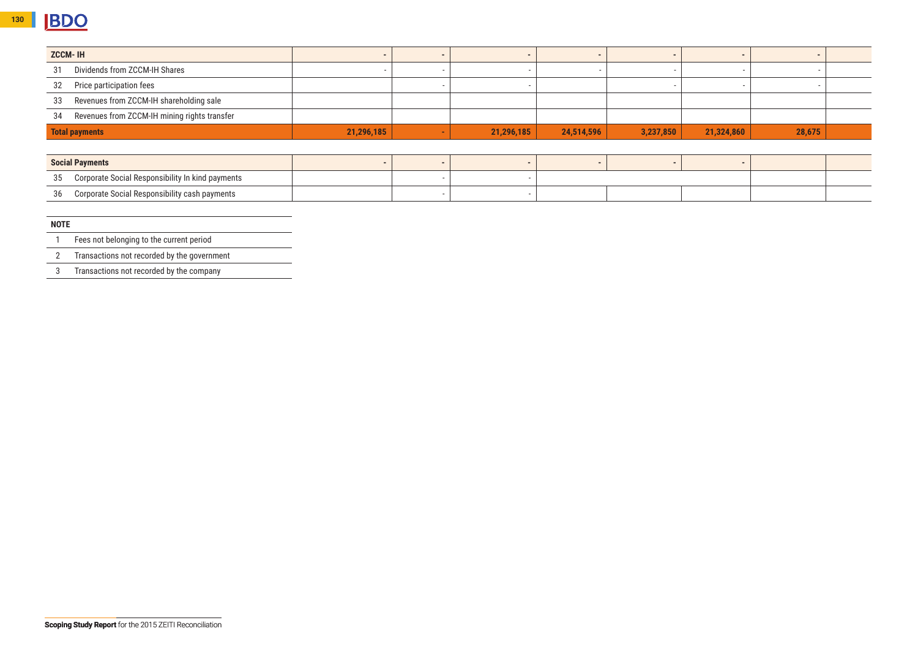| | | | | | | | | |
|---|---|---|---|---|---|---|---|---|
| **ZCCM- IH** | - | - | - | - | - | - | - | |
| 31 Dividends from ZCCM-IH Shares | - | - | - | - | - | - | - | |
| 32 Price participation fees | | - | - | | - | - | - | |
| 33 Revenues from ZCCM-IH shareholding sale | | | | | | | | |
| 34 Revenues from ZCCM-IH mining rights transfer | | | | | | | | |
| **Total payments** | **21,296,185** | **-** | **21,296,185** | **24,514,596** | **3,237,850** | **21,324,860** | **28,675** | |

| | | | | | | | | |
|---|---|---|---|---|---|---|---|---|
| **Social Payments** | - | - | - | - | - | - | | |
| 35 Corporate Social Responsibility In kind payments | | - | - | | | | | |
| 36 Corporate Social Responsibility cash payments | | - | - | | | | | |

| NOTE | |
|---|---|
| 1 | Fees not belonging to the current period |
| 2 | Transactions not recorded by the government |
| 3 | Transactions not recorded by the company |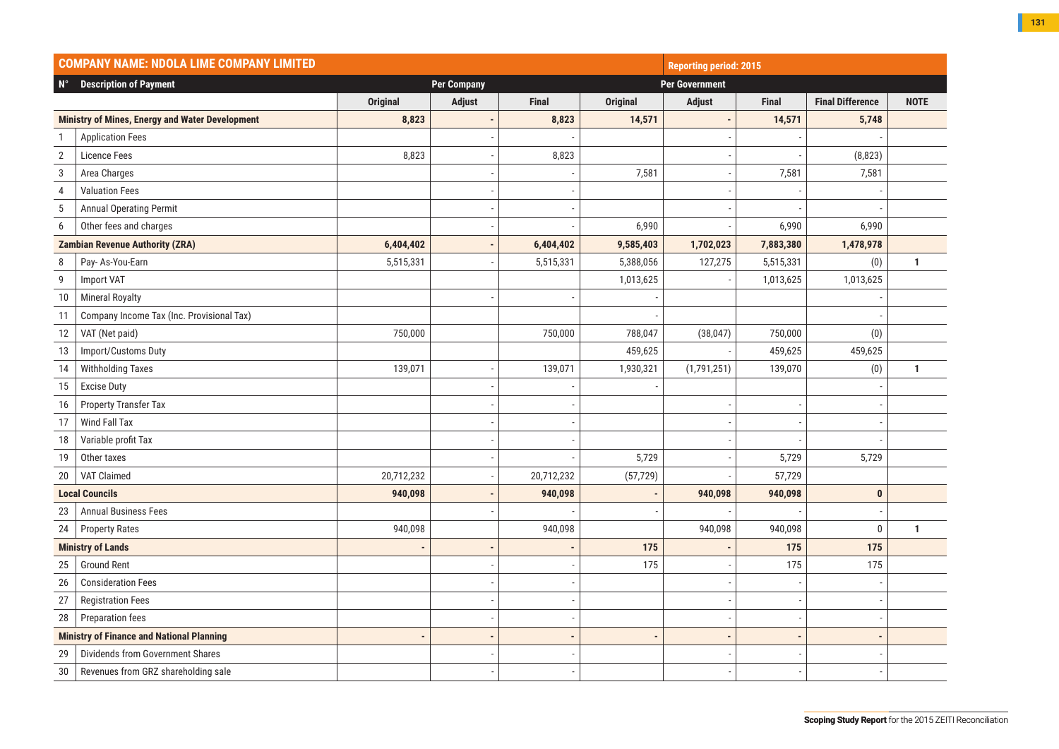| COMPANY NAME: NDOLA LIME COMPANY LIMITED | | | | | Reporting period: 2015 | | | | |
|---|---|---|---|---|---|---|---|---|---|
| N° | Description of Payment | Per Company | | | Per Government | | | | |
| | | Original | Adjust | Final | Original | Adjust | Final | Final Difference | NOTE |
| | **Ministry of Mines, Energy and Water Development** | **8,823** | **-** | **8,823** | **14,571** | **-** | **14,571** | **5,748** | |
| 1 | Application Fees | | - | - | | - | - | - | |
| 2 | Licence Fees | 8,823 | - | 8,823 | | - | - | (8,823) | |
| 3 | Area Charges | | - | - | 7,581 | - | 7,581 | 7,581 | |
| 4 | Valuation Fees | | - | - | | - | - | - | |
| 5 | Annual Operating Permit | | - | - | | - | - | - | |
| 6 | Other fees and charges | | - | - | 6,990 | - | 6,990 | 6,990 | |
| | **Zambian Revenue Authority (ZRA)** | **6,404,402** | **-** | **6,404,402** | **9,585,403** | **1,702,023** | **7,883,380** | **1,478,978** | |
| 8 | Pay- As-You-Earn | 5,515,331 | - | 5,515,331 | 5,388,056 | 127,275 | 5,515,331 | (0) | 1 |
| 9 | Import VAT | | | | 1,013,625 | - | 1,013,625 | 1,013,625 | |
| 10 | Mineral Royalty | | - | - | - | | | - | |
| 11 | Company Income Tax (Inc. Provisional Tax) | | | | - | | | - | |
| 12 | VAT (Net paid) | 750,000 | | 750,000 | 788,047 | (38,047) | 750,000 | (0) | |
| 13 | Import/Customs Duty | | | | 459,625 | - | 459,625 | 459,625 | |
| 14 | Withholding Taxes | 139,071 | - | 139,071 | 1,930,321 | (1,791,251) | 139,070 | (0) | 1 |
| 15 | Excise Duty | | - | - | - | | | - | |
| 16 | Property Transfer Tax | | - | - | | - | - | - | |
| 17 | Wind Fall Tax | | - | - | | - | - | - | |
| 18 | Variable profit Tax | | - | - | | - | - | - | |
| 19 | Other taxes | | - | - | 5,729 | - | 5,729 | 5,729 | |
| 20 | VAT Claimed | 20,712,232 | - | 20,712,232 | (57,729) | - | 57,729 | | |
| | **Local Councils** | **940,098** | **-** | **940,098** | **-** | **940,098** | **940,098** | **0** | |
| 23 | Annual Business Fees | | - | - | - | - | - | - | |
| 24 | Property Rates | 940,098 | | 940,098 | | 940,098 | 940,098 | 0 | 1 |
| | **Ministry of Lands** | **-** | **-** | **-** | **175** | **-** | **175** | **175** | |
| 25 | Ground Rent | | - | - | 175 | - | 175 | 175 | |
| 26 | Consideration Fees | | - | - | | - | - | - | |
| 27 | Registration Fees | | - | - | | - | - | - | |
| 28 | Preparation fees | | - | - | | - | - | - | |
| | **Ministry of Finance and National Planning** | **-** | **-** | **-** | **-** | **-** | **-** | **-** | |
| 29 | Dividends from Government Shares | | - | - | | - | - | - | |
| 30 | Revenues from GRZ shareholding sale | | - | - | | - | - | - | |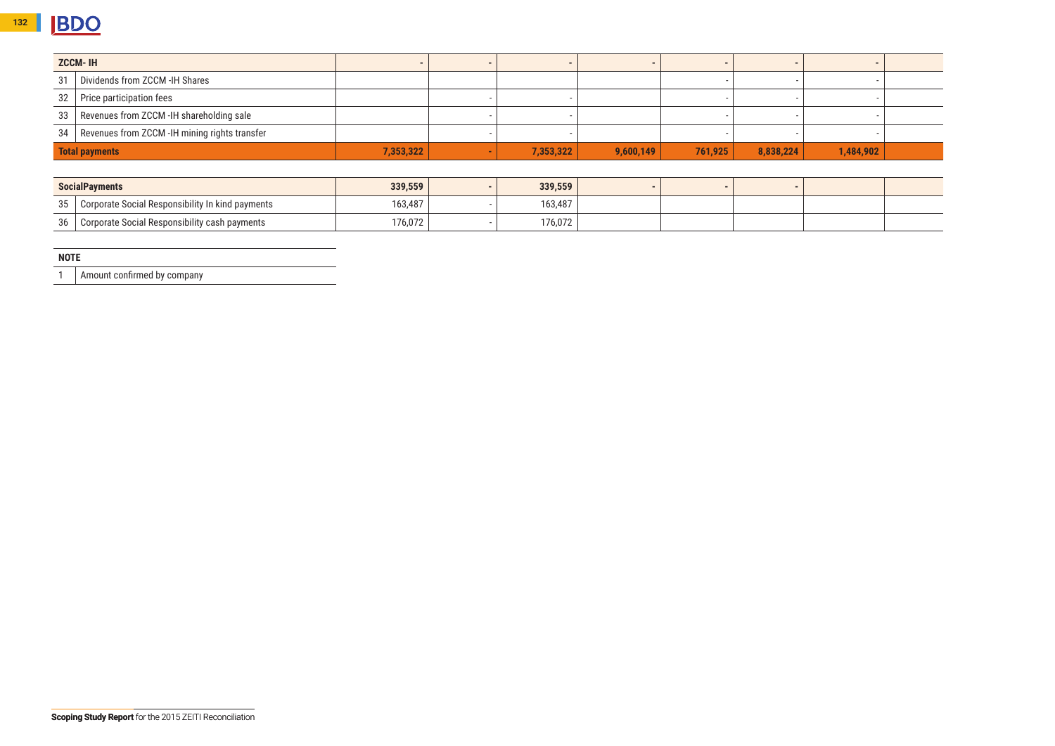| | | | | | | | | | |
|---|---|---|---|---|---|---|---|---|---|
| **ZCCM- IH** | | **-** | **-** | **-** | **-** | **-** | **-** | **-** | |
| 31 | Dividends from ZCCM -IH Shares | | | | | - | - | - | |
| 32 | Price participation fees | | - | - | | - | - | - | |
| 33 | Revenues from ZCCM -IH shareholding sale | | - | - | | - | - | - | |
| 34 | Revenues from ZCCM -IH mining rights transfer | | - | - | | - | - | - | |
| **Total payments** | | **7,353,322** | **-** | **7,353,322** | **9,600,149** | **761,925** | **8,838,224** | **1,484,902** | |

| | | | | | | | | | |
|---|---|---|---|---|---|---|---|---|---|
| **SocialPayments** | | **339,559** | **-** | **339,559** | **-** | **-** | **-** | | |
| 35 | Corporate Social Responsibility In kind payments | 163,487 | - | 163,487 | | | | | |
| 36 | Corporate Social Responsibility cash payments | 176,072 | - | 176,072 | | | | | |

| **NOTE** | |
|---|---|
| 1 | Amount confirmed by company |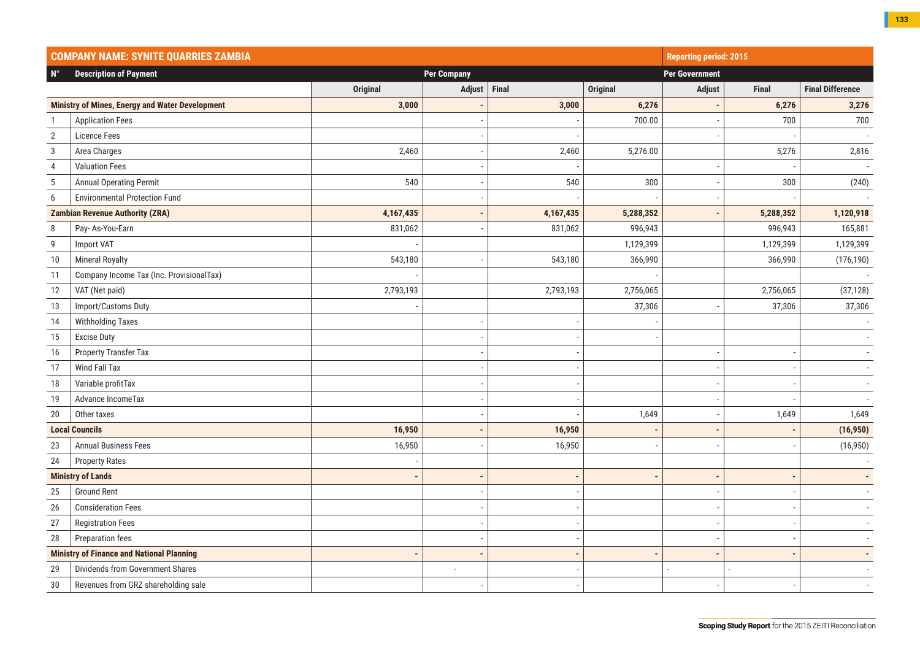| COMPANY NAME: SYNITE QUARRIES ZAMBIA | | | | | | | | Reporting period: 2015 |
|---|---|---|---|---|---|---|---|---|
| N° | Description of Payment | Per Company | | | Per Government | | | |
| | | Original | Adjust | Final | Original | Adjust | Final | Final Difference |
| **Ministry of Mines, Energy and Water Development** | | **3,000** | **-** | **3,000** | **6,276** | **-** | **6,276** | **3,276** |
| 1 | Application Fees | | - | - | 700.00 | - | 700 | 700 |
| 2 | Licence Fees | | - | - | | - | - | - |
| 3 | Area Charges | 2,460 | - | 2,460 | 5,276.00 | | 5,276 | 2,816 |
| 4 | Valuation Fees | | - | - | | - | - | - |
| 5 | Annual Operating Permit | 540 | - | 540 | 300 | - | 300 | (240) |
| 6 | Environmental Protection Fund | | - | - | - | - | - | - |
| **Zambian Revenue Authority (ZRA)** | | **4,167,435** | **-** | **4,167,435** | **5,288,352** | **-** | **5,288,352** | **1,120,918** |
| 8 | Pay- As-You-Earn | 831,062 | - | 831,062 | 996,943 | | 996,943 | 165,881 |
| 9 | Import VAT | - | | | 1,129,399 | | 1,129,399 | 1,129,399 |
| 10 | Mineral Royalty | 543,180 | - | 543,180 | 366,990 | | 366,990 | (176,190) |
| 11 | Company Income Tax (Inc. ProvisionalTax) | - | | | - | | | - |
| 12 | VAT (Net paid) | 2,793,193 | | 2,793,193 | 2,756,065 | | 2,756,065 | (37,128) |
| 13 | Import/Customs Duty | - | | | 37,306 | - | 37,306 | 37,306 |
| 14 | Withholding Taxes | | - | - | - | | | - |
| 15 | Excise Duty | | - | - | - | | | - |
| 16 | Property Transfer Tax | | - | - | | - | - | - |
| 17 | Wind Fall Tax | | - | - | | - | - | - |
| 18 | Variable profitTax | | - | - | | - | - | - |
| 19 | Advance IncomeTax | | - | - | | - | - | - |
| 20 | Other taxes | | - | - | 1,649 | - | 1,649 | 1,649 |
| **Local Councils** | | **16,950** | **-** | **16,950** | **-** | **-** | **-** | **(16,950)** |
| 23 | Annual Business Fees | 16,950 | - | 16,950 | - | - | - | (16,950) |
| 24 | Property Rates | - | | | | | | - |
| **Ministry of Lands** | | **-** | **-** | **-** | **-** | **-** | **-** | **-** |
| 25 | Ground Rent | | - | - | | - | - | - |
| 26 | Consideration Fees | | - | - | | - | - | - |
| 27 | Registration Fees | | - | - | | - | - | - |
| 28 | Preparation fees | | - | - | | - | - | - |
| **Ministry of Finance and National Planning** | | **-** | **-** | **-** | **-** | **-** | **-** | **-** |
| 29 | Dividends from Government Shares | | - | - | | - | - | - |
| 30 | Revenues from GRZ shareholding sale | | - | - | | - | - | - |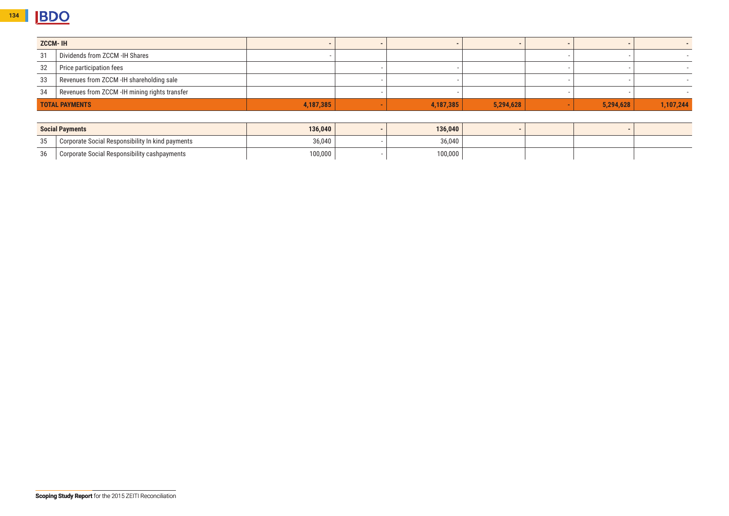| | | | | | | | | |
|---|---|---|---|---|---|---|---|---|
| **ZCCM- IH** | | **-** | **-** | **-** | **-** | **-** | **-** | **-** |
| 31 | Dividends from ZCCM -IH Shares | - | | | | - | - | - |
| 32 | Price participation fees | | - | - | | - | - | - |
| 33 | Revenues from ZCCM -IH shareholding sale | | - | - | | - | - | - |
| 34 | Revenues from ZCCM -IH mining rights transfer | | - | - | | - | - | - |
| **TOTAL PAYMENTS** | | **4,187,385** | **-** | **4,187,385** | **5,294,628** | **-** | **5,294,628** | **1,107,244** |

| | | | | | | | | |
|---|---|---|---|---|---|---|---|---|
| **Social Payments** | | **136,040** | **-** | **136,040** | **-** | | **-** | |
| 35 | Corporate Social Responsibility In kind payments | 36,040 | - | 36,040 | | | | |
| 36 | Corporate Social Responsibility cashpayments | 100,000 | - | 100,000 | | | | |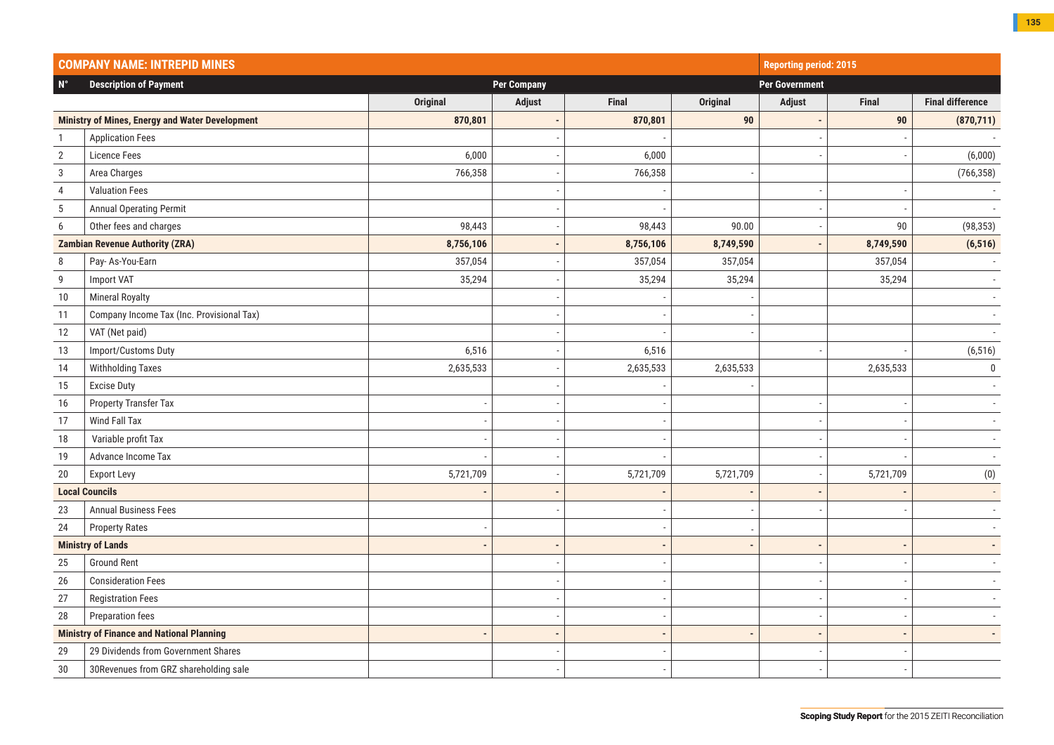| COMPANY NAME: INTREPID MINES | | | | | | | Reporting period: 2015 | |
|---|---|---|---|---|---|---|---|---|
| N° | Description of Payment | Per Company | | | Per Government | | | |
| | | Original | Adjust | Final | Original | Adjust | Final | Final difference |
| **Ministry of Mines, Energy and Water Development** | | **870,801** | **-** | **870,801** | **90** | **-** | **90** | **(870,711)** |
| 1 | Application Fees | | - | - | | - | - | - |
| 2 | Licence Fees | 6,000 | - | 6,000 | | - | - | (6,000) |
| 3 | Area Charges | 766,358 | - | 766,358 | - | | | (766,358) |
| 4 | Valuation Fees | | - | - | | - | - | - |
| 5 | Annual Operating Permit | | - | - | | - | - | - |
| 6 | Other fees and charges | 98,443 | - | 98,443 | 90.00 | - | 90 | (98,353) |
| **Zambian Revenue Authority (ZRA)** | | **8,756,106** | **-** | **8,756,106** | **8,749,590** | **-** | **8,749,590** | **(6,516)** |
| 8 | Pay- As-You-Earn | 357,054 | - | 357,054 | 357,054 | | 357,054 | - |
| 9 | Import VAT | 35,294 | - | 35,294 | 35,294 | | 35,294 | - |
| 10 | Mineral Royalty | | - | - | - | | | - |
| 11 | Company Income Tax (Inc. Provisional Tax) | | - | - | - | | | - |
| 12 | VAT (Net paid) | | - | - | - | | | - |
| 13 | Import/Customs Duty | 6,516 | - | 6,516 | | - | - | (6,516) |
| 14 | Withholding Taxes | 2,635,533 | - | 2,635,533 | 2,635,533 | | 2,635,533 | 0 |
| 15 | Excise Duty | | - | - | - | | | - |
| 16 | Property Transfer Tax | - | - | - | | - | - | - |
| 17 | Wind Fall Tax | - | - | - | | - | - | - |
| 18 | Variable profit Tax | - | - | - | | - | - | - |
| 19 | Advance Income Tax | - | - | - | | - | - | - |
| 20 | Export Levy | 5,721,709 | - | 5,721,709 | 5,721,709 | - | 5,721,709 | (0) |
| **Local Councils** | | **-** | **-** | **-** | **-** | **-** | **-** | **-** |
| 23 | Annual Business Fees | | - | - | - | - | - | - |
| 24 | Property Rates | - | | - | - | | | - |
| **Ministry of Lands** | | **-** | **-** | **-** | **-** | **-** | **-** | **-** |
| 25 | Ground Rent | | - | - | | - | - | - |
| 26 | Consideration Fees | | - | - | | - | - | - |
| 27 | Registration Fees | | - | - | | - | - | - |
| 28 | Preparation fees | | - | - | | - | - | - |
| **Ministry of Finance and National Planning** | | **-** | **-** | **-** | **-** | **-** | **-** | **-** |
| 29 | 29 Dividends from Government Shares | | - | - | | - | - | |
| 30 | 30Revenues from GRZ shareholding sale | | - | - | | - | - | |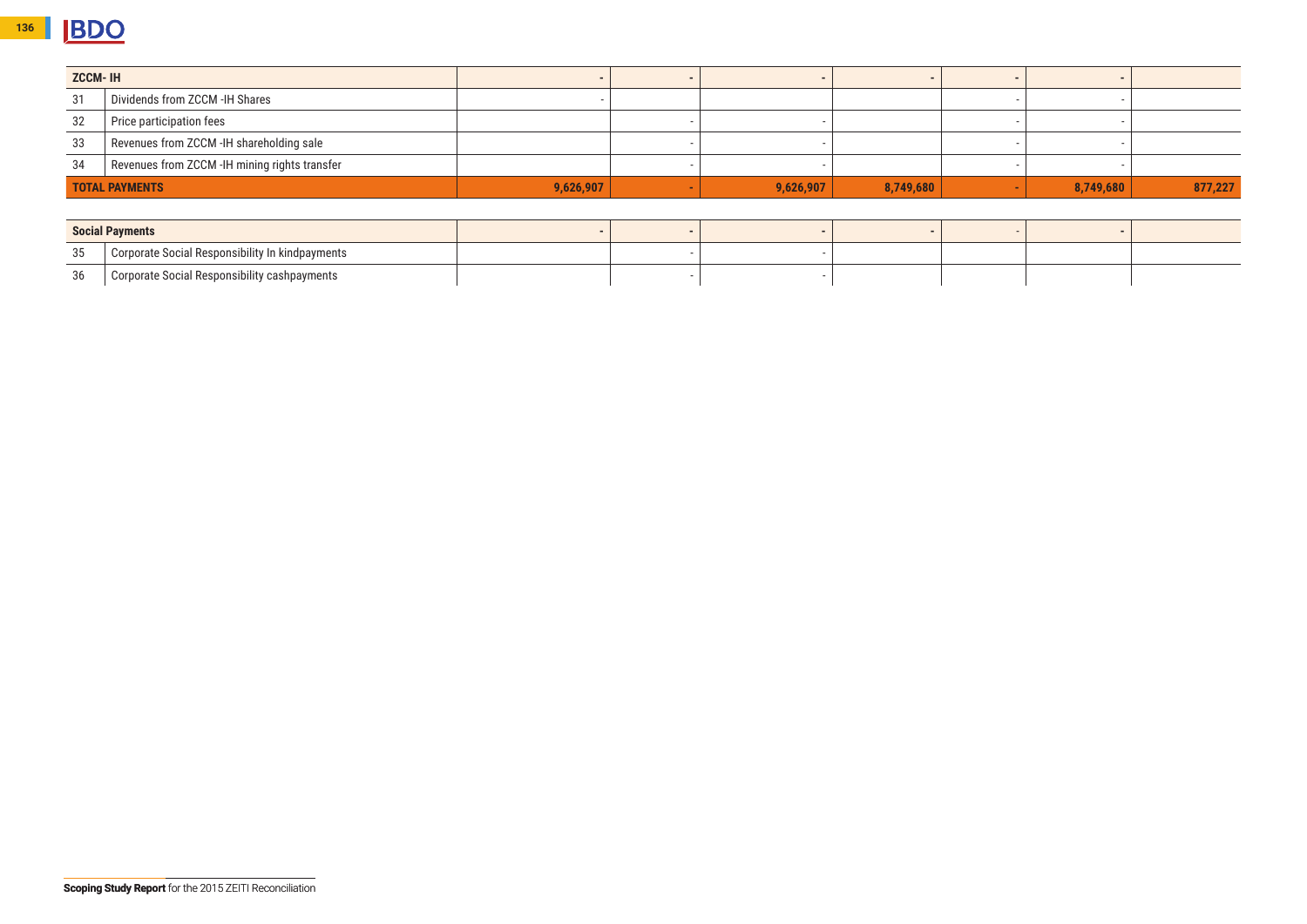| | | | | | | | | |
|---|---|---|---|---|---|---|---|---|
| **ZCCM- IH** | | - | - | - | - | - | - | |
| 31 | Dividends from ZCCM -IH Shares | - | | | | - | - | |
| 32 | Price participation fees | | - | - | | - | - | |
| 33 | Revenues from ZCCM -IH shareholding sale | | - | - | | - | - | |
| 34 | Revenues from ZCCM -IH mining rights transfer | | - | - | | - | - | |
| **TOTAL PAYMENTS** | | **9,626,907** | **-** | **9,626,907** | **8,749,680** | **-** | **8,749,680** | **877,227** |

| | | | | | | | | |
|---|---|---|---|---|---|---|---|---|
| **Social Payments** | | - | - | - | - | - | - | |
| 35 | Corporate Social Responsibility In kindpayments | | - | - | | | | |
| 36 | Corporate Social Responsibility cashpayments | | - | - | | | | |

**Scoping Study Report** for the 2015 ZEITI Reconciliation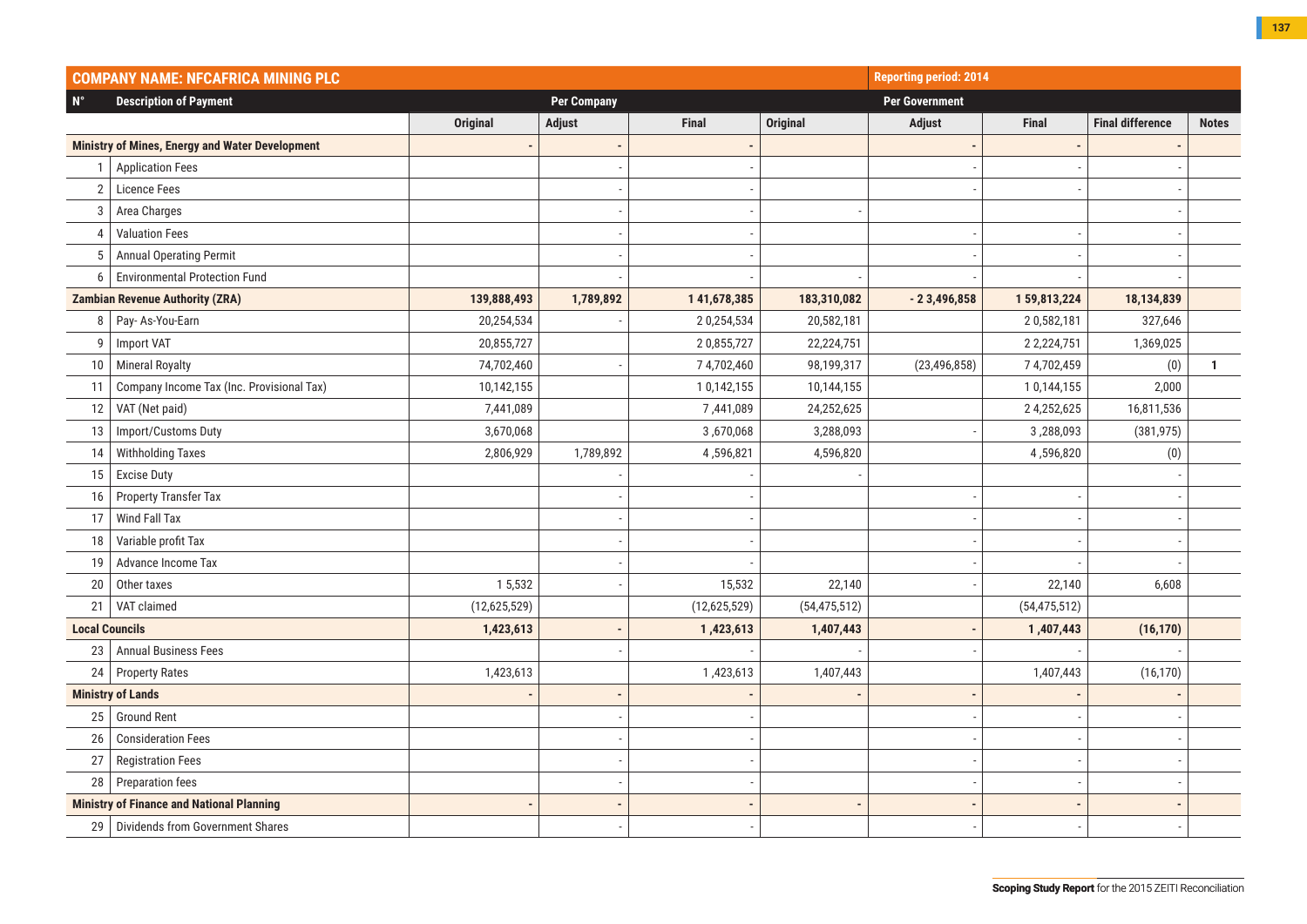| COMPANY NAME: NFCAFRICA MINING PLC | | | | | Reporting period: 2014 | | | | |
|---|---|---|---|---|---|---|---|---|---|
| N° | Description of Payment | Per Company | | | Per Government | | | | |
| | | Original | Adjust | Final | Original | Adjust | Final | Final difference | Notes |
| **Ministry of Mines, Energy and Water Development** | | - | - | - | | - | - | - | |
| 1 | Application Fees | | - | - | | - | - | - | |
| 2 | Licence Fees | | - | - | | - | - | - | |
| 3 | Area Charges | | - | - | - | | | - | |
| 4 | Valuation Fees | | - | - | | - | - | - | |
| 5 | Annual Operating Permit | | - | - | | - | - | - | |
| 6 | Environmental Protection Fund | | - | - | - | - | - | - | |
| **Zambian Revenue Authority (ZRA)** | | **139,888,493** | **1,789,892** | **1 41,678,385** | **183,310,082** | **- 2 3,496,858** | **1 59,813,224** | **18,134,839** | |
| 8 | Pay- As-You-Earn | 20,254,534 | - | 2 0,254,534 | 20,582,181 | | 2 0,582,181 | 327,646 | |
| 9 | Import VAT | 20,855,727 | | 2 0,855,727 | 22,224,751 | | 2 2,224,751 | 1,369,025 | |
| 10 | Mineral Royalty | 74,702,460 | - | 7 4,702,460 | 98,199,317 | (23,496,858) | 7 4,702,459 | (0) | 1 |
| 11 | Company Income Tax (Inc. Provisional Tax) | 10,142,155 | | 1 0,142,155 | 10,144,155 | | 1 0,144,155 | 2,000 | |
| 12 | VAT (Net paid) | 7,441,089 | | 7 ,441,089 | 24,252,625 | | 2 4,252,625 | 16,811,536 | |
| 13 | Import/Customs Duty | 3,670,068 | | 3 ,670,068 | 3,288,093 | - | 3 ,288,093 | (381,975) | |
| 14 | Withholding Taxes | 2,806,929 | 1,789,892 | 4 ,596,821 | 4,596,820 | | 4 ,596,820 | (0) | |
| 15 | Excise Duty | | - | - | - | | | - | |
| 16 | Property Transfer Tax | | - | - | | - | - | - | |
| 17 | Wind Fall Tax | | - | - | | - | - | - | |
| 18 | Variable profit Tax | | - | - | | - | - | - | |
| 19 | Advance Income Tax | | - | - | | - | - | - | |
| 20 | Other taxes | 1 5,532 | - | 15,532 | 22,140 | - | 22,140 | 6,608 | |
| 21 | VAT claimed | (12,625,529) | | (12,625,529) | (54,475,512) | | (54,475,512) | | |
| **Local Councils** | | **1,423,613** | **-** | **1 ,423,613** | **1,407,443** | **-** | **1 ,407,443** | **(16,170)** | |
| 23 | Annual Business Fees | | - | - | - | - | - | - | |
| 24 | Property Rates | 1,423,613 | | 1 ,423,613 | 1,407,443 | | 1,407,443 | (16,170) | |
| **Ministry of Lands** | | - | - | - | - | - | - | - | |
| 25 | Ground Rent | | - | - | | - | - | - | |
| 26 | Consideration Fees | | - | - | | - | - | - | |
| 27 | Registration Fees | | - | - | | - | - | - | |
| 28 | Preparation fees | | - | - | | - | - | - | |
| **Ministry of Finance and National Planning** | | - | - | - | - | - | - | - | |
| 29 | Dividends from Government Shares | | - | - | | - | - | - | |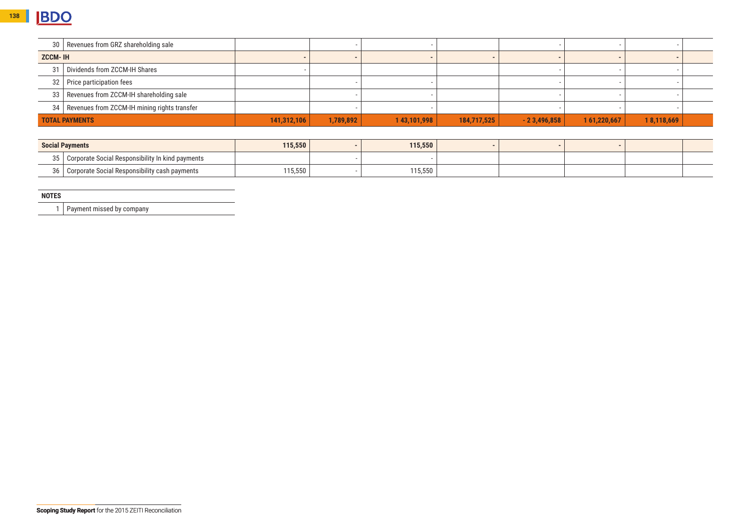| | | | | | | | | | |
|---|---|---|---|---|---|---|---|---|---|
| 30 | Revenues from GRZ shareholding sale | | - | - | | - | - | - | |
| **ZCCM- IH** | | **-** | **-** | **-** | **-** | **-** | **-** | **-** | |
| 31 | Dividends from ZCCM-IH Shares | - | | - | | - | - | - | |
| 32 | Price participation fees | | - | - | | - | - | - | |
| 33 | Revenues from ZCCM-IH shareholding sale | | - | - | | - | - | - | |
| 34 | Revenues from ZCCM-IH mining rights transfer | | - | - | | - | - | - | |
| **TOTAL PAYMENTS** | | **141,312,106** | **1,789,892** | **1 43,101,998** | **184,717,525** | **- 2 3,496,858** | **1 61,220,667** | **1 8,118,669** | |

| | | | | | | | | | |
|---|---|---|---|---|---|---|---|---|---|
| **Social Payments** | | **115,550** | **-** | **115,550** | **-** | **-** | **-** | | |
| 35 | Corporate Social Responsibility In kind payments | | - | - | | | | | |
| 36 | Corporate Social Responsibility cash payments | 115,550 | - | 115,550 | | | | | |

| **NOTES** | |
|---|---|
| 1 | Payment missed by company |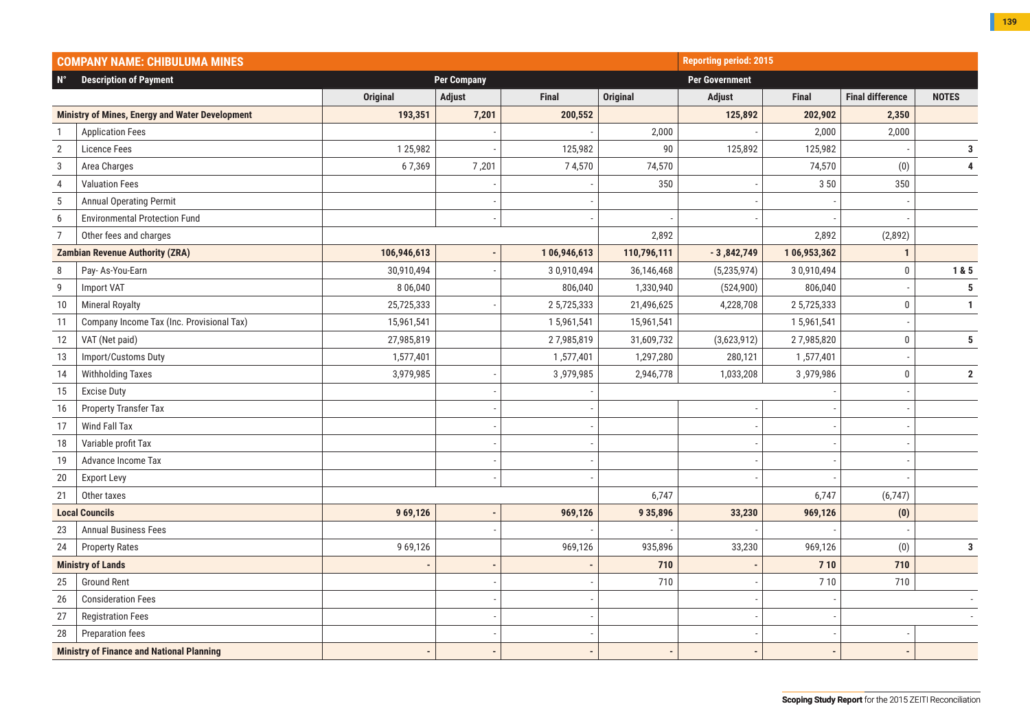| N° | Description of Payment | Per Company | | | Per Government | | | | |
|---|---|---|---|---|---|---|---|---|---|
| | | Original | Adjust | Final | Original | Adjust | Final | Final difference | NOTES |
| **COMPANY NAME: CHIBULUMA MINES** | | | | | **Reporting period: 2015** | | | | |
| **Ministry of Mines, Energy and Water Development** | | **193,351** | **7,201** | **200,552** | | **125,892** | **202,902** | **2,350** | |
| 1 | Application Fees | | - | - | 2,000 | - | 2,000 | 2,000 | |
| 2 | Licence Fees | 1 25,982 | - | 125,982 | 90 | 125,892 | 125,982 | - | **3** |
| 3 | Area Charges | 6 7,369 | 7 ,201 | 7 4,570 | 74,570 | | 74,570 | (0) | **4** |
| 4 | Valuation Fees | | - | - | 350 | - | 3 50 | 350 | |
| 5 | Annual Operating Permit | | - | - | | - | - | - | |
| 6 | Environmental Protection Fund | | - | - | - | - | - | - | |
| 7 | Other fees and charges | | | | 2,892 | | 2,892 | (2,892) | |
| **Zambian Revenue Authority (ZRA)** | | **106,946,613** | **-** | **1 06,946,613** | **110,796,111** | **- 3 ,842,749** | **1 06,953,362** | **1** | |
| 8 | Pay- As-You-Earn | 30,910,494 | - | 3 0,910,494 | 36,146,468 | (5,235,974) | 3 0,910,494 | 0 | **1 & 5** |
| 9 | Import VAT | 8 06,040 | | 806,040 | 1,330,940 | (524,900) | 806,040 | - | **5** |
| 10 | Mineral Royalty | 25,725,333 | - | 2 5,725,333 | 21,496,625 | 4,228,708 | 2 5,725,333 | 0 | **1** |
| 11 | Company Income Tax (Inc. Provisional Tax) | 15,961,541 | | 1 5,961,541 | 15,961,541 | | 1 5,961,541 | - | |
| 12 | VAT (Net paid) | 27,985,819 | | 2 7,985,819 | 31,609,732 | (3,623,912) | 2 7,985,820 | 0 | **5** |
| 13 | Import/Customs Duty | 1,577,401 | | 1 ,577,401 | 1,297,280 | 280,121 | 1 ,577,401 | - | |
| 14 | Withholding Taxes | 3,979,985 | - | 3 ,979,985 | 2,946,778 | 1,033,208 | 3 ,979,986 | 0 | **2** |
| 15 | Excise Duty | | - | - | | | - | - | |
| 16 | Property Transfer Tax | | - | - | | - | - | - | |
| 17 | Wind Fall Tax | | - | - | | - | - | - | |
| 18 | Variable profit Tax | | - | - | | - | - | - | |
| 19 | Advance Income Tax | | - | - | | - | - | - | |
| 20 | Export Levy | | - | - | | - | - | - | |
| 21 | Other taxes | | | | 6,747 | | 6,747 | (6,747) | |
| **Local Councils** | | **9 69,126** | **-** | **969,126** | **9 35,896** | **33,230** | **969,126** | **(0)** | |
| 23 | Annual Business Fees | | - | - | - | - | - | - | |
| 24 | Property Rates | 9 69,126 | | 969,126 | 935,896 | 33,230 | 969,126 | (0) | **3** |
| **Ministry of Lands** | | **-** | **-** | **-** | **710** | **-** | **7 10** | **710** | |
| 25 | Ground Rent | | - | - | 710 | - | 7 10 | 710 | |
| 26 | Consideration Fees | | - | - | | - | - | | - |
| 27 | Registration Fees | | - | - | | - | - | | - |
| 28 | Preparation fees | | - | - | | - | - | - | |
| **Ministry of Finance and National Planning** | | **-** | **-** | **-** | **-** | **-** | **-** | **-** | |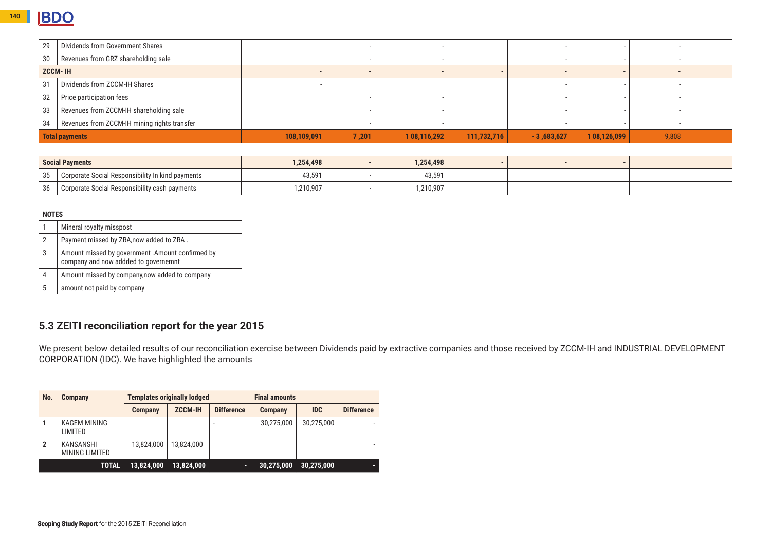| | | | | | | | | | |
|---|---|---|---|---|---|---|---|---|---|
| 29 | Dividends from Government Shares | | - | - | | - | - | - | |
| 30 | Revenues from GRZ shareholding sale | | - | - | | - | - | - | |
| **ZCCM- IH** | | **-** | **-** | **-** | **-** | **-** | **-** | **-** | |
| 31 | Dividends from ZCCM-IH Shares | - | | | | - | - | - | |
| 32 | Price participation fees | | - | - | | - | - | - | |
| 33 | Revenues from ZCCM-IH shareholding sale | | - | - | | - | - | - | |
| 34 | Revenues from ZCCM-IH mining rights transfer | | - | - | | - | - | - | |
| **Total payments** | | **108,109,091** | **7 ,201** | **1 08,116,292** | **111,732,716** | **- 3 ,683,627** | **1 08,126,099** | **9,808** | |

| | | | | | | | | | |
|---|---|---|---|---|---|---|---|---|---|
| **Social Payments** | | **1,254,498** | **-** | **1,254,498** | **-** | **-** | **-** | | |
| 35 | Corporate Social Responsibility In kind payments | 43,591 | - | 43,591 | | | | | |
| 36 | Corporate Social Responsibility cash payments | 1,210,907 | - | 1,210,907 | | | | | |

| **NOTES** | |
|---|---|
| 1 | Mineral royalty misspost |
| 2 | Payment missed by ZRA,now added to ZRA . |
| 3 | Amount missed by government .Amount confirmed by company and now addded to governemnt |
| 4 | Amount missed by company,now added to company |
| 5 | amount not paid by company |

## 5.3 ZEITI reconciliation report for the year 2015

We present below detailed results of our reconciliation exercise between Dividends paid by extractive companies and those received by ZCCM-IH and INDUSTRIAL DEVELOPMENT CORPORATION (IDC). We have highlighted the amounts

| No. | Company | Templates originally lodged | | | Final amounts | | |
|---|---|---|---|---|---|---|---|
| | | Company | ZCCM-IH | Difference | Company | IDC | Difference |
| 1 | KAGEM MINING LIMITED | | | - | 30,275,000 | 30,275,000 | - |
| 2 | KANSANSHI MINING LIMITED | 13,824,000 | 13,824,000 | | | | - |
| | **TOTAL** | **13,824,000** | **13,824,000** | **-** | **30,275,000** | **30,275,000** | **-** |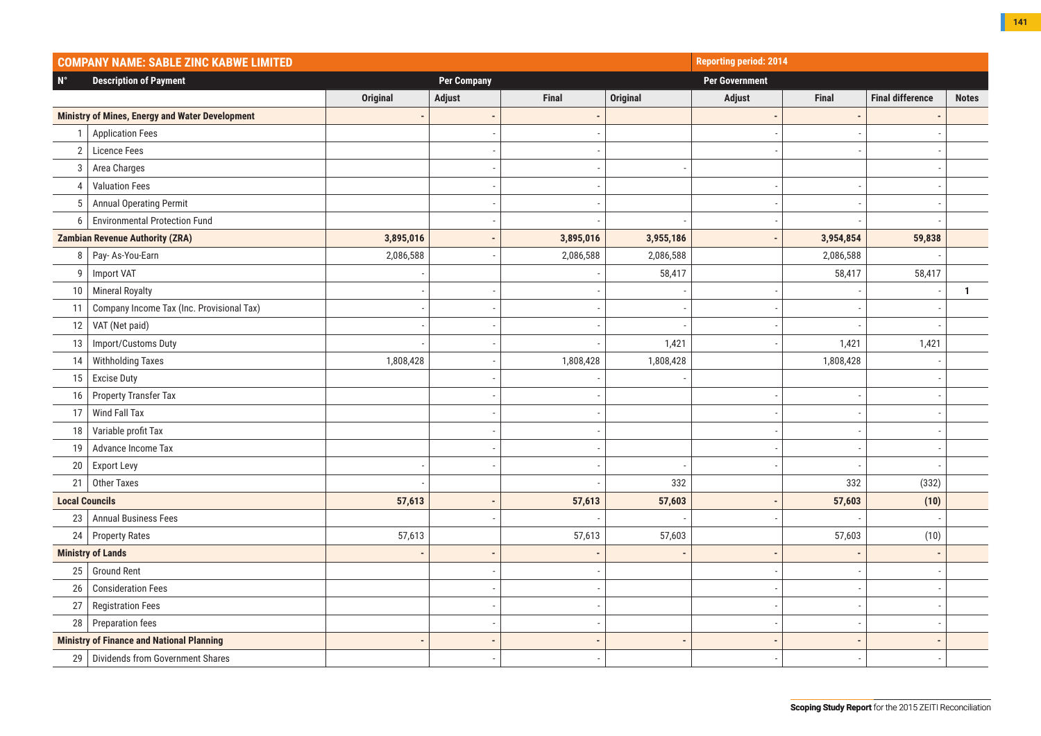| COMPANY NAME: SABLE ZINC KABWE LIMITED | | | | | | Reporting period: 2014 | | | |
|---|---|---|---|---|---|---|---|---|---|
| N° | Description of Payment | Per Company | | | Per Government | | | | |
| | | Original | Adjust | Final | Original | Adjust | Final | Final difference | Notes |
| **Ministry of Mines, Energy and Water Development** | | **-** | **-** | **-** | | **-** | **-** | **-** | |
| 1 | Application Fees | | - | - | | - | - | - | |
| 2 | Licence Fees | | - | - | | - | - | - | |
| 3 | Area Charges | | - | - | - | | | - | |
| 4 | Valuation Fees | | - | - | | - | - | - | |
| 5 | Annual Operating Permit | | - | - | | - | - | - | |
| 6 | Environmental Protection Fund | | - | - | - | - | - | - | |
| **Zambian Revenue Authority (ZRA)** | | **3,895,016** | **-** | **3,895,016** | **3,955,186** | **-** | **3,954,854** | **59,838** | |
| 8 | Pay- As-You-Earn | 2,086,588 | - | 2,086,588 | 2,086,588 | | 2,086,588 | - | |
| 9 | Import VAT | - | | - | 58,417 | | 58,417 | 58,417 | |
| 10 | Mineral Royalty | - | - | - | - | - | - | - | **1** |
| 11 | Company Income Tax (Inc. Provisional Tax) | - | - | - | - | - | - | - | |
| 12 | VAT (Net paid) | - | - | - | - | - | - | - | |
| 13 | Import/Customs Duty | - | - | - | 1,421 | - | 1,421 | 1,421 | |
| 14 | Withholding Taxes | 1,808,428 | - | 1,808,428 | 1,808,428 | | 1,808,428 | - | |
| 15 | Excise Duty | | - | - | - | | | - | |
| 16 | Property Transfer Tax | | - | - | | - | - | - | |
| 17 | Wind Fall Tax | | - | - | | - | - | - | |
| 18 | Variable profit Tax | | - | - | | - | - | - | |
| 19 | Advance Income Tax | | - | - | | - | - | - | |
| 20 | Export Levy | - | - | - | - | - | - | - | |
| 21 | Other Taxes | - | | - | 332 | | 332 | (332) | |
| **Local Councils** | | **57,613** | **-** | **57,613** | **57,603** | **-** | **57,603** | **(10)** | |
| 23 | Annual Business Fees | | - | - | - | - | - | - | |
| 24 | Property Rates | 57,613 | | 57,613 | 57,603 | | 57,603 | (10) | |
| **Ministry of Lands** | | **-** | **-** | **-** | **-** | **-** | **-** | **-** | |
| 25 | Ground Rent | | - | - | | - | - | - | |
| 26 | Consideration Fees | | - | - | | - | - | - | |
| 27 | Registration Fees | | - | - | | - | - | - | |
| 28 | Preparation fees | | - | - | | - | - | - | |
| **Ministry of Finance and National Planning** | | **-** | **-** | **-** | **-** | **-** | **-** | **-** | |
| 29 | Dividends from Government Shares | | - | - | | - | - | - | |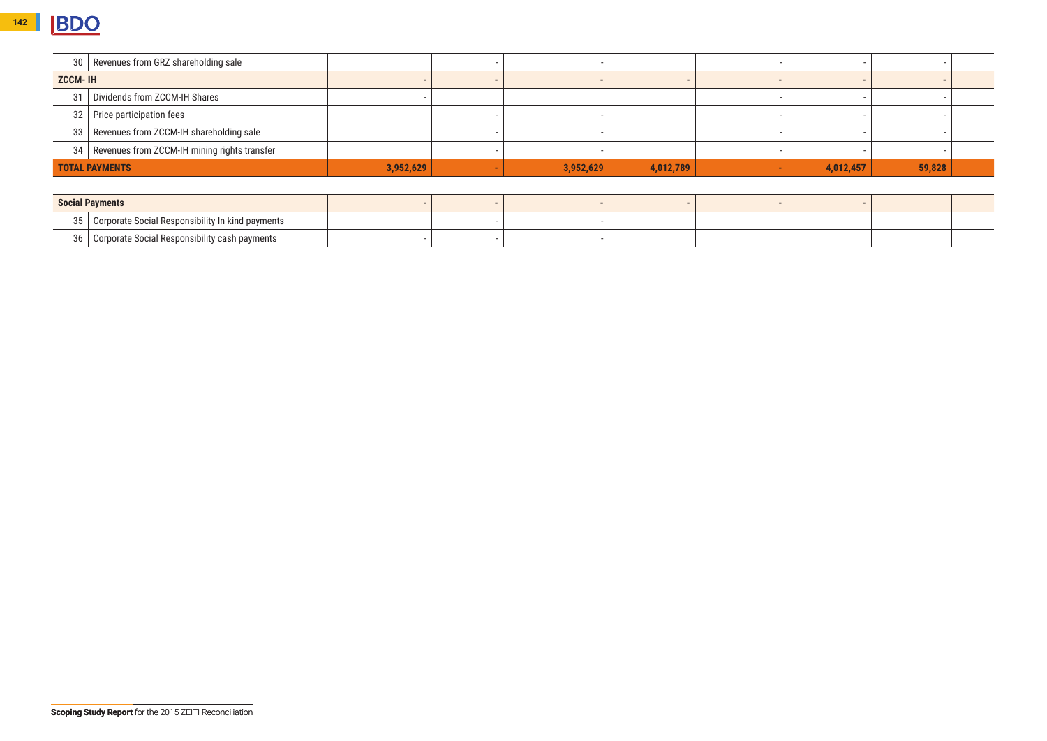| | | | | | | | | | |
|---|---|---|---|---|---|---|---|---|---|
| 30 | Revenues from GRZ shareholding sale | | - | - | | - | - | - | |
| **ZCCM- IH** | | - | - | - | - | - | - | - | |
| 31 | Dividends from ZCCM-IH Shares | - | | | | - | - | - | |
| 32 | Price participation fees | | - | - | | - | - | - | |
| 33 | Revenues from ZCCM-IH shareholding sale | | - | - | | - | - | - | |
| 34 | Revenues from ZCCM-IH mining rights transfer | | - | - | | - | - | - | |
| **TOTAL PAYMENTS** | | **3,952,629** | **-** | **3,952,629** | **4,012,789** | **-** | **4,012,457** | **59,828** | |

| | | | | | | | | | |
|---|---|---|---|---|---|---|---|---|---|
| **Social Payments** | | - | - | - | - | - | - | | |
| 35 | Corporate Social Responsibility In kind payments | | - | - | | | | | |
| 36 | Corporate Social Responsibility cash payments | - | - | - | | | | | |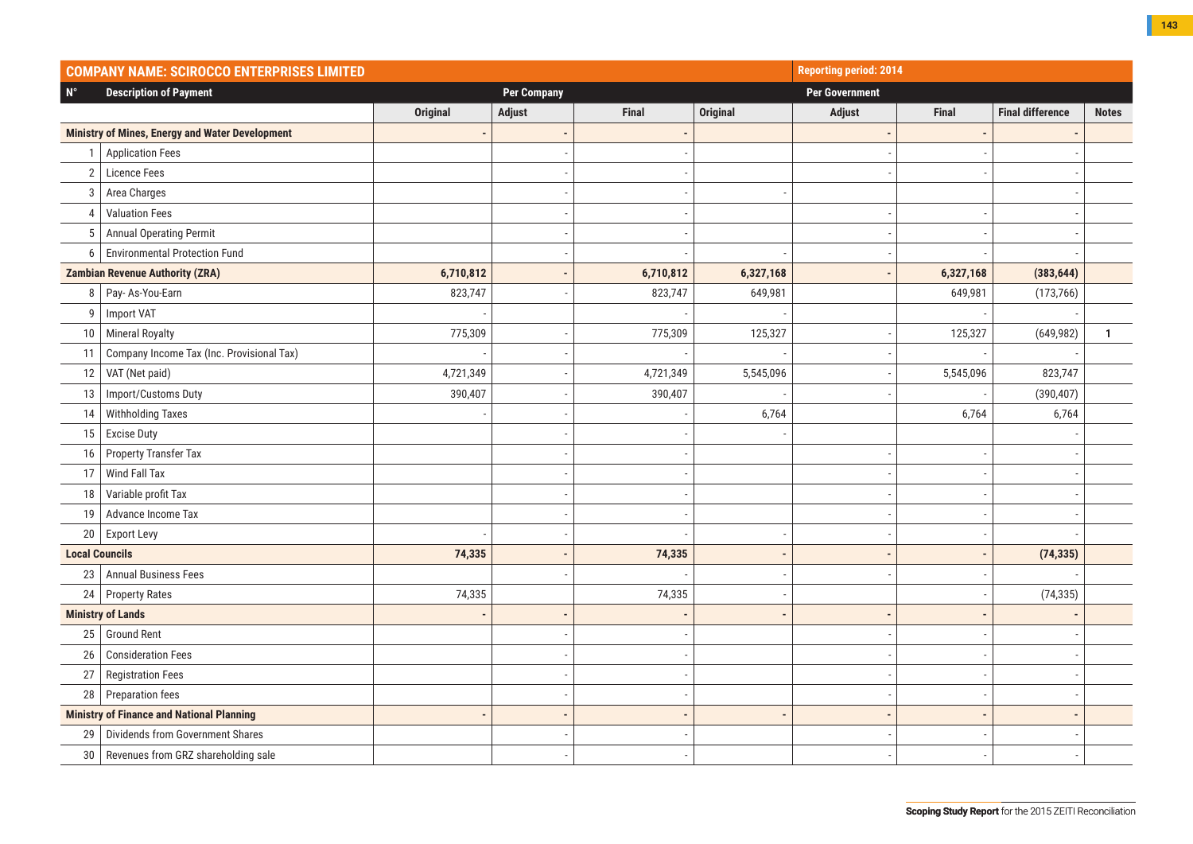| COMPANY NAME: SCIROCCO ENTERPRISES LIMITED | | | | | Reporting period: 2014 | | | | |
|---|---|---|---|---|---|---|---|---|---|
| N° | Description of Payment | Per Company | | | Per Government | | | | |
| | | Original | Adjust | Final | Original | Adjust | Final | Final difference | Notes |
| **Ministry of Mines, Energy and Water Development** | | **-** | **-** | **-** | | **-** | **-** | **-** | |
| 1 | Application Fees | | - | - | | - | - | - | |
| 2 | Licence Fees | | - | - | | - | - | - | |
| 3 | Area Charges | | - | - | - | | | - | |
| 4 | Valuation Fees | | - | - | | - | - | - | |
| 5 | Annual Operating Permit | | - | - | | - | - | - | |
| 6 | Environmental Protection Fund | | - | - | - | - | - | - | |
| **Zambian Revenue Authority (ZRA)** | | **6,710,812** | **-** | **6,710,812** | **6,327,168** | **-** | **6,327,168** | **(383,644)** | |
| 8 | Pay- As-You-Earn | 823,747 | - | 823,747 | 649,981 | | 649,981 | (173,766) | |
| 9 | Import VAT | - | | - | - | | - | - | |
| 10 | Mineral Royalty | 775,309 | - | 775,309 | 125,327 | - | 125,327 | (649,982) | **1** |
| 11 | Company Income Tax (Inc. Provisional Tax) | - | - | - | - | - | - | - | |
| 12 | VAT (Net paid) | 4,721,349 | - | 4,721,349 | 5,545,096 | - | 5,545,096 | 823,747 | |
| 13 | Import/Customs Duty | 390,407 | - | 390,407 | - | - | - | (390,407) | |
| 14 | Withholding Taxes | - | - | - | 6,764 | | 6,764 | 6,764 | |
| 15 | Excise Duty | | - | - | - | | | - | |
| 16 | Property Transfer Tax | | - | - | | - | - | - | |
| 17 | Wind Fall Tax | | - | - | | - | - | - | |
| 18 | Variable profit Tax | | - | - | | - | - | - | |
| 19 | Advance Income Tax | | - | - | | - | - | - | |
| 20 | Export Levy | - | - | - | - | - | - | - | |
| **Local Councils** | | **74,335** | **-** | **74,335** | **-** | **-** | **-** | **(74,335)** | |
| 23 | Annual Business Fees | | - | - | - | - | - | - | |
| 24 | Property Rates | 74,335 | | 74,335 | - | | - | (74,335) | |
| **Ministry of Lands** | | **-** | **-** | **-** | **-** | **-** | **-** | **-** | |
| 25 | Ground Rent | | - | - | | - | - | - | |
| 26 | Consideration Fees | | - | - | | - | - | - | |
| 27 | Registration Fees | | - | - | | - | - | - | |
| 28 | Preparation fees | | - | - | | - | - | - | |
| **Ministry of Finance and National Planning** | | **-** | **-** | **-** | **-** | **-** | **-** | **-** | |
| 29 | Dividends from Government Shares | | - | - | | - | - | - | |
| 30 | Revenues from GRZ shareholding sale | | - | - | | - | - | - | |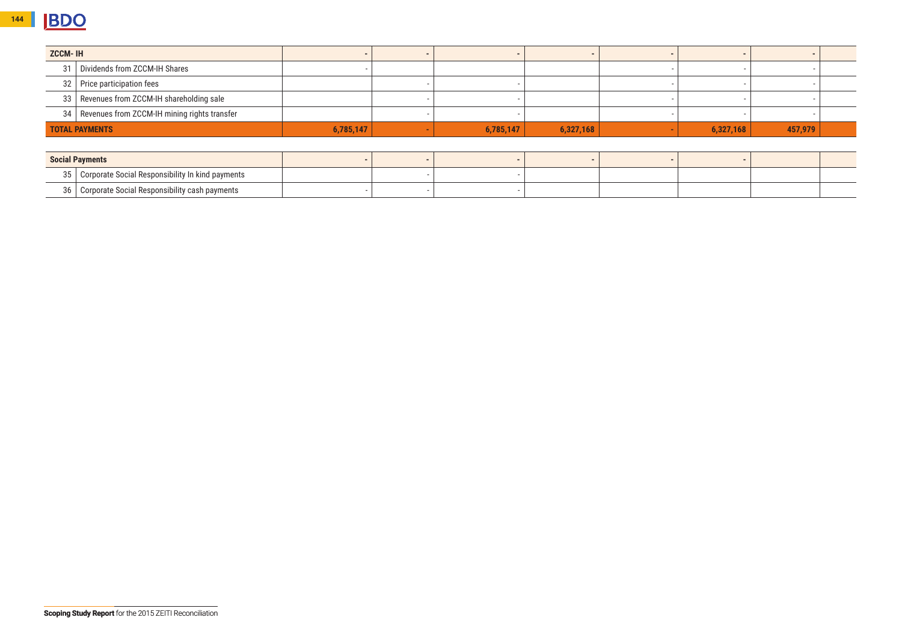| ZCCM- IH | | - | - | - | - | - | - | - | |
|---|---|---|---|---|---|---|---|---|---|
| 31 | Dividends from ZCCM-IH Shares | - | | | | - | - | - | |
| 32 | Price participation fees | | - | - | | - | - | - | |
| 33 | Revenues from ZCCM-IH shareholding sale | | - | - | | - | - | - | |
| 34 | Revenues from ZCCM-IH mining rights transfer | | - | - | | - | - | - | |
| **TOTAL PAYMENTS** | | **6,785,147** | **-** | **6,785,147** | **6,327,168** | **-** | **6,327,168** | **457,979** | |

| Social Payments | | - | - | - | - | - | - | | |
|---|---|---|---|---|---|---|---|---|---|
| 35 | Corporate Social Responsibility In kind payments | | - | - | | | | | |
| 36 | Corporate Social Responsibility cash payments | - | - | - | | | | | |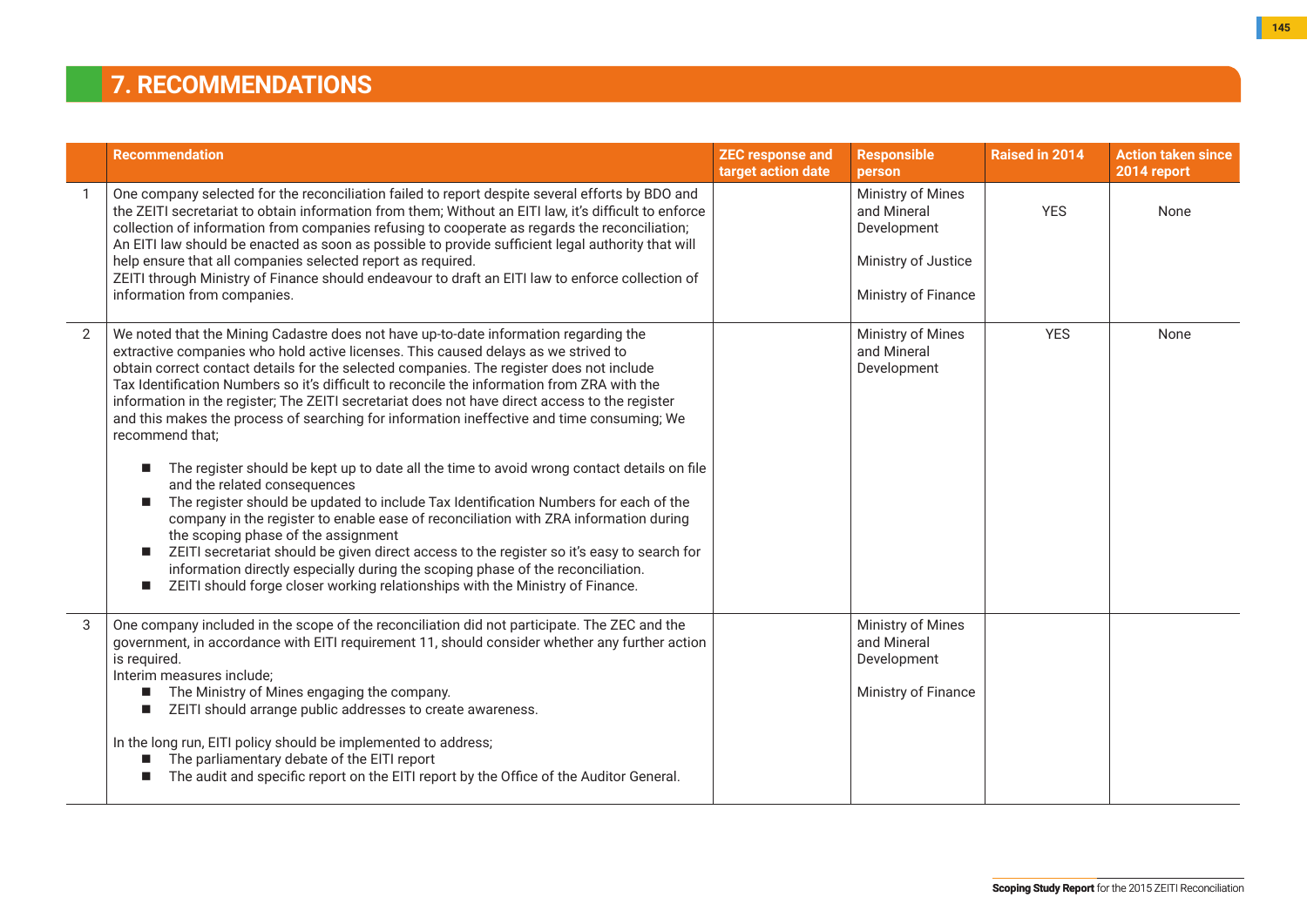# 7. RECOMMENDATIONS

| | Recommendation | ZEC response and target action date | Responsible person | Raised in 2014 | Action taken since 2014 report |
|---|---|---|---|---|---|
| 1 | One company selected for the reconciliation failed to report despite several efforts by BDO and the ZEITI secretariat to obtain information from them; Without an EITI law, it's difficult to enforce collection of information from companies refusing to cooperate as regards the reconciliation; An EITI law should be enacted as soon as possible to provide sufficient legal authority that will help ensure that all companies selected report as required.<br>ZEITI through Ministry of Finance should endeavour to draft an EITI law to enforce collection of information from companies. | | Ministry of Mines and Mineral Development<br><br>Ministry of Justice<br><br>Ministry of Finance | YES | None |
| 2 | We noted that the Mining Cadastre does not have up-to-date information regarding the extractive companies who hold active licenses. This caused delays as we strived to obtain correct contact details for the selected companies. The register does not include Tax Identification Numbers so it's difficult to reconcile the information from ZRA with the information in the register; The ZEITI secretariat does not have direct access to the register and this makes the process of searching for information ineffective and time consuming; We recommend that;<br><br>■ The register should be kept up to date all the time to avoid wrong contact details on file and the related consequences<br>■ The register should be updated to include Tax Identification Numbers for each of the company in the register to enable ease of reconciliation with ZRA information during the scoping phase of the assignment<br>■ ZEITI secretariat should be given direct access to the register so it's easy to search for information directly especially during the scoping phase of the reconciliation.<br>■ ZEITI should forge closer working relationships with the Ministry of Finance. | | Ministry of Mines and Mineral Development | YES | None |
| 3 | One company included in the scope of the reconciliation did not participate. The ZEC and the government, in accordance with EITI requirement 11, should consider whether any further action is required.<br>Interim measures include;<br>■ The Ministry of Mines engaging the company.<br>■ ZEITI should arrange public addresses to create awareness.<br><br>In the long run, EITI policy should be implemented to address;<br>■ The parliamentary debate of the EITI report<br>■ The audit and specific report on the EITI report by the Office of the Auditor General. | | Ministry of Mines and Mineral Development<br><br>Ministry of Finance | | |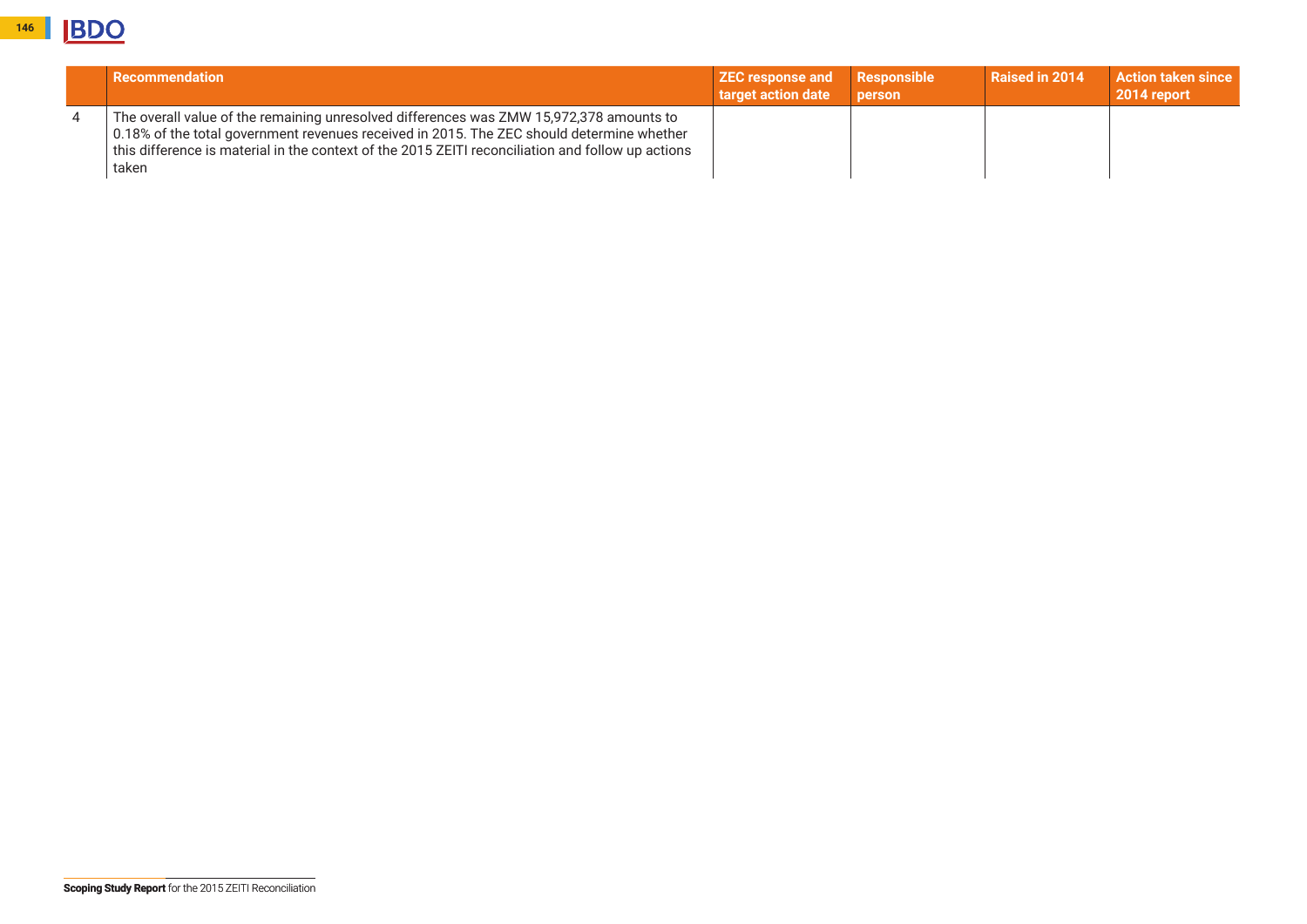| | Recommendation | ZEC response and target action date | Responsible person | Raised in 2014 | Action taken since 2014 report |
|---|---|---|---|---|---|
| 4 | The overall value of the remaining unresolved differences was ZMW 15,972,378 amounts to 0.18% of the total government revenues received in 2015. The ZEC should determine whether this difference is material in the context of the 2015 ZEITI reconciliation and follow up actions taken | | | | |